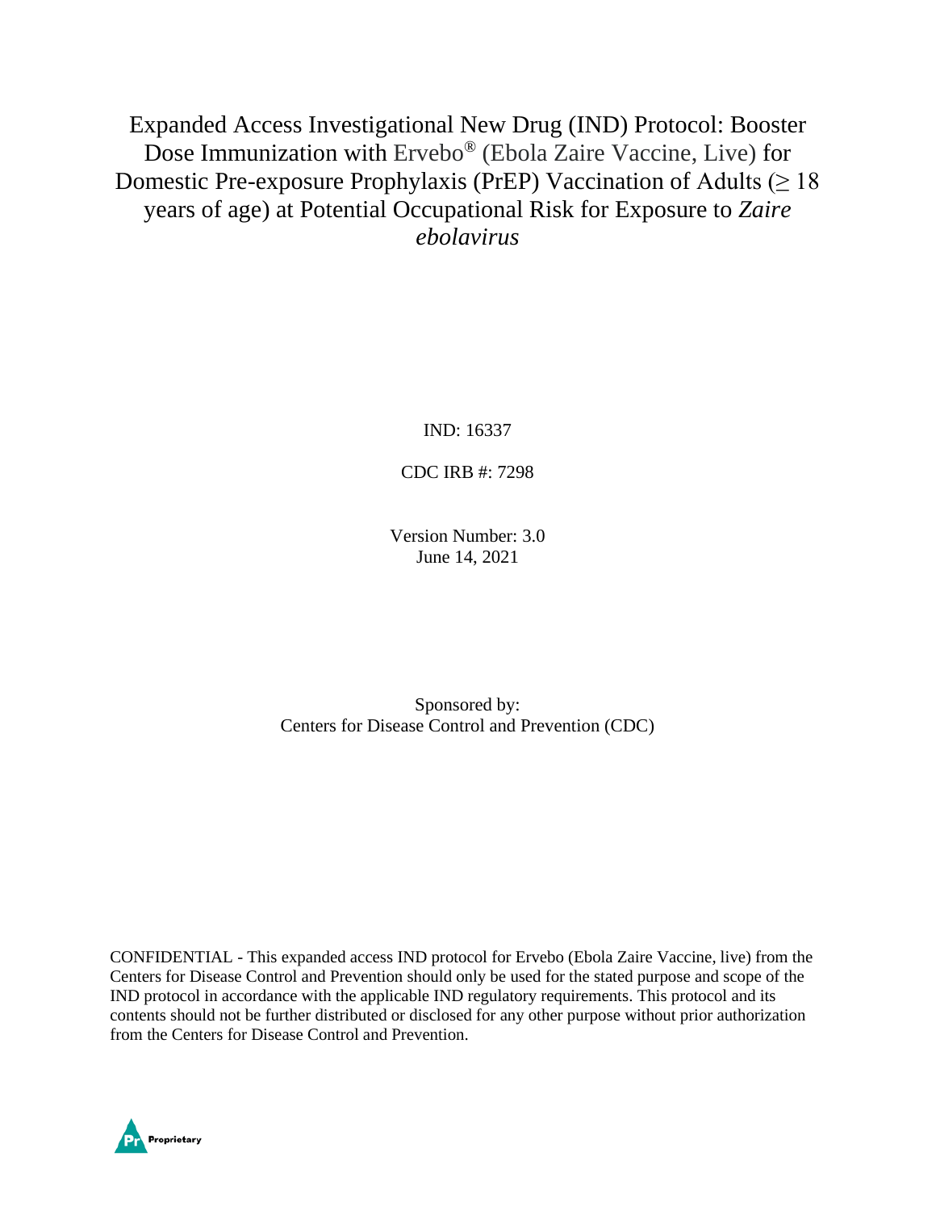# Expanded Access Investigational New Drug (IND) Protocol: Booster Dose Immunization with Ervebo® (Ebola Zaire Vaccine, Live) for Domestic Pre-exposure Prophylaxis (PrEP) Vaccination of Adults (≥ 18 years of age) at Potential Occupational Risk for Exposure to *Zaire ebolavirus*

IND: 16337

CDC IRB #: 7298

Version Number: 3.0
June 14, 2021

Sponsored by:
Centers for Disease Control and Prevention (CDC)

CONFIDENTIAL - This expanded access IND protocol for Ervebo (Ebola Zaire Vaccine, live) from the Centers for Disease Control and Prevention should only be used for the stated purpose and scope of the IND protocol in accordance with the applicable IND regulatory requirements. This protocol and its contents should not be further distributed or disclosed for any other purpose without prior authorization from the Centers for Disease Control and Prevention.

Proprietary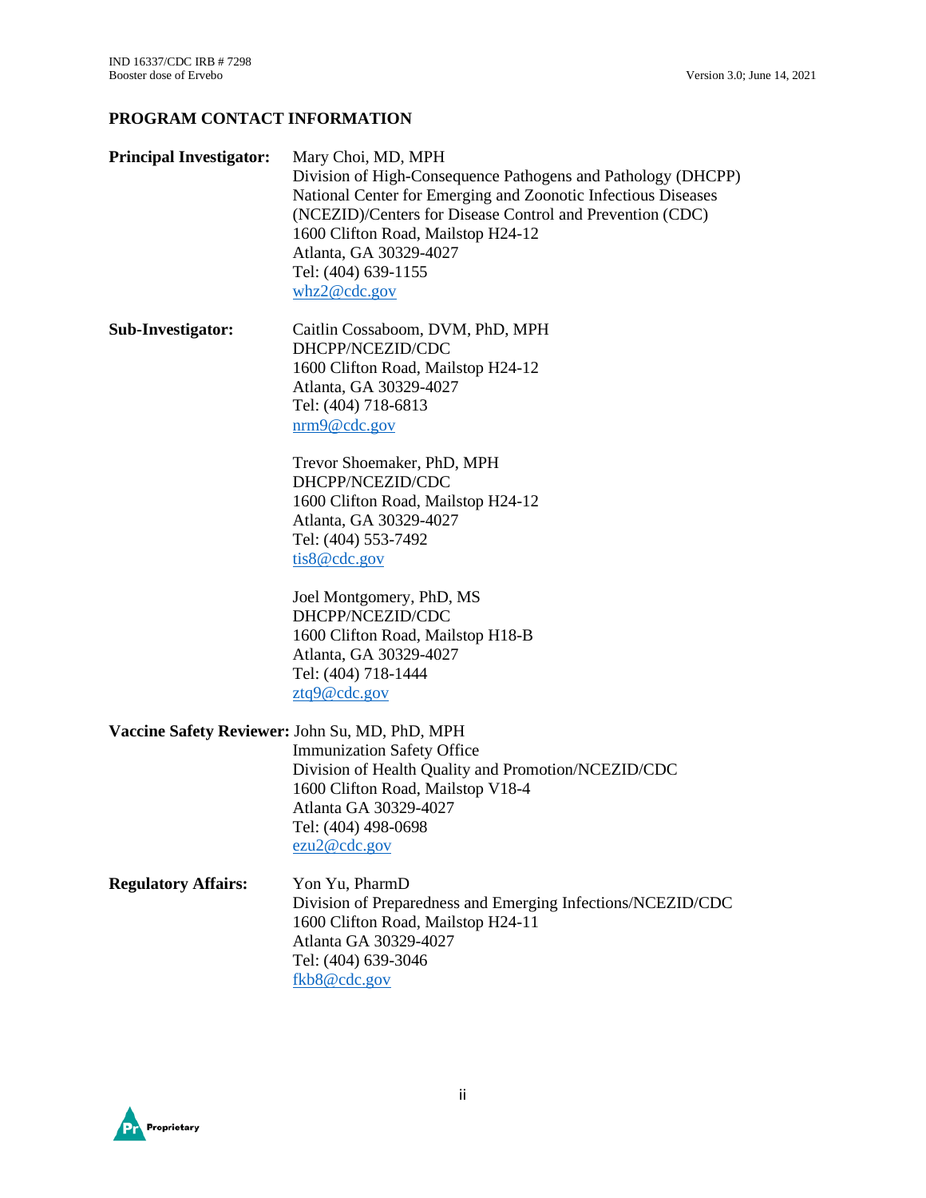## PROGRAM CONTACT INFORMATION

**Principal Investigator:** Mary Choi, MD, MPH
Division of High-Consequence Pathogens and Pathology (DHCPP)
National Center for Emerging and Zoonotic Infectious Diseases (NCEZID)/Centers for Disease Control and Prevention (CDC)
1600 Clifton Road, Mailstop H24-12
Atlanta, GA 30329-4027
Tel: (404) 639-1155
whz2@cdc.gov

**Sub-Investigator:** Caitlin Cossaboom, DVM, PhD, MPH
DHCPP/NCEZID/CDC
1600 Clifton Road, Mailstop H24-12
Atlanta, GA 30329-4027
Tel: (404) 718-6813
nrm9@cdc.gov

Trevor Shoemaker, PhD, MPH
DHCPP/NCEZID/CDC
1600 Clifton Road, Mailstop H24-12
Atlanta, GA 30329-4027
Tel: (404) 553-7492
tis8@cdc.gov

Joel Montgomery, PhD, MS
DHCPP/NCEZID/CDC
1600 Clifton Road, Mailstop H18-B
Atlanta, GA 30329-4027
Tel: (404) 718-1444
ztq9@cdc.gov

**Vaccine Safety Reviewer:** John Su, MD, PhD, MPH
Immunization Safety Office
Division of Health Quality and Promotion/NCEZID/CDC
1600 Clifton Road, Mailstop V18-4
Atlanta GA 30329-4027
Tel: (404) 498-0698
ezu2@cdc.gov

**Regulatory Affairs:** Yon Yu, PharmD
Division of Preparedness and Emerging Infections/NCEZID/CDC
1600 Clifton Road, Mailstop H24-11
Atlanta GA 30329-4027
Tel: (404) 639-3046
fkb8@cdc.gov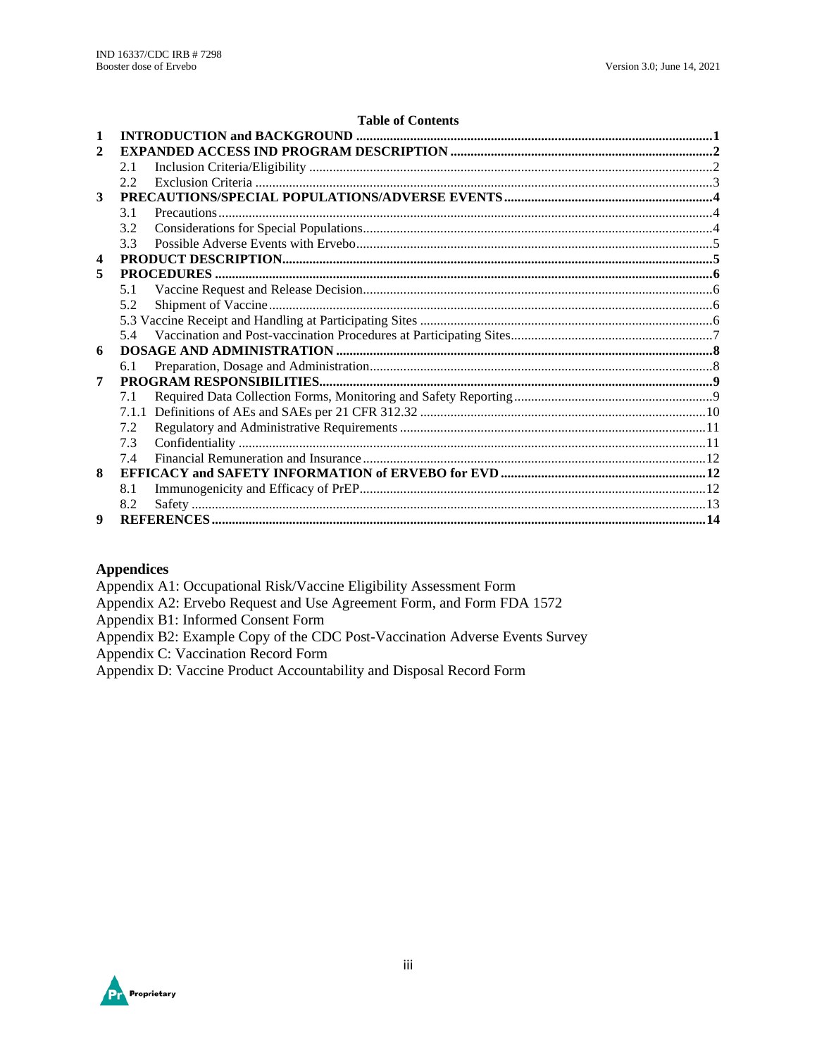**Table of Contents**

| | | |
|---|---|---|
| **1** | **INTRODUCTION and BACKGROUND** | **1** |
| **2** | **EXPANDED ACCESS IND PROGRAM DESCRIPTION** | **2** |
| | 2.1 Inclusion Criteria/Eligibility | 2 |
| | 2.2 Exclusion Criteria | 3 |
| **3** | **PRECAUTIONS/SPECIAL POPULATIONS/ADVERSE EVENTS** | **4** |
| | 3.1 Precautions | 4 |
| | 3.2 Considerations for Special Populations | 4 |
| | 3.3 Possible Adverse Events with Ervebo | 5 |
| **4** | **PRODUCT DESCRIPTION** | **5** |
| **5** | **PROCEDURES** | **6** |
| | 5.1 Vaccine Request and Release Decision | 6 |
| | 5.2 Shipment of Vaccine | 6 |
| | 5.3 Vaccine Receipt and Handling at Participating Sites | 6 |
| | 5.4 Vaccination and Post-vaccination Procedures at Participating Sites | 7 |
| **6** | **DOSAGE AND ADMINISTRATION** | **8** |
| | 6.1 Preparation, Dosage and Administration | 8 |
| **7** | **PROGRAM RESPONSIBILITIES** | **9** |
| | 7.1 Required Data Collection Forms, Monitoring and Safety Reporting | 9 |
| | 7.1.1 Definitions of AEs and SAEs per 21 CFR 312.32 | 10 |
| | 7.2 Regulatory and Administrative Requirements | 11 |
| | 7.3 Confidentiality | 11 |
| | 7.4 Financial Remuneration and Insurance | 12 |
| **8** | **EFFICACY and SAFETY INFORMATION of ERVEBO for EVD** | **12** |
| | 8.1 Immunogenicity and Efficacy of PrEP | 12 |
| | 8.2 Safety | 13 |
| **9** | **REFERENCES** | **14** |

## Appendices

Appendix A1: Occupational Risk/Vaccine Eligibility Assessment Form
Appendix A2: Ervebo Request and Use Agreement Form, and Form FDA 1572
Appendix B1: Informed Consent Form
Appendix B2: Example Copy of the CDC Post-Vaccination Adverse Events Survey
Appendix C: Vaccination Record Form
Appendix D: Vaccine Product Accountability and Disposal Record Form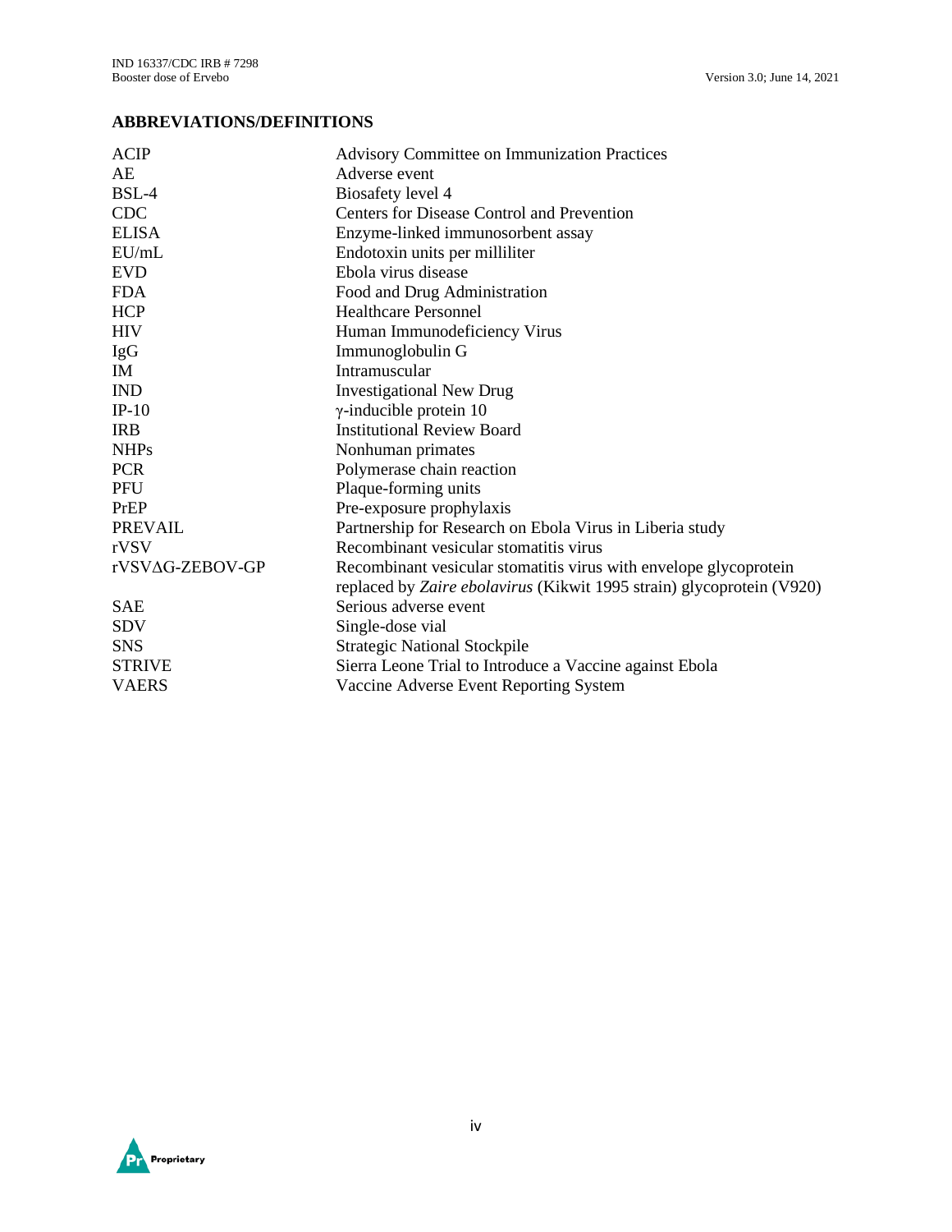## ABBREVIATIONS/DEFINITIONS

| | |
|---|---|
| ACIP | Advisory Committee on Immunization Practices |
| AE | Adverse event |
| BSL-4 | Biosafety level 4 |
| CDC | Centers for Disease Control and Prevention |
| ELISA | Enzyme-linked immunosorbent assay |
| EU/mL | Endotoxin units per milliliter |
| EVD | Ebola virus disease |
| FDA | Food and Drug Administration |
| HCP | Healthcare Personnel |
| HIV | Human Immunodeficiency Virus |
| IgG | Immunoglobulin G |
| IM | Intramuscular |
| IND | Investigational New Drug |
| IP-10 | γ-inducible protein 10 |
| IRB | Institutional Review Board |
| NHPs | Nonhuman primates |
| PCR | Polymerase chain reaction |
| PFU | Plaque-forming units |
| PrEP | Pre-exposure prophylaxis |
| PREVAIL | Partnership for Research on Ebola Virus in Liberia study |
| rVSV | Recombinant vesicular stomatitis virus |
| rVSVΔG-ZEBOV-GP | Recombinant vesicular stomatitis virus with envelope glycoprotein replaced by *Zaire ebolavirus* (Kikwit 1995 strain) glycoprotein (V920) |
| SAE | Serious adverse event |
| SDV | Single-dose vial |
| SNS | Strategic National Stockpile |
| STRIVE | Sierra Leone Trial to Introduce a Vaccine against Ebola |
| VAERS | Vaccine Adverse Event Reporting System |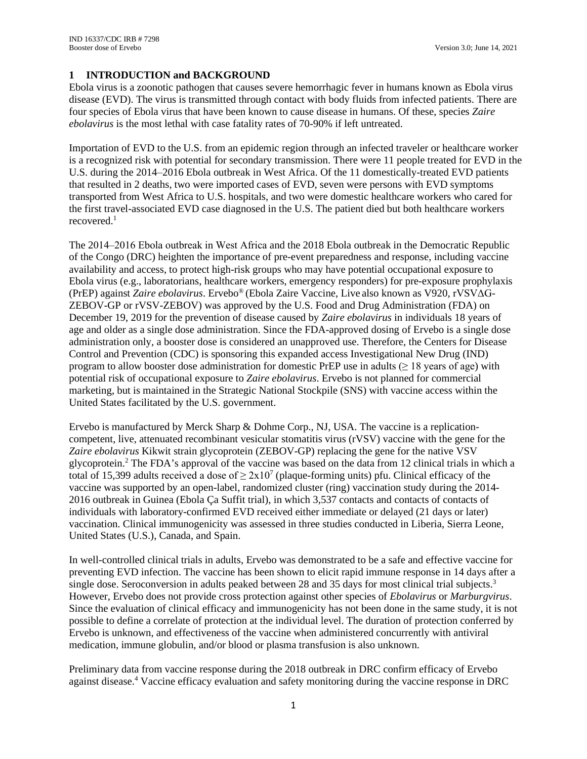# 1 INTRODUCTION and BACKGROUND

Ebola virus is a zoonotic pathogen that causes severe hemorrhagic fever in humans known as Ebola virus disease (EVD). The virus is transmitted through contact with body fluids from infected patients. There are four species of Ebola virus that have been known to cause disease in humans. Of these, species *Zaire ebolavirus* is the most lethal with case fatality rates of 70-90% if left untreated.

Importation of EVD to the U.S. from an epidemic region through an infected traveler or healthcare worker is a recognized risk with potential for secondary transmission. There were 11 people treated for EVD in the U.S. during the 2014–2016 Ebola outbreak in West Africa. Of the 11 domestically-treated EVD patients that resulted in 2 deaths, two were imported cases of EVD, seven were persons with EVD symptoms transported from West Africa to U.S. hospitals, and two were domestic healthcare workers who cared for the first travel-associated EVD case diagnosed in the U.S. The patient died but both healthcare workers recovered.[1]

The 2014–2016 Ebola outbreak in West Africa and the 2018 Ebola outbreak in the Democratic Republic of the Congo (DRC) heighten the importance of pre-event preparedness and response, including vaccine availability and access, to protect high-risk groups who may have potential occupational exposure to Ebola virus (e.g., laboratorians, healthcare workers, emergency responders) for pre-exposure prophylaxis (PrEP) against *Zaire ebolavirus*. Ervebo® (Ebola Zaire Vaccine, Live also known as V920, rVSVΔG-ZEBOV-GP or rVSV-ZEBOV) was approved by the U.S. Food and Drug Administration (FDA) on December 19, 2019 for the prevention of disease caused by *Zaire ebolavirus* in individuals 18 years of age and older as a single dose administration. Since the FDA-approved dosing of Ervebo is a single dose administration only, a booster dose is considered an unapproved use. Therefore, the Centers for Disease Control and Prevention (CDC) is sponsoring this expanded access Investigational New Drug (IND) program to allow booster dose administration for domestic PrEP use in adults (≥ 18 years of age) with potential risk of occupational exposure to *Zaire ebolavirus*. Ervebo is not planned for commercial marketing, but is maintained in the Strategic National Stockpile (SNS) with vaccine access within the United States facilitated by the U.S. government.

Ervebo is manufactured by Merck Sharp & Dohme Corp., NJ, USA. The vaccine is a replication-competent, live, attenuated recombinant vesicular stomatitis virus (rVSV) vaccine with the gene for the *Zaire ebolavirus* Kikwit strain glycoprotein (ZEBOV-GP) replacing the gene for the native VSV glycoprotein.[2] The FDA's approval of the vaccine was based on the data from 12 clinical trials in which a total of 15,399 adults received a dose of $\geq 2\text{x}10^7$ (plaque-forming units) pfu. Clinical efficacy of the vaccine was supported by an open-label, randomized cluster (ring) vaccination study during the 2014-2016 outbreak in Guinea (Ebola Ça Suffit trial), in which 3,537 contacts and contacts of contacts of individuals with laboratory-confirmed EVD received either immediate or delayed (21 days or later) vaccination. Clinical immunogenicity was assessed in three studies conducted in Liberia, Sierra Leone, United States (U.S.), Canada, and Spain.

In well-controlled clinical trials in adults, Ervebo was demonstrated to be a safe and effective vaccine for preventing EVD infection. The vaccine has been shown to elicit rapid immune response in 14 days after a single dose. Seroconversion in adults peaked between 28 and 35 days for most clinical trial subjects.[3] However, Ervebo does not provide cross protection against other species of *Ebolavirus* or *Marburgvirus*. Since the evaluation of clinical efficacy and immunogenicity has not been done in the same study, it is not possible to define a correlate of protection at the individual level. The duration of protection conferred by Ervebo is unknown, and effectiveness of the vaccine when administered concurrently with antiviral medication, immune globulin, and/or blood or plasma transfusion is also unknown.

Preliminary data from vaccine response during the 2018 outbreak in DRC confirm efficacy of Ervebo against disease.[4] Vaccine efficacy evaluation and safety monitoring during the vaccine response in DRC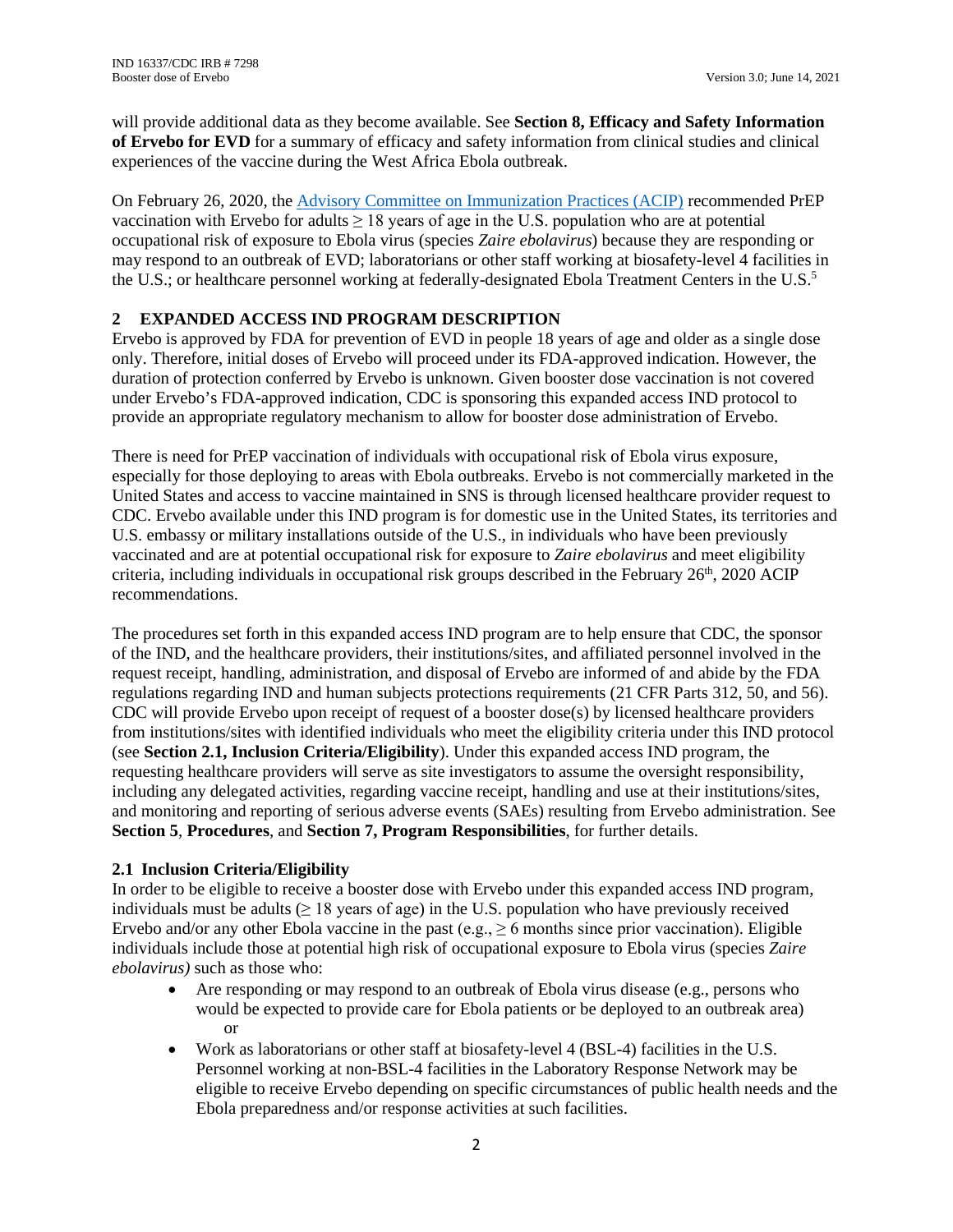will provide additional data as they become available. See **Section 8, Efficacy and Safety Information of Ervebo for EVD** for a summary of efficacy and safety information from clinical studies and clinical experiences of the vaccine during the West Africa Ebola outbreak.

On February 26, 2020, the Advisory Committee on Immunization Practices (ACIP) recommended PrEP vaccination with Ervebo for adults ≥ 18 years of age in the U.S. population who are at potential occupational risk of exposure to Ebola virus (species *Zaire ebolavirus*) because they are responding or may respond to an outbreak of EVD; laboratorians or other staff working at biosafety-level 4 facilities in the U.S.; or healthcare personnel working at federally-designated Ebola Treatment Centers in the U.S.[5]

## 2 EXPANDED ACCESS IND PROGRAM DESCRIPTION

Ervebo is approved by FDA for prevention of EVD in people 18 years of age and older as a single dose only. Therefore, initial doses of Ervebo will proceed under its FDA-approved indication. However, the duration of protection conferred by Ervebo is unknown. Given booster dose vaccination is not covered under Ervebo's FDA-approved indication, CDC is sponsoring this expanded access IND protocol to provide an appropriate regulatory mechanism to allow for booster dose administration of Ervebo.

There is need for PrEP vaccination of individuals with occupational risk of Ebola virus exposure, especially for those deploying to areas with Ebola outbreaks. Ervebo is not commercially marketed in the United States and access to vaccine maintained in SNS is through licensed healthcare provider request to CDC. Ervebo available under this IND program is for domestic use in the United States, its territories and U.S. embassy or military installations outside of the U.S., in individuals who have been previously vaccinated and are at potential occupational risk for exposure to *Zaire ebolavirus* and meet eligibility criteria, including individuals in occupational risk groups described in the February 26th, 2020 ACIP recommendations.

The procedures set forth in this expanded access IND program are to help ensure that CDC, the sponsor of the IND, and the healthcare providers, their institutions/sites, and affiliated personnel involved in the request receipt, handling, administration, and disposal of Ervebo are informed of and abide by the FDA regulations regarding IND and human subjects protections requirements (21 CFR Parts 312, 50, and 56). CDC will provide Ervebo upon receipt of request of a booster dose(s) by licensed healthcare providers from institutions/sites with identified individuals who meet the eligibility criteria under this IND protocol (see **Section 2.1, Inclusion Criteria/Eligibility**). Under this expanded access IND program, the requesting healthcare providers will serve as site investigators to assume the oversight responsibility, including any delegated activities, regarding vaccine receipt, handling and use at their institutions/sites, and monitoring and reporting of serious adverse events (SAEs) resulting from Ervebo administration. See **Section 5**, **Procedures**, and **Section 7, Program Responsibilities**, for further details.

### 2.1 Inclusion Criteria/Eligibility

In order to be eligible to receive a booster dose with Ervebo under this expanded access IND program, individuals must be adults (≥ 18 years of age) in the U.S. population who have previously received Ervebo and/or any other Ebola vaccine in the past (e.g., ≥ 6 months since prior vaccination). Eligible individuals include those at potential high risk of occupational exposure to Ebola virus (species *Zaire ebolavirus)* such as those who:

- Are responding or may respond to an outbreak of Ebola virus disease (e.g., persons who would be expected to provide care for Ebola patients or be deployed to an outbreak area) or
- Work as laboratorians or other staff at biosafety-level 4 (BSL-4) facilities in the U.S. Personnel working at non-BSL-4 facilities in the Laboratory Response Network may be eligible to receive Ervebo depending on specific circumstances of public health needs and the Ebola preparedness and/or response activities at such facilities.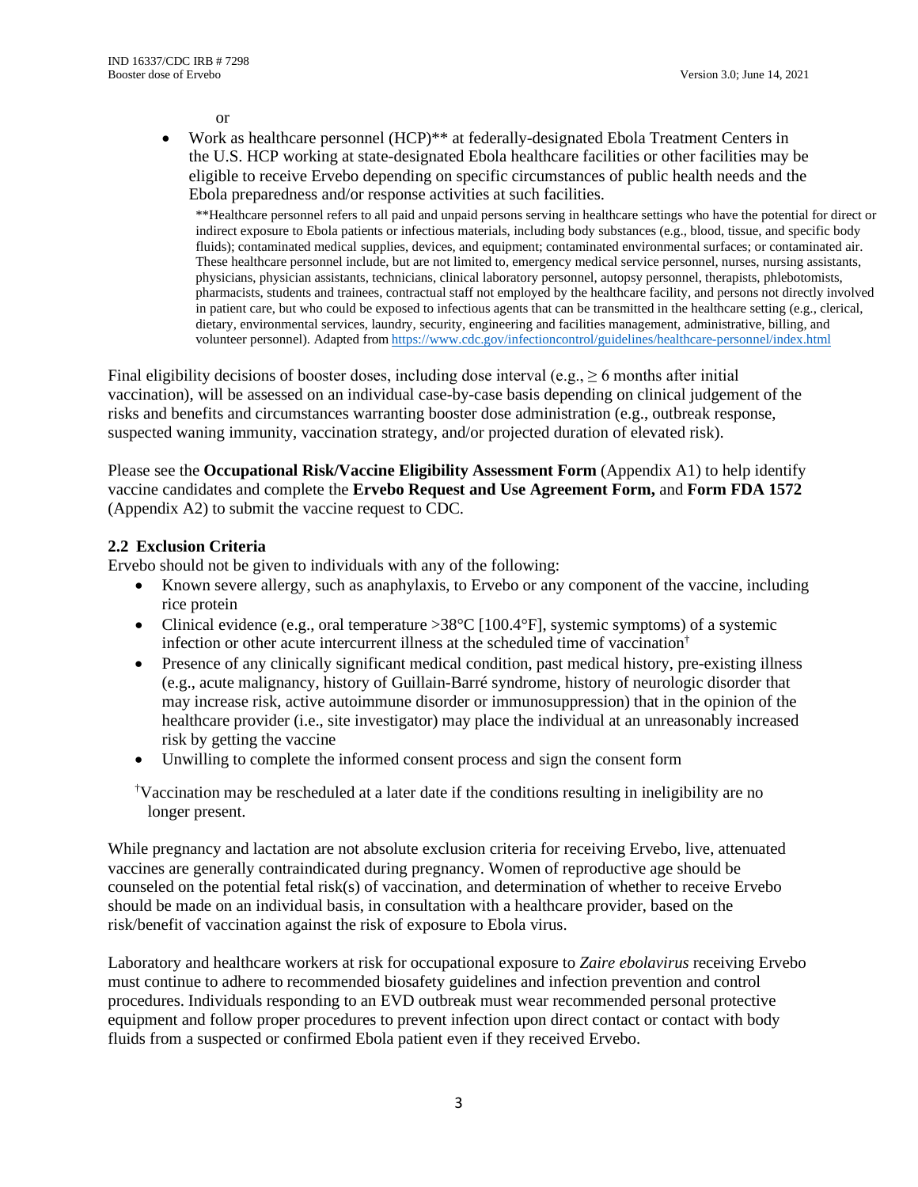or

- Work as healthcare personnel (HCP)** at federally-designated Ebola Treatment Centers in the U.S. HCP working at state-designated Ebola healthcare facilities or other facilities may be eligible to receive Ervebo depending on specific circumstances of public health needs and the Ebola preparedness and/or response activities at such facilities.

  **Healthcare personnel refers to all paid and unpaid persons serving in healthcare settings who have the potential for direct or indirect exposure to Ebola patients or infectious materials, including body substances (e.g., blood, tissue, and specific body fluids); contaminated medical supplies, devices, and equipment; contaminated environmental surfaces; or contaminated air. These healthcare personnel include, but are not limited to, emergency medical service personnel, nurses, nursing assistants, physicians, physician assistants, technicians, clinical laboratory personnel, autopsy personnel, therapists, phlebotomists, pharmacists, students and trainees, contractual staff not employed by the healthcare facility, and persons not directly involved in patient care, but who could be exposed to infectious agents that can be transmitted in the healthcare setting (e.g., clerical, dietary, environmental services, laundry, security, engineering and facilities management, administrative, billing, and volunteer personnel). Adapted from https://www.cdc.gov/infectioncontrol/guidelines/healthcare-personnel/index.html

Final eligibility decisions of booster doses, including dose interval (e.g., ≥ 6 months after initial vaccination), will be assessed on an individual case-by-case basis depending on clinical judgement of the risks and benefits and circumstances warranting booster dose administration (e.g., outbreak response, suspected waning immunity, vaccination strategy, and/or projected duration of elevated risk).

Please see the **Occupational Risk/Vaccine Eligibility Assessment Form** (Appendix A1) to help identify vaccine candidates and complete the **Ervebo Request and Use Agreement Form,** and **Form FDA 1572** (Appendix A2) to submit the vaccine request to CDC.

### 2.2 Exclusion Criteria

Ervebo should not be given to individuals with any of the following:

- Known severe allergy, such as anaphylaxis, to Ervebo or any component of the vaccine, including rice protein
- Clinical evidence (e.g., oral temperature >38°C [100.4°F], systemic symptoms) of a systemic infection or other acute intercurrent illness at the scheduled time of vaccination†
- Presence of any clinically significant medical condition, past medical history, pre-existing illness (e.g., acute malignancy, history of Guillain-Barré syndrome, history of neurologic disorder that may increase risk, active autoimmune disorder or immunosuppression) that in the opinion of the healthcare provider (i.e., site investigator) may place the individual at an unreasonably increased risk by getting the vaccine
- Unwilling to complete the informed consent process and sign the consent form

†Vaccination may be rescheduled at a later date if the conditions resulting in ineligibility are no longer present.

While pregnancy and lactation are not absolute exclusion criteria for receiving Ervebo, live, attenuated vaccines are generally contraindicated during pregnancy. Women of reproductive age should be counseled on the potential fetal risk(s) of vaccination, and determination of whether to receive Ervebo should be made on an individual basis, in consultation with a healthcare provider, based on the risk/benefit of vaccination against the risk of exposure to Ebola virus.

Laboratory and healthcare workers at risk for occupational exposure to *Zaire ebolavirus* receiving Ervebo must continue to adhere to recommended biosafety guidelines and infection prevention and control procedures. Individuals responding to an EVD outbreak must wear recommended personal protective equipment and follow proper procedures to prevent infection upon direct contact or contact with body fluids from a suspected or confirmed Ebola patient even if they received Ervebo.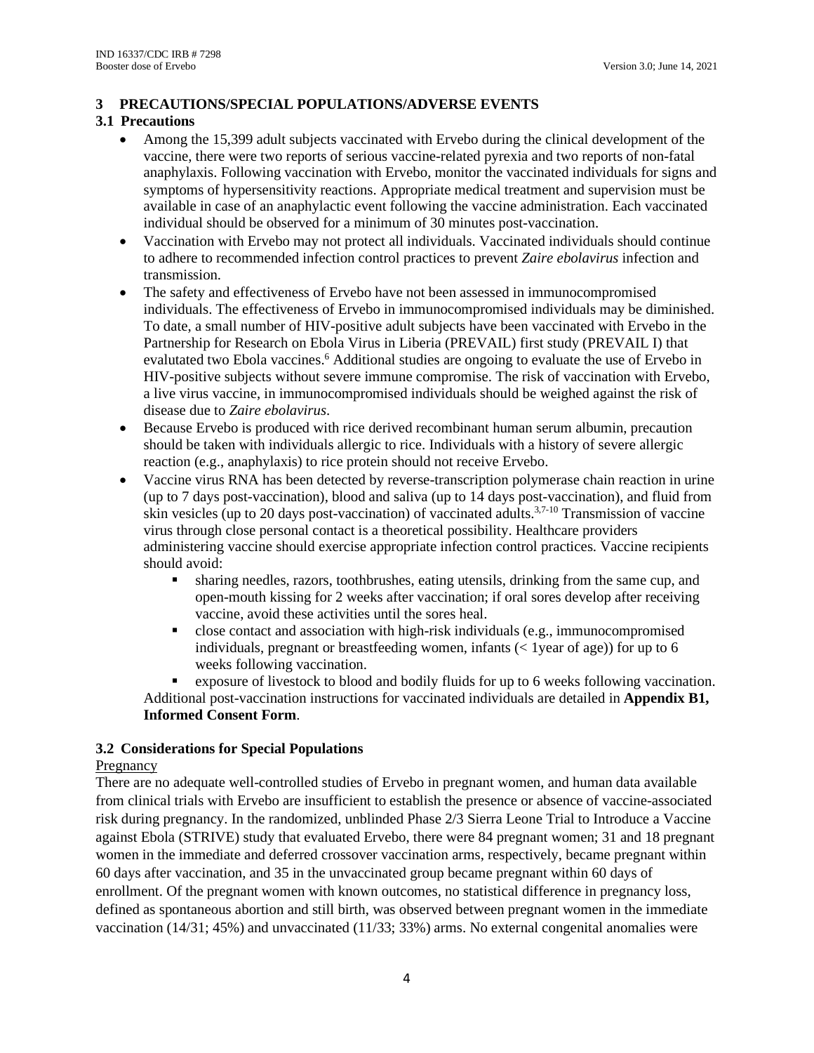## 3 PRECAUTIONS/SPECIAL POPULATIONS/ADVERSE EVENTS

### 3.1 Precautions

- Among the 15,399 adult subjects vaccinated with Ervebo during the clinical development of the vaccine, there were two reports of serious vaccine-related pyrexia and two reports of non-fatal anaphylaxis. Following vaccination with Ervebo, monitor the vaccinated individuals for signs and symptoms of hypersensitivity reactions. Appropriate medical treatment and supervision must be available in case of an anaphylactic event following the vaccine administration. Each vaccinated individual should be observed for a minimum of 30 minutes post-vaccination.
- Vaccination with Ervebo may not protect all individuals. Vaccinated individuals should continue to adhere to recommended infection control practices to prevent *Zaire ebolavirus* infection and transmission.
- The safety and effectiveness of Ervebo have not been assessed in immunocompromised individuals. The effectiveness of Ervebo in immunocompromised individuals may be diminished. To date, a small number of HIV-positive adult subjects have been vaccinated with Ervebo in the Partnership for Research on Ebola Virus in Liberia (PREVAIL) first study (PREVAIL I) that evalutated two Ebola vaccines.[6] Additional studies are ongoing to evaluate the use of Ervebo in HIV-positive subjects without severe immune compromise. The risk of vaccination with Ervebo, a live virus vaccine, in immunocompromised individuals should be weighed against the risk of disease due to *Zaire ebolavirus*.
- Because Ervebo is produced with rice derived recombinant human serum albumin, precaution should be taken with individuals allergic to rice. Individuals with a history of severe allergic reaction (e.g., anaphylaxis) to rice protein should not receive Ervebo.
- Vaccine virus RNA has been detected by reverse-transcription polymerase chain reaction in urine (up to 7 days post-vaccination), blood and saliva (up to 14 days post-vaccination), and fluid from skin vesicles (up to 20 days post-vaccination) of vaccinated adults.[3,7-10] Transmission of vaccine virus through close personal contact is a theoretical possibility. Healthcare providers administering vaccine should exercise appropriate infection control practices. Vaccine recipients should avoid:
  - sharing needles, razors, toothbrushes, eating utensils, drinking from the same cup, and open-mouth kissing for 2 weeks after vaccination; if oral sores develop after receiving vaccine, avoid these activities until the sores heal.
  - close contact and association with high-risk individuals (e.g., immunocompromised individuals, pregnant or breastfeeding women, infants (< 1year of age)) for up to 6 weeks following vaccination.
  - exposure of livestock to blood and bodily fluids for up to 6 weeks following vaccination.

  Additional post-vaccination instructions for vaccinated individuals are detailed in **Appendix B1, Informed Consent Form**.

### 3.2 Considerations for Special Populations

Pregnancy

There are no adequate well-controlled studies of Ervebo in pregnant women, and human data available from clinical trials with Ervebo are insufficient to establish the presence or absence of vaccine-associated risk during pregnancy. In the randomized, unblinded Phase 2/3 Sierra Leone Trial to Introduce a Vaccine against Ebola (STRIVE) study that evaluated Ervebo, there were 84 pregnant women; 31 and 18 pregnant women in the immediate and deferred crossover vaccination arms, respectively, became pregnant within 60 days after vaccination, and 35 in the unvaccinated group became pregnant within 60 days of enrollment. Of the pregnant women with known outcomes, no statistical difference in pregnancy loss, defined as spontaneous abortion and still birth, was observed between pregnant women in the immediate vaccination (14/31; 45%) and unvaccinated (11/33; 33%) arms. No external congenital anomalies were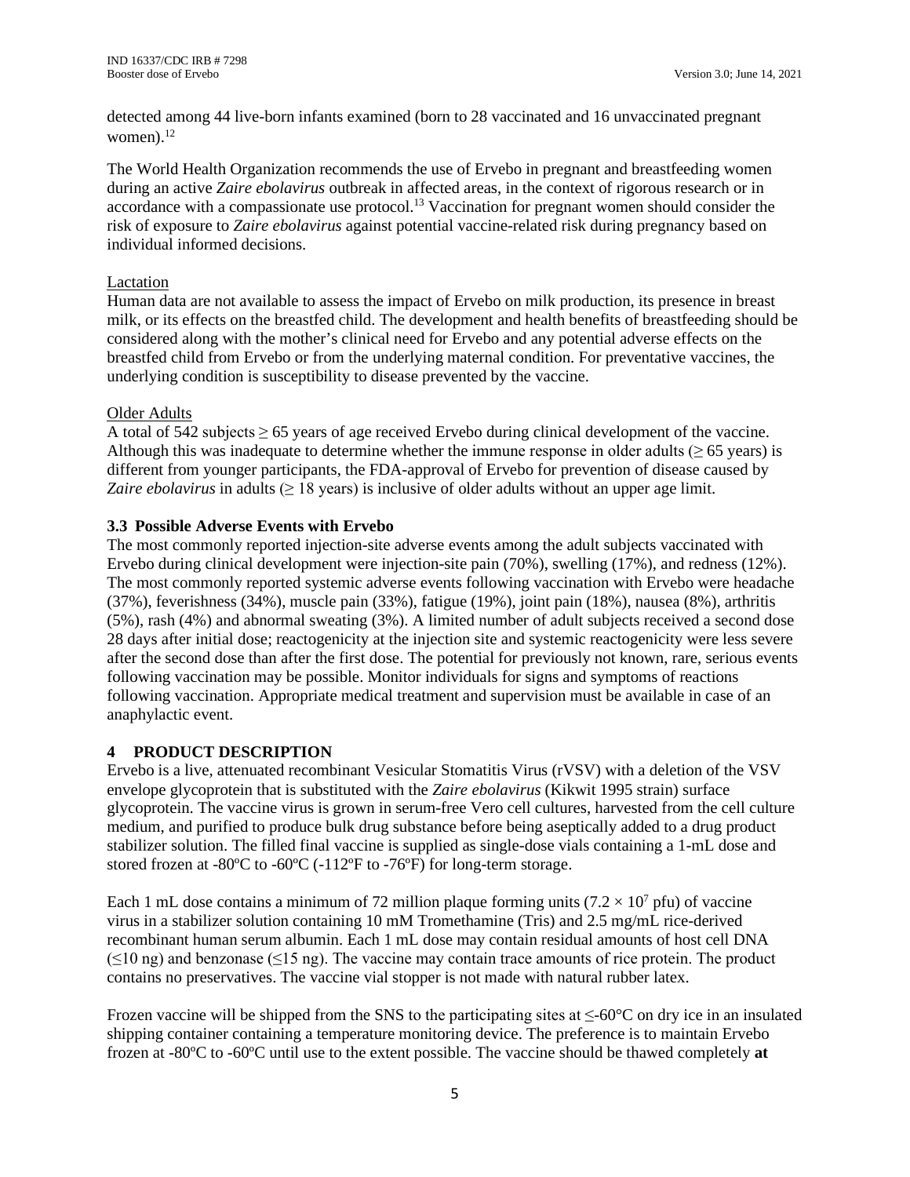detected among 44 live-born infants examined (born to 28 vaccinated and 16 unvaccinated pregnant women).[12]

The World Health Organization recommends the use of Ervebo in pregnant and breastfeeding women during an active *Zaire ebolavirus* outbreak in affected areas, in the context of rigorous research or in accordance with a compassionate use protocol.[13] Vaccination for pregnant women should consider the risk of exposure to *Zaire ebolavirus* against potential vaccine-related risk during pregnancy based on individual informed decisions.

Lactation

Human data are not available to assess the impact of Ervebo on milk production, its presence in breast milk, or its effects on the breastfed child. The development and health benefits of breastfeeding should be considered along with the mother's clinical need for Ervebo and any potential adverse effects on the breastfed child from Ervebo or from the underlying maternal condition. For preventative vaccines, the underlying condition is susceptibility to disease prevented by the vaccine.

Older Adults

A total of 542 subjects ≥ 65 years of age received Ervebo during clinical development of the vaccine. Although this was inadequate to determine whether the immune response in older adults (≥ 65 years) is different from younger participants, the FDA-approval of Ervebo for prevention of disease caused by *Zaire ebolavirus* in adults (≥ 18 years) is inclusive of older adults without an upper age limit.

### 3.3 Possible Adverse Events with Ervebo

The most commonly reported injection-site adverse events among the adult subjects vaccinated with Ervebo during clinical development were injection-site pain (70%), swelling (17%), and redness (12%). The most commonly reported systemic adverse events following vaccination with Ervebo were headache (37%), feverishness (34%), muscle pain (33%), fatigue (19%), joint pain (18%), nausea (8%), arthritis (5%), rash (4%) and abnormal sweating (3%). A limited number of adult subjects received a second dose 28 days after initial dose; reactogenicity at the injection site and systemic reactogenicity were less severe after the second dose than after the first dose. The potential for previously not known, rare, serious events following vaccination may be possible. Monitor individuals for signs and symptoms of reactions following vaccination. Appropriate medical treatment and supervision must be available in case of an anaphylactic event.

## 4 PRODUCT DESCRIPTION

Ervebo is a live, attenuated recombinant Vesicular Stomatitis Virus (rVSV) with a deletion of the VSV envelope glycoprotein that is substituted with the *Zaire ebolavirus* (Kikwit 1995 strain) surface glycoprotein. The vaccine virus is grown in serum-free Vero cell cultures, harvested from the cell culture medium, and purified to produce bulk drug substance before being aseptically added to a drug product stabilizer solution. The filled final vaccine is supplied as single-dose vials containing a 1-mL dose and stored frozen at -80ºC to -60ºC (-112ºF to -76ºF) for long-term storage.

Each 1 mL dose contains a minimum of 72 million plaque forming units ($7.2 \times 10^7$ pfu) of vaccine virus in a stabilizer solution containing 10 mM Tromethamine (Tris) and 2.5 mg/mL rice-derived recombinant human serum albumin. Each 1 mL dose may contain residual amounts of host cell DNA (≤10 ng) and benzonase (≤15 ng). The vaccine may contain trace amounts of rice protein. The product contains no preservatives. The vaccine vial stopper is not made with natural rubber latex.

Frozen vaccine will be shipped from the SNS to the participating sites at ≤-60°C on dry ice in an insulated shipping container containing a temperature monitoring device. The preference is to maintain Ervebo frozen at -80ºC to -60ºC until use to the extent possible. The vaccine should be thawed completely **at**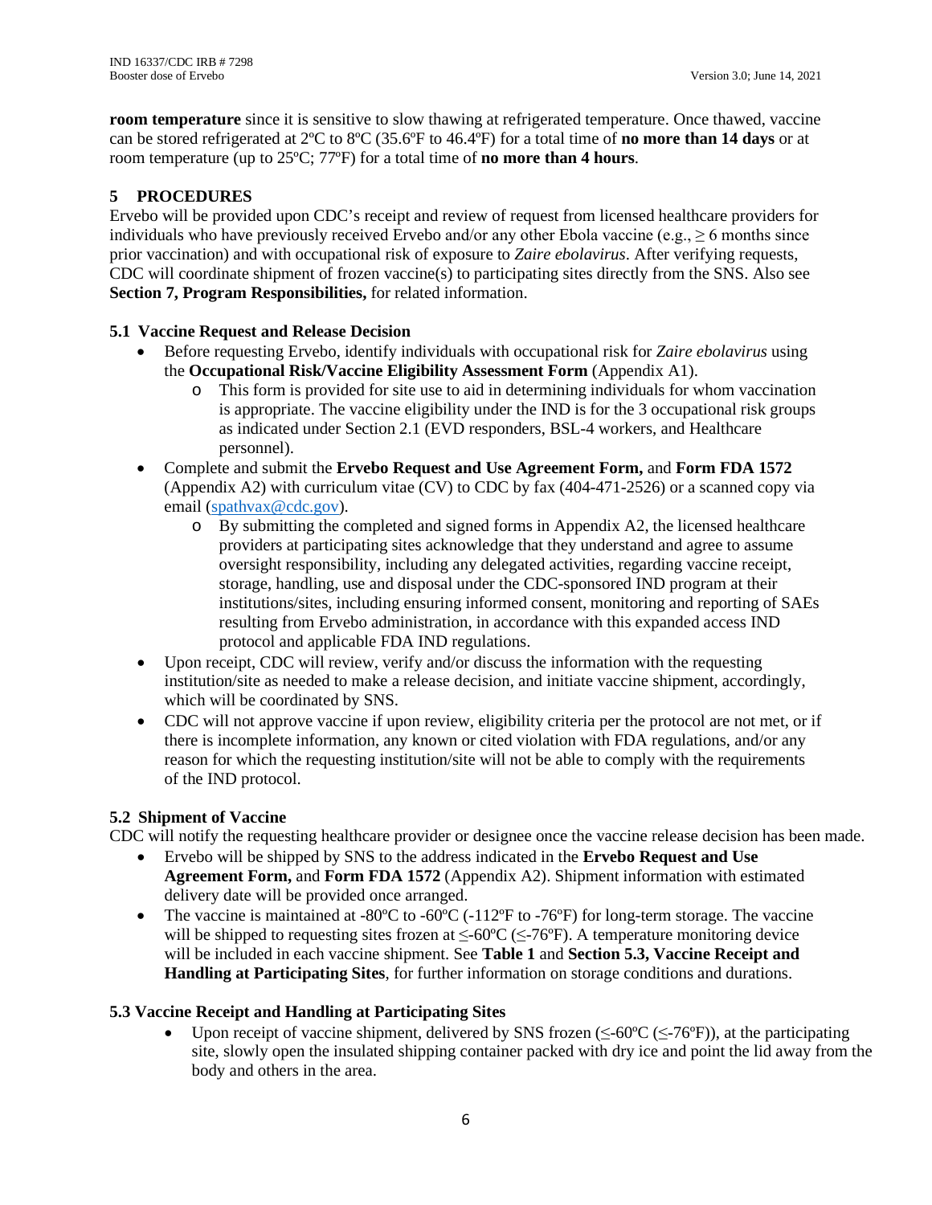**room temperature** since it is sensitive to slow thawing at refrigerated temperature. Once thawed, vaccine can be stored refrigerated at 2ºC to 8ºC (35.6ºF to 46.4ºF) for a total time of **no more than 14 days** or at room temperature (up to 25ºC; 77ºF) for a total time of **no more than 4 hours**.

# 5 PROCEDURES

Ervebo will be provided upon CDC's receipt and review of request from licensed healthcare providers for individuals who have previously received Ervebo and/or any other Ebola vaccine (e.g., ≥ 6 months since prior vaccination) and with occupational risk of exposure to *Zaire ebolavirus*. After verifying requests, CDC will coordinate shipment of frozen vaccine(s) to participating sites directly from the SNS. Also see **Section 7, Program Responsibilities,** for related information.

## 5.1 Vaccine Request and Release Decision

- Before requesting Ervebo, identify individuals with occupational risk for *Zaire ebolavirus* using the **Occupational Risk/Vaccine Eligibility Assessment Form** (Appendix A1).
  - This form is provided for site use to aid in determining individuals for whom vaccination is appropriate. The vaccine eligibility under the IND is for the 3 occupational risk groups as indicated under Section 2.1 (EVD responders, BSL-4 workers, and Healthcare personnel).
- Complete and submit the **Ervebo Request and Use Agreement Form,** and **Form FDA 1572** (Appendix A2) with curriculum vitae (CV) to CDC by fax (404-471-2526) or a scanned copy via email (spathvax@cdc.gov).
  - By submitting the completed and signed forms in Appendix A2, the licensed healthcare providers at participating sites acknowledge that they understand and agree to assume oversight responsibility, including any delegated activities, regarding vaccine receipt, storage, handling, use and disposal under the CDC-sponsored IND program at their institutions/sites, including ensuring informed consent, monitoring and reporting of SAEs resulting from Ervebo administration, in accordance with this expanded access IND protocol and applicable FDA IND regulations.
- Upon receipt, CDC will review, verify and/or discuss the information with the requesting institution/site as needed to make a release decision, and initiate vaccine shipment, accordingly, which will be coordinated by SNS.
- CDC will not approve vaccine if upon review, eligibility criteria per the protocol are not met, or if there is incomplete information, any known or cited violation with FDA regulations, and/or any reason for which the requesting institution/site will not be able to comply with the requirements of the IND protocol.

## 5.2 Shipment of Vaccine

CDC will notify the requesting healthcare provider or designee once the vaccine release decision has been made.

- Ervebo will be shipped by SNS to the address indicated in the **Ervebo Request and Use Agreement Form,** and **Form FDA 1572** (Appendix A2). Shipment information with estimated delivery date will be provided once arranged.
- The vaccine is maintained at -80ºC to -60ºC (-112ºF to -76ºF) for long-term storage. The vaccine will be shipped to requesting sites frozen at ≤-60ºC (≤-76ºF). A temperature monitoring device will be included in each vaccine shipment. See **Table 1** and **Section 5.3, Vaccine Receipt and Handling at Participating Sites**, for further information on storage conditions and durations.

## 5.3 Vaccine Receipt and Handling at Participating Sites

- Upon receipt of vaccine shipment, delivered by SNS frozen (≤-60ºC (≤-76ºF)), at the participating site, slowly open the insulated shipping container packed with dry ice and point the lid away from the body and others in the area.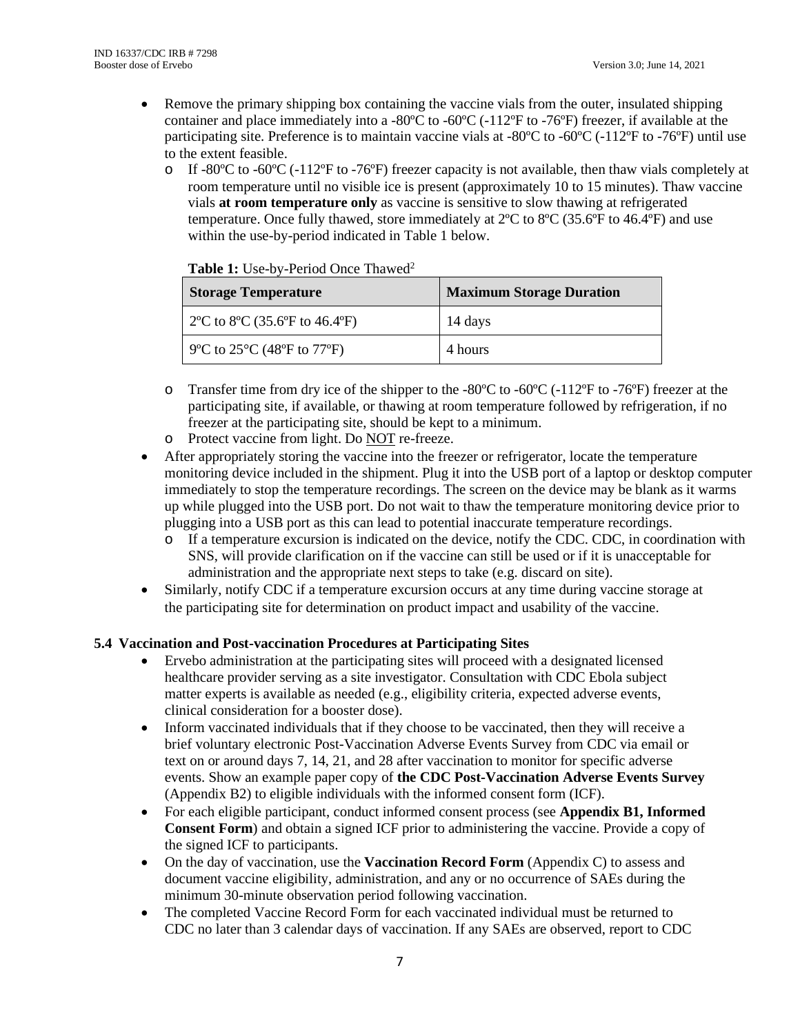- Remove the primary shipping box containing the vaccine vials from the outer, insulated shipping container and place immediately into a -80ºC to -60ºC (-112ºF to -76ºF) freezer, if available at the participating site. Preference is to maintain vaccine vials at -80ºC to -60ºC (-112ºF to -76ºF) until use to the extent feasible.
  - If -80ºC to -60ºC (-112ºF to -76ºF) freezer capacity is not available, then thaw vials completely at room temperature until no visible ice is present (approximately 10 to 15 minutes). Thaw vaccine vials **at room temperature only** as vaccine is sensitive to slow thawing at refrigerated temperature. Once fully thawed, store immediately at 2ºC to 8ºC (35.6ºF to 46.4ºF) and use within the use-by-period indicated in Table 1 below.

**Table 1:** Use-by-Period Once Thawed[2]

| Storage Temperature | Maximum Storage Duration |
|---|---|
| 2ºC to 8ºC (35.6ºF to 46.4ºF) | 14 days |
| 9ºC to 25°C (48ºF to 77ºF) | 4 hours |

  - Transfer time from dry ice of the shipper to the -80ºC to -60ºC (-112ºF to -76ºF) freezer at the participating site, if available, or thawing at room temperature followed by refrigeration, if no freezer at the participating site, should be kept to a minimum.
  - Protect vaccine from light. Do NOT re-freeze.
- After appropriately storing the vaccine into the freezer or refrigerator, locate the temperature monitoring device included in the shipment. Plug it into the USB port of a laptop or desktop computer immediately to stop the temperature recordings. The screen on the device may be blank as it warms up while plugged into the USB port. Do not wait to thaw the temperature monitoring device prior to plugging into a USB port as this can lead to potential inaccurate temperature recordings.
  - If a temperature excursion is indicated on the device, notify the CDC. CDC, in coordination with SNS, will provide clarification on if the vaccine can still be used or if it is unacceptable for administration and the appropriate next steps to take (e.g. discard on site).
- Similarly, notify CDC if a temperature excursion occurs at any time during vaccine storage at the participating site for determination on product impact and usability of the vaccine.

### 5.4 Vaccination and Post-vaccination Procedures at Participating Sites

- Ervebo administration at the participating sites will proceed with a designated licensed healthcare provider serving as a site investigator. Consultation with CDC Ebola subject matter experts is available as needed (e.g., eligibility criteria, expected adverse events, clinical consideration for a booster dose).
- Inform vaccinated individuals that if they choose to be vaccinated, then they will receive a brief voluntary electronic Post-Vaccination Adverse Events Survey from CDC via email or text on or around days 7, 14, 21, and 28 after vaccination to monitor for specific adverse events. Show an example paper copy of **the CDC Post-Vaccination Adverse Events Survey** (Appendix B2) to eligible individuals with the informed consent form (ICF).
- For each eligible participant, conduct informed consent process (see **Appendix B1, Informed Consent Form**) and obtain a signed ICF prior to administering the vaccine. Provide a copy of the signed ICF to participants.
- On the day of vaccination, use the **Vaccination Record Form** (Appendix C) to assess and document vaccine eligibility, administration, and any or no occurrence of SAEs during the minimum 30-minute observation period following vaccination.
- The completed Vaccine Record Form for each vaccinated individual must be returned to CDC no later than 3 calendar days of vaccination. If any SAEs are observed, report to CDC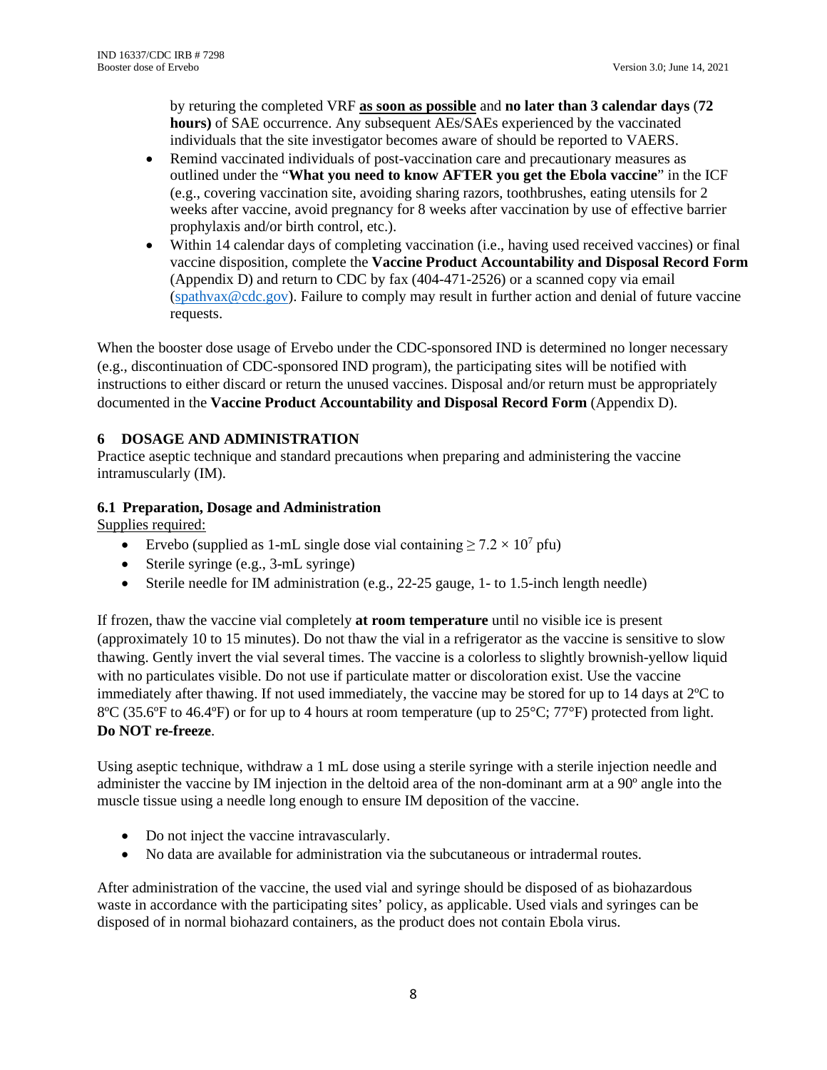by returing the completed VRF **as soon as possible** and **no later than 3 calendar days** (**72 hours)** of SAE occurrence. Any subsequent AEs/SAEs experienced by the vaccinated individuals that the site investigator becomes aware of should be reported to VAERS.

- Remind vaccinated individuals of post-vaccination care and precautionary measures as outlined under the "**What you need to know AFTER you get the Ebola vaccine**" in the ICF (e.g., covering vaccination site, avoiding sharing razors, toothbrushes, eating utensils for 2 weeks after vaccine, avoid pregnancy for 8 weeks after vaccination by use of effective barrier prophylaxis and/or birth control, etc.).
- Within 14 calendar days of completing vaccination (i.e., having used received vaccines) or final vaccine disposition, complete the **Vaccine Product Accountability and Disposal Record Form** (Appendix D) and return to CDC by fax (404-471-2526) or a scanned copy via email (spathvax@cdc.gov). Failure to comply may result in further action and denial of future vaccine requests.

When the booster dose usage of Ervebo under the CDC-sponsored IND is determined no longer necessary (e.g., discontinuation of CDC-sponsored IND program), the participating sites will be notified with instructions to either discard or return the unused vaccines. Disposal and/or return must be appropriately documented in the **Vaccine Product Accountability and Disposal Record Form** (Appendix D).

## 6 DOSAGE AND ADMINISTRATION

Practice aseptic technique and standard precautions when preparing and administering the vaccine intramuscularly (IM).

### 6.1 Preparation, Dosage and Administration

Supplies required:

- Ervebo (supplied as 1-mL single dose vial containing $\geq 7.2 \times 10^7$ pfu)
- Sterile syringe (e.g., 3-mL syringe)
- Sterile needle for IM administration (e.g., 22-25 gauge, 1- to 1.5-inch length needle)

If frozen, thaw the vaccine vial completely **at room temperature** until no visible ice is present (approximately 10 to 15 minutes). Do not thaw the vial in a refrigerator as the vaccine is sensitive to slow thawing. Gently invert the vial several times. The vaccine is a colorless to slightly brownish-yellow liquid with no particulates visible. Do not use if particulate matter or discoloration exist. Use the vaccine immediately after thawing. If not used immediately, the vaccine may be stored for up to 14 days at 2ºC to 8ºC (35.6ºF to 46.4ºF) or for up to 4 hours at room temperature (up to 25°C; 77°F) protected from light. **Do NOT re-freeze**.

Using aseptic technique, withdraw a 1 mL dose using a sterile syringe with a sterile injection needle and administer the vaccine by IM injection in the deltoid area of the non-dominant arm at a 90º angle into the muscle tissue using a needle long enough to ensure IM deposition of the vaccine.

- Do not inject the vaccine intravascularly.
- No data are available for administration via the subcutaneous or intradermal routes.

After administration of the vaccine, the used vial and syringe should be disposed of as biohazardous waste in accordance with the participating sites' policy, as applicable. Used vials and syringes can be disposed of in normal biohazard containers, as the product does not contain Ebola virus.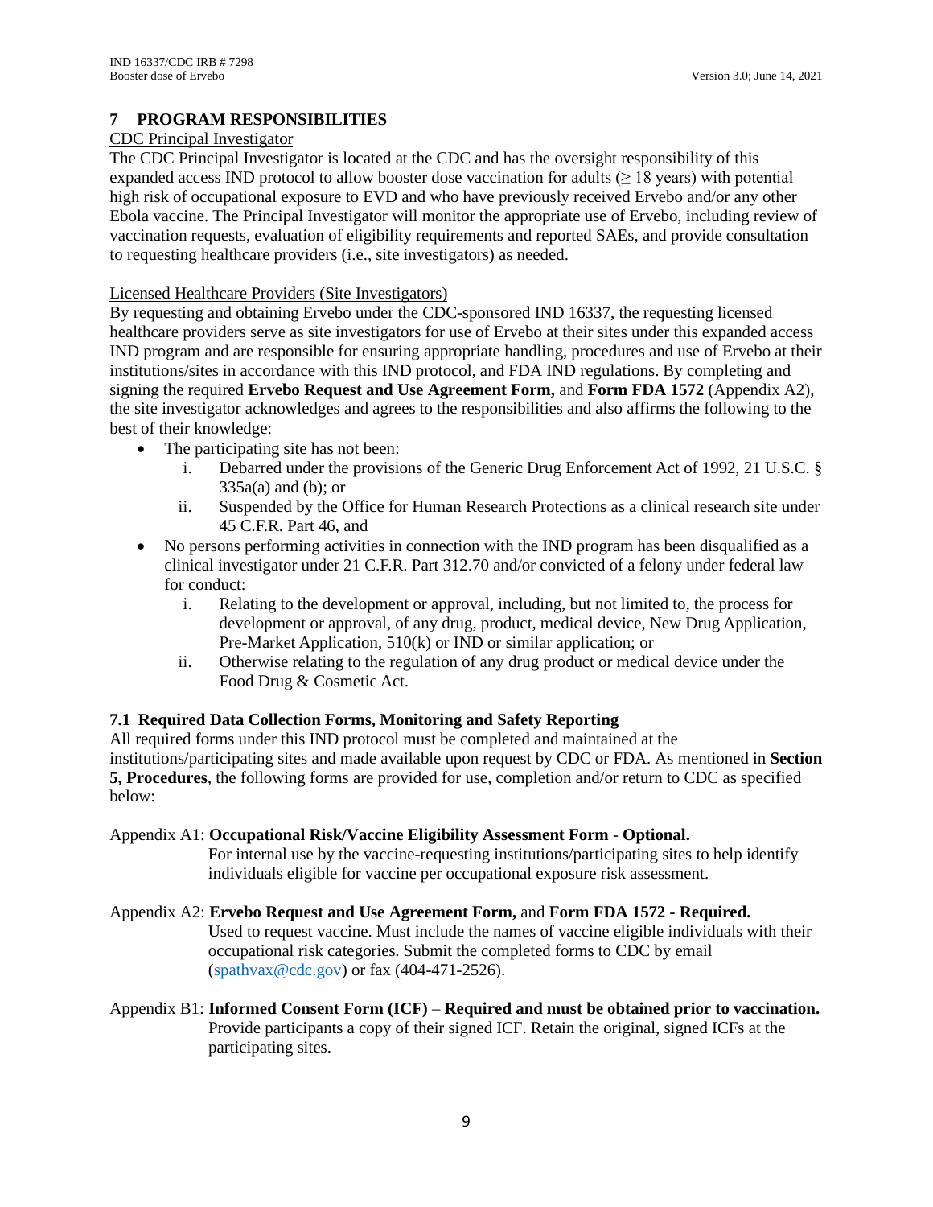## 7 PROGRAM RESPONSIBILITIES

CDC Principal Investigator

The CDC Principal Investigator is located at the CDC and has the oversight responsibility of this expanded access IND protocol to allow booster dose vaccination for adults (≥ 18 years) with potential high risk of occupational exposure to EVD and who have previously received Ervebo and/or any other Ebola vaccine. The Principal Investigator will monitor the appropriate use of Ervebo, including review of vaccination requests, evaluation of eligibility requirements and reported SAEs, and provide consultation to requesting healthcare providers (i.e., site investigators) as needed.

Licensed Healthcare Providers (Site Investigators)

By requesting and obtaining Ervebo under the CDC-sponsored IND 16337, the requesting licensed healthcare providers serve as site investigators for use of Ervebo at their sites under this expanded access IND program and are responsible for ensuring appropriate handling, procedures and use of Ervebo at their institutions/sites in accordance with this IND protocol, and FDA IND regulations. By completing and signing the required **Ervebo Request and Use Agreement Form,** and **Form FDA 1572** (Appendix A2), the site investigator acknowledges and agrees to the responsibilities and also affirms the following to the best of their knowledge:

- The participating site has not been:
  - i. Debarred under the provisions of the Generic Drug Enforcement Act of 1992, 21 U.S.C. § 335a(a) and (b); or
  - ii. Suspended by the Office for Human Research Protections as a clinical research site under 45 C.F.R. Part 46, and
- No persons performing activities in connection with the IND program has been disqualified as a clinical investigator under 21 C.F.R. Part 312.70 and/or convicted of a felony under federal law for conduct:
  - i. Relating to the development or approval, including, but not limited to, the process for development or approval, of any drug, product, medical device, New Drug Application, Pre-Market Application, 510(k) or IND or similar application; or
  - ii. Otherwise relating to the regulation of any drug product or medical device under the Food Drug & Cosmetic Act.

### 7.1 Required Data Collection Forms, Monitoring and Safety Reporting

All required forms under this IND protocol must be completed and maintained at the institutions/participating sites and made available upon request by CDC or FDA. As mentioned in **Section 5, Procedures**, the following forms are provided for use, completion and/or return to CDC as specified below:

Appendix A1: **Occupational Risk/Vaccine Eligibility Assessment Form - Optional.**
For internal use by the vaccine-requesting institutions/participating sites to help identify individuals eligible for vaccine per occupational exposure risk assessment.

Appendix A2: **Ervebo Request and Use Agreement Form,** and **Form FDA 1572 - Required.**
Used to request vaccine. Must include the names of vaccine eligible individuals with their occupational risk categories. Submit the completed forms to CDC by email (spathvax@cdc.gov) or fax (404-471-2526).

Appendix B1: **Informed Consent Form (ICF)** – **Required and must be obtained prior to vaccination.**
Provide participants a copy of their signed ICF. Retain the original, signed ICFs at the participating sites.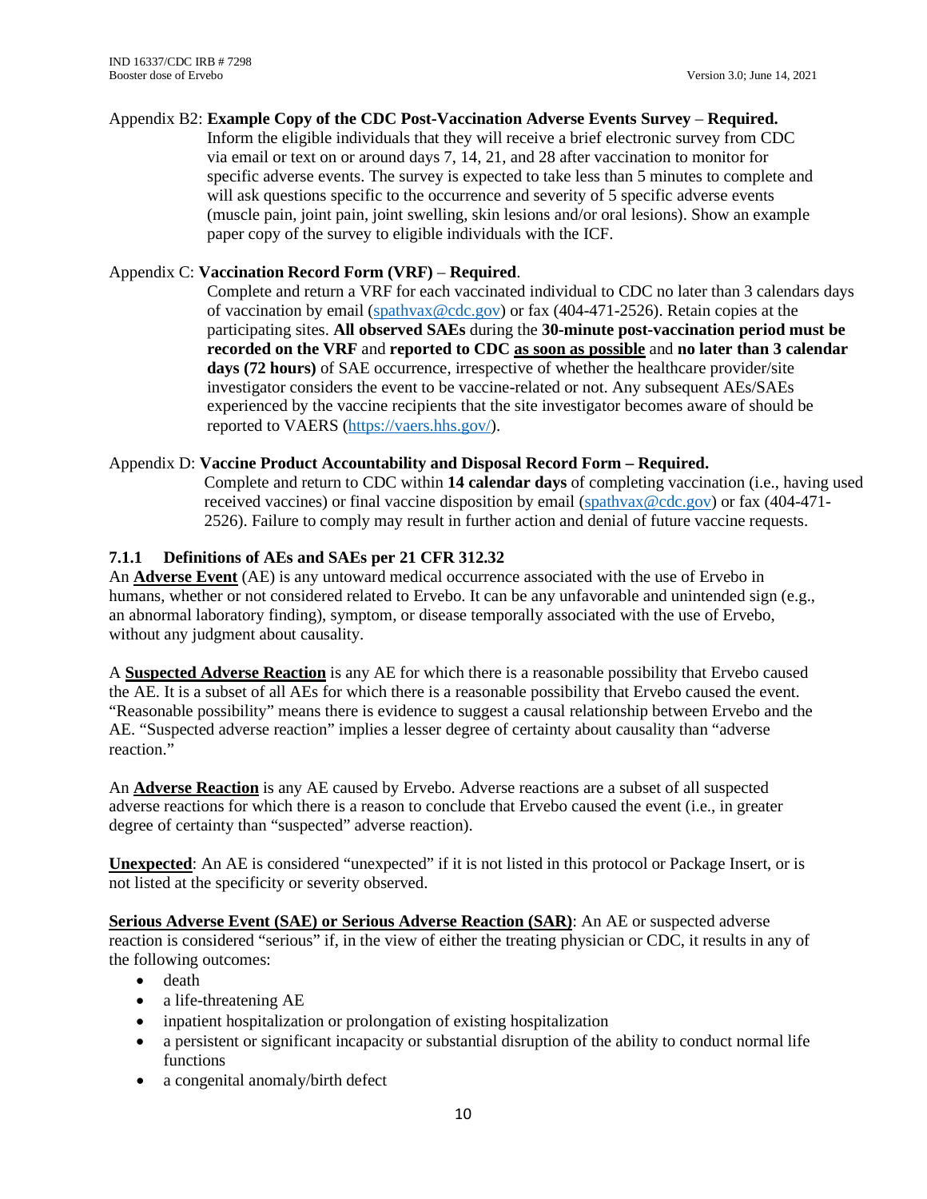Appendix B2: **Example Copy of the CDC Post-Vaccination Adverse Events Survey** – **Required.**

Inform the eligible individuals that they will receive a brief electronic survey from CDC via email or text on or around days 7, 14, 21, and 28 after vaccination to monitor for specific adverse events. The survey is expected to take less than 5 minutes to complete and will ask questions specific to the occurrence and severity of 5 specific adverse events (muscle pain, joint pain, joint swelling, skin lesions and/or oral lesions). Show an example paper copy of the survey to eligible individuals with the ICF.

Appendix C: **Vaccination Record Form (VRF)** – **Required**.

Complete and return a VRF for each vaccinated individual to CDC no later than 3 calendars days of vaccination by email (spathvax@cdc.gov) or fax (404-471-2526). Retain copies at the participating sites. **All observed SAEs** during the **30-minute post-vaccination period must be recorded on the VRF** and **reported to CDC <u>as soon as possible</u>** and **no later than 3 calendar days (72 hours)** of SAE occurrence, irrespective of whether the healthcare provider/site investigator considers the event to be vaccine-related or not. Any subsequent AEs/SAEs experienced by the vaccine recipients that the site investigator becomes aware of should be reported to VAERS (https://vaers.hhs.gov/).

Appendix D: **Vaccine Product Accountability and Disposal Record Form – Required.**

Complete and return to CDC within **14 calendar days** of completing vaccination (i.e., having used received vaccines) or final vaccine disposition by email (spathvax@cdc.gov) or fax (404-471-2526). Failure to comply may result in further action and denial of future vaccine requests.

### 7.1.1 Definitions of AEs and SAEs per 21 CFR 312.32

An **<u>Adverse Event</u>** (AE) is any untoward medical occurrence associated with the use of Ervebo in humans, whether or not considered related to Ervebo. It can be any unfavorable and unintended sign (e.g., an abnormal laboratory finding), symptom, or disease temporally associated with the use of Ervebo, without any judgment about causality.

A **<u>Suspected Adverse Reaction</u>** is any AE for which there is a reasonable possibility that Ervebo caused the AE. It is a subset of all AEs for which there is a reasonable possibility that Ervebo caused the event. "Reasonable possibility" means there is evidence to suggest a causal relationship between Ervebo and the AE. "Suspected adverse reaction" implies a lesser degree of certainty about causality than "adverse reaction."

An **<u>Adverse Reaction</u>** is any AE caused by Ervebo. Adverse reactions are a subset of all suspected adverse reactions for which there is a reason to conclude that Ervebo caused the event (i.e., in greater degree of certainty than "suspected" adverse reaction).

**<u>Unexpected</u>**: An AE is considered "unexpected" if it is not listed in this protocol or Package Insert, or is not listed at the specificity or severity observed.

**<u>Serious Adverse Event (SAE) or Serious Adverse Reaction (SAR)</u>**: An AE or suspected adverse reaction is considered "serious" if, in the view of either the treating physician or CDC, it results in any of the following outcomes:

- death
- a life-threatening AE
- inpatient hospitalization or prolongation of existing hospitalization
- a persistent or significant incapacity or substantial disruption of the ability to conduct normal life functions
- a congenital anomaly/birth defect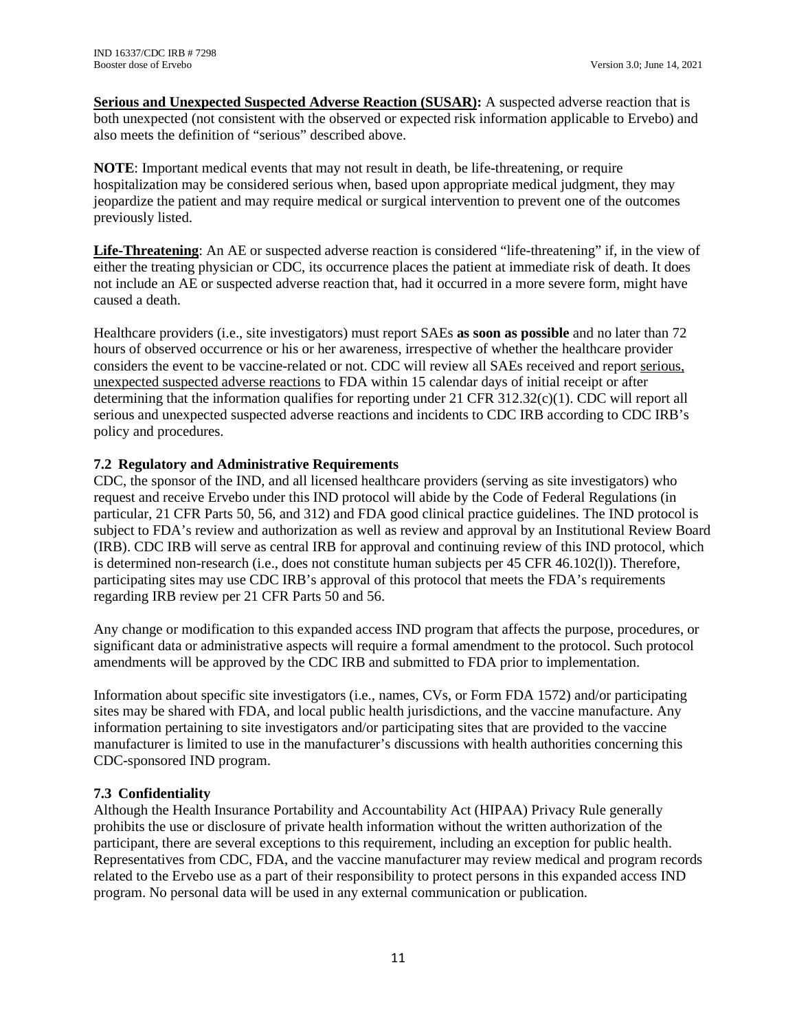**Serious and Unexpected Suspected Adverse Reaction (SUSAR):** A suspected adverse reaction that is both unexpected (not consistent with the observed or expected risk information applicable to Ervebo) and also meets the definition of "serious" described above.

**NOTE**: Important medical events that may not result in death, be life-threatening, or require hospitalization may be considered serious when, based upon appropriate medical judgment, they may jeopardize the patient and may require medical or surgical intervention to prevent one of the outcomes previously listed.

**Life-Threatening**: An AE or suspected adverse reaction is considered "life-threatening" if, in the view of either the treating physician or CDC, its occurrence places the patient at immediate risk of death. It does not include an AE or suspected adverse reaction that, had it occurred in a more severe form, might have caused a death.

Healthcare providers (i.e., site investigators) must report SAEs **as soon as possible** and no later than 72 hours of observed occurrence or his or her awareness, irrespective of whether the healthcare provider considers the event to be vaccine-related or not. CDC will review all SAEs received and report serious, unexpected suspected adverse reactions to FDA within 15 calendar days of initial receipt or after determining that the information qualifies for reporting under 21 CFR 312.32(c)(1). CDC will report all serious and unexpected suspected adverse reactions and incidents to CDC IRB according to CDC IRB's policy and procedures.

### 7.2 Regulatory and Administrative Requirements

CDC, the sponsor of the IND, and all licensed healthcare providers (serving as site investigators) who request and receive Ervebo under this IND protocol will abide by the Code of Federal Regulations (in particular, 21 CFR Parts 50, 56, and 312) and FDA good clinical practice guidelines. The IND protocol is subject to FDA's review and authorization as well as review and approval by an Institutional Review Board (IRB). CDC IRB will serve as central IRB for approval and continuing review of this IND protocol, which is determined non-research (i.e., does not constitute human subjects per 45 CFR 46.102(l)). Therefore, participating sites may use CDC IRB's approval of this protocol that meets the FDA's requirements regarding IRB review per 21 CFR Parts 50 and 56.

Any change or modification to this expanded access IND program that affects the purpose, procedures, or significant data or administrative aspects will require a formal amendment to the protocol. Such protocol amendments will be approved by the CDC IRB and submitted to FDA prior to implementation.

Information about specific site investigators (i.e., names, CVs, or Form FDA 1572) and/or participating sites may be shared with FDA, and local public health jurisdictions, and the vaccine manufacture. Any information pertaining to site investigators and/or participating sites that are provided to the vaccine manufacturer is limited to use in the manufacturer's discussions with health authorities concerning this CDC-sponsored IND program.

### 7.3 Confidentiality

Although the Health Insurance Portability and Accountability Act (HIPAA) Privacy Rule generally prohibits the use or disclosure of private health information without the written authorization of the participant, there are several exceptions to this requirement, including an exception for public health. Representatives from CDC, FDA, and the vaccine manufacturer may review medical and program records related to the Ervebo use as a part of their responsibility to protect persons in this expanded access IND program. No personal data will be used in any external communication or publication.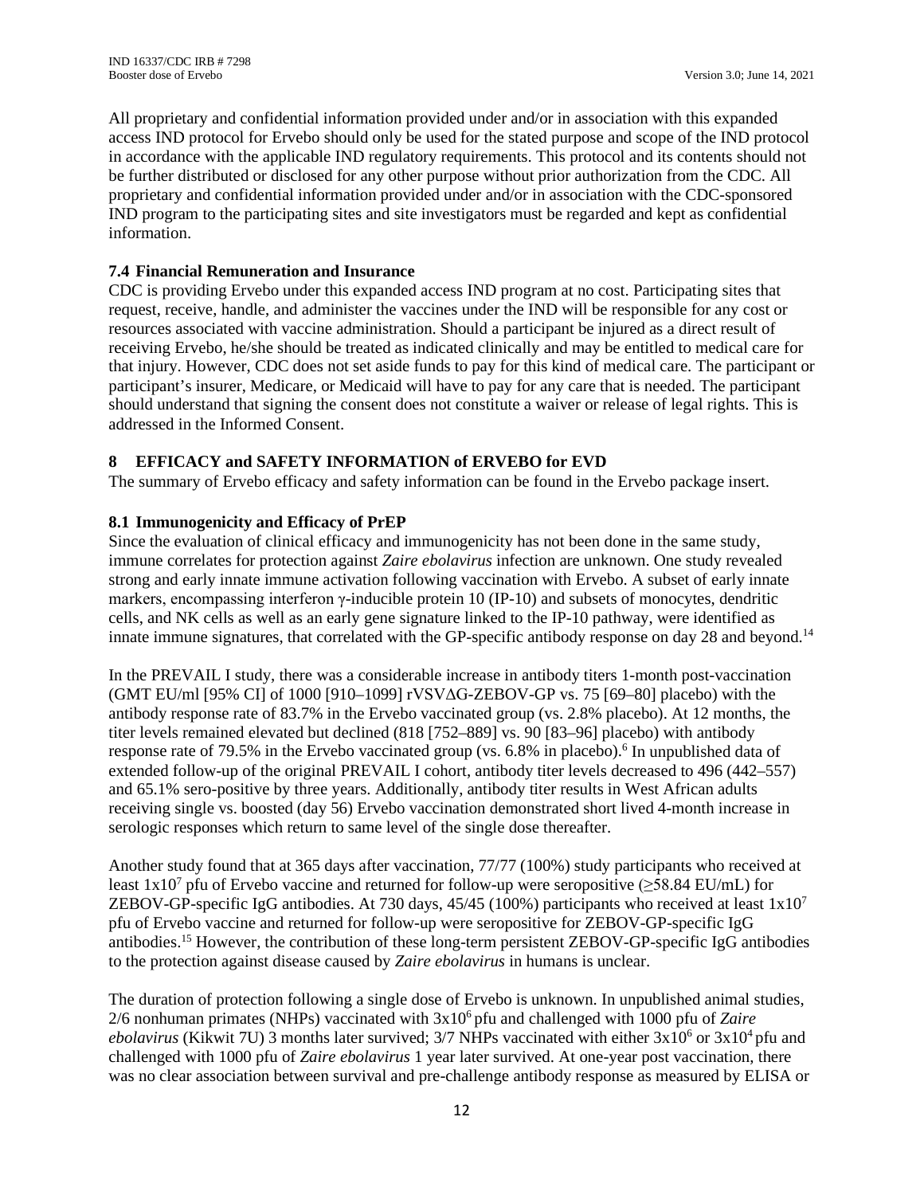All proprietary and confidential information provided under and/or in association with this expanded access IND protocol for Ervebo should only be used for the stated purpose and scope of the IND protocol in accordance with the applicable IND regulatory requirements. This protocol and its contents should not be further distributed or disclosed for any other purpose without prior authorization from the CDC. All proprietary and confidential information provided under and/or in association with the CDC-sponsored IND program to the participating sites and site investigators must be regarded and kept as confidential information.

### 7.4 Financial Remuneration and Insurance

CDC is providing Ervebo under this expanded access IND program at no cost. Participating sites that request, receive, handle, and administer the vaccines under the IND will be responsible for any cost or resources associated with vaccine administration. Should a participant be injured as a direct result of receiving Ervebo, he/she should be treated as indicated clinically and may be entitled to medical care for that injury. However, CDC does not set aside funds to pay for this kind of medical care. The participant or participant's insurer, Medicare, or Medicaid will have to pay for any care that is needed. The participant should understand that signing the consent does not constitute a waiver or release of legal rights. This is addressed in the Informed Consent.

## 8 EFFICACY and SAFETY INFORMATION of ERVEBO for EVD

The summary of Ervebo efficacy and safety information can be found in the Ervebo package insert.

### 8.1 Immunogenicity and Efficacy of PrEP

Since the evaluation of clinical efficacy and immunogenicity has not been done in the same study, immune correlates for protection against *Zaire ebolavirus* infection are unknown. One study revealed strong and early innate immune activation following vaccination with Ervebo. A subset of early innate markers, encompassing interferon γ-inducible protein 10 (IP-10) and subsets of monocytes, dendritic cells, and NK cells as well as an early gene signature linked to the IP-10 pathway, were identified as innate immune signatures, that correlated with the GP-specific antibody response on day 28 and beyond.[14]

In the PREVAIL I study, there was a considerable increase in antibody titers 1-month post-vaccination (GMT EU/ml [95% CI] of 1000 [910–1099] rVSVΔG-ZEBOV-GP vs. 75 [69–80] placebo) with the antibody response rate of 83.7% in the Ervebo vaccinated group (vs. 2.8% placebo). At 12 months, the titer levels remained elevated but declined (818 [752–889] vs. 90 [83–96] placebo) with antibody response rate of 79.5% in the Ervebo vaccinated group (vs. 6.8% in placebo).[6] In unpublished data of extended follow-up of the original PREVAIL I cohort, antibody titer levels decreased to 496 (442–557) and 65.1% sero-positive by three years. Additionally, antibody titer results in West African adults receiving single vs. boosted (day 56) Ervebo vaccination demonstrated short lived 4-month increase in serologic responses which return to same level of the single dose thereafter.

Another study found that at 365 days after vaccination, 77/77 (100%) study participants who received at least $1 \times 10^7$ pfu of Ervebo vaccine and returned for follow-up were seropositive (≥58.84 EU/mL) for ZEBOV-GP-specific IgG antibodies. At 730 days, 45/45 (100%) participants who received at least $1 \times 10^7$ pfu of Ervebo vaccine and returned for follow-up were seropositive for ZEBOV-GP-specific IgG antibodies.[15] However, the contribution of these long-term persistent ZEBOV-GP-specific IgG antibodies to the protection against disease caused by *Zaire ebolavirus* in humans is unclear.

The duration of protection following a single dose of Ervebo is unknown. In unpublished animal studies, 2/6 nonhuman primates (NHPs) vaccinated with $3 \times 10^6$ pfu and challenged with 1000 pfu of *Zaire ebolavirus* (Kikwit 7U) 3 months later survived; 3/7 NHPs vaccinated with either $3 \times 10^6$ or $3 \times 10^4$ pfu and challenged with 1000 pfu of *Zaire ebolavirus* 1 year later survived. At one-year post vaccination, there was no clear association between survival and pre-challenge antibody response as measured by ELISA or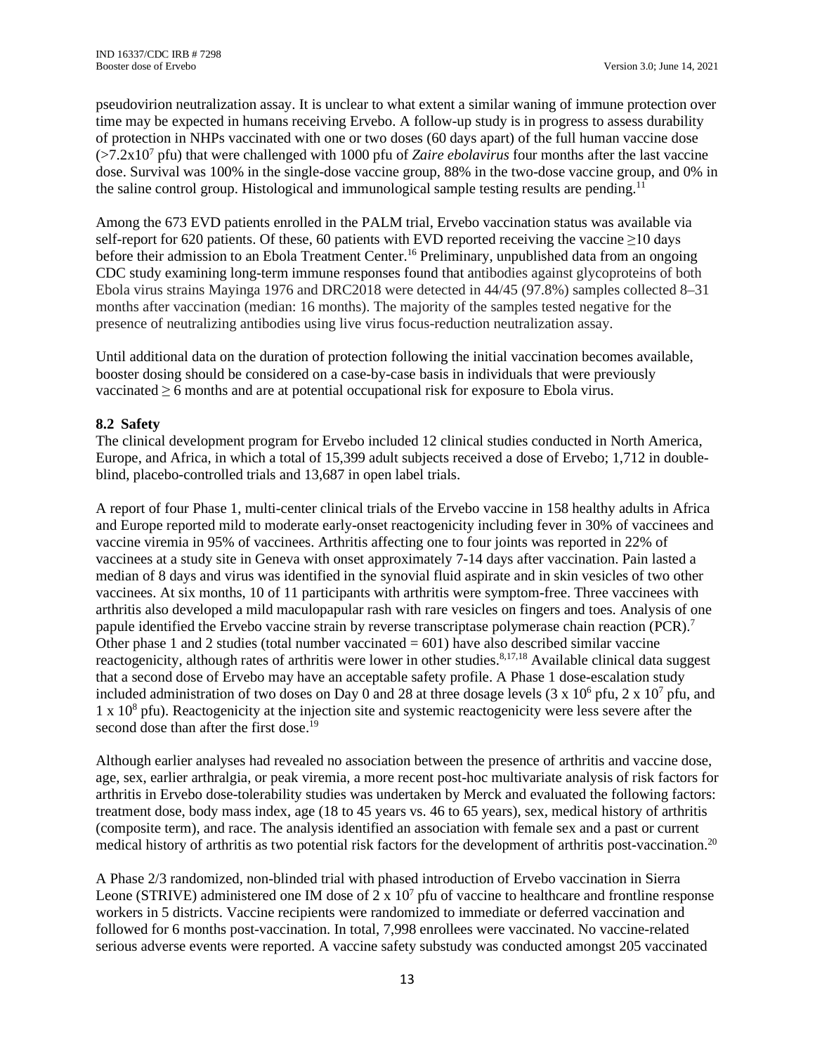pseudovirion neutralization assay. It is unclear to what extent a similar waning of immune protection over time may be expected in humans receiving Ervebo. A follow-up study is in progress to assess durability of protection in NHPs vaccinated with one or two doses (60 days apart) of the full human vaccine dose ($>7.2 \times 10^7$ pfu) that were challenged with 1000 pfu of *Zaire ebolavirus* four months after the last vaccine dose. Survival was 100% in the single-dose vaccine group, 88% in the two-dose vaccine group, and 0% in the saline control group. Histological and immunological sample testing results are pending.[11]

Among the 673 EVD patients enrolled in the PALM trial, Ervebo vaccination status was available via self-report for 620 patients. Of these, 60 patients with EVD reported receiving the vaccine ≥10 days before their admission to an Ebola Treatment Center.[16] Preliminary, unpublished data from an ongoing CDC study examining long-term immune responses found that antibodies against glycoproteins of both Ebola virus strains Mayinga 1976 and DRC2018 were detected in 44/45 (97.8%) samples collected 8–31 months after vaccination (median: 16 months). The majority of the samples tested negative for the presence of neutralizing antibodies using live virus focus-reduction neutralization assay.

Until additional data on the duration of protection following the initial vaccination becomes available, booster dosing should be considered on a case-by-case basis in individuals that were previously vaccinated ≥ 6 months and are at potential occupational risk for exposure to Ebola virus.

### 8.2 Safety

The clinical development program for Ervebo included 12 clinical studies conducted in North America, Europe, and Africa, in which a total of 15,399 adult subjects received a dose of Ervebo; 1,712 in double-blind, placebo-controlled trials and 13,687 in open label trials.

A report of four Phase 1, multi-center clinical trials of the Ervebo vaccine in 158 healthy adults in Africa and Europe reported mild to moderate early-onset reactogenicity including fever in 30% of vaccinees and vaccine viremia in 95% of vaccinees. Arthritis affecting one to four joints was reported in 22% of vaccinees at a study site in Geneva with onset approximately 7-14 days after vaccination. Pain lasted a median of 8 days and virus was identified in the synovial fluid aspirate and in skin vesicles of two other vaccinees. At six months, 10 of 11 participants with arthritis were symptom-free. Three vaccinees with arthritis also developed a mild maculopapular rash with rare vesicles on fingers and toes. Analysis of one papule identified the Ervebo vaccine strain by reverse transcriptase polymerase chain reaction (PCR).[7] Other phase 1 and 2 studies (total number vaccinated = 601) have also described similar vaccine reactogenicity, although rates of arthritis were lower in other studies.[8,17,18] Available clinical data suggest that a second dose of Ervebo may have an acceptable safety profile. A Phase 1 dose-escalation study included administration of two doses on Day 0 and 28 at three dosage levels ($3 \times 10^6$ pfu, $2 \times 10^7$ pfu, and $1 \times 10^8$ pfu). Reactogenicity at the injection site and systemic reactogenicity were less severe after the second dose than after the first dose.[19]

Although earlier analyses had revealed no association between the presence of arthritis and vaccine dose, age, sex, earlier arthralgia, or peak viremia, a more recent post-hoc multivariate analysis of risk factors for arthritis in Ervebo dose-tolerability studies was undertaken by Merck and evaluated the following factors: treatment dose, body mass index, age (18 to 45 years vs. 46 to 65 years), sex, medical history of arthritis (composite term), and race. The analysis identified an association with female sex and a past or current medical history of arthritis as two potential risk factors for the development of arthritis post-vaccination.[20]

A Phase 2/3 randomized, non-blinded trial with phased introduction of Ervebo vaccination in Sierra Leone (STRIVE) administered one IM dose of $2 \times 10^7$ pfu of vaccine to healthcare and frontline response workers in 5 districts. Vaccine recipients were randomized to immediate or deferred vaccination and followed for 6 months post-vaccination. In total, 7,998 enrollees were vaccinated. No vaccine-related serious adverse events were reported. A vaccine safety substudy was conducted amongst 205 vaccinated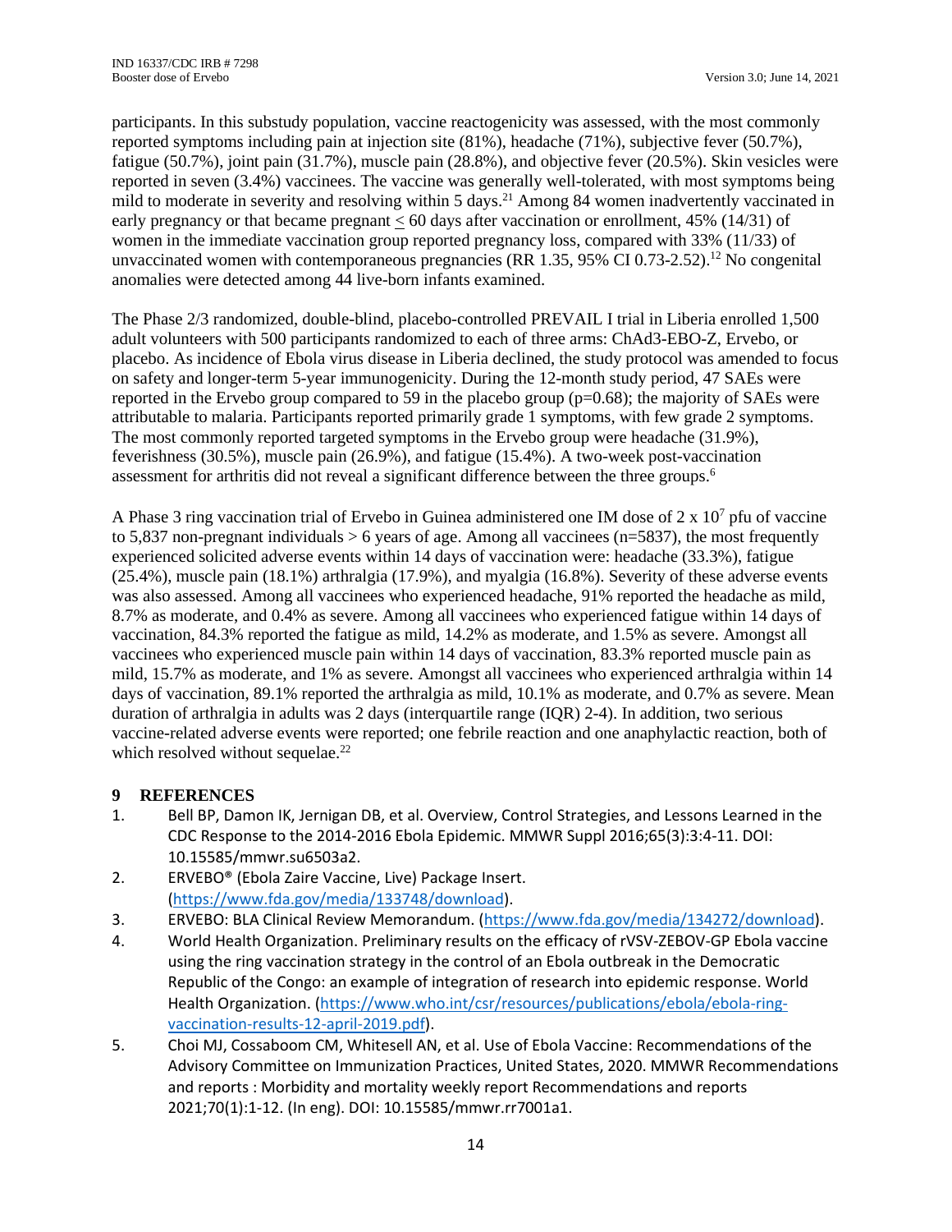participants. In this substudy population, vaccine reactogenicity was assessed, with the most commonly reported symptoms including pain at injection site (81%), headache (71%), subjective fever (50.7%), fatigue (50.7%), joint pain (31.7%), muscle pain (28.8%), and objective fever (20.5%). Skin vesicles were reported in seven (3.4%) vaccinees. The vaccine was generally well-tolerated, with most symptoms being mild to moderate in severity and resolving within 5 days.[21] Among 84 women inadvertently vaccinated in early pregnancy or that became pregnant $\leq$ 60 days after vaccination or enrollment, 45% (14/31) of women in the immediate vaccination group reported pregnancy loss, compared with 33% (11/33) of unvaccinated women with contemporaneous pregnancies (RR 1.35, 95% CI 0.73-2.52).[12] No congenital anomalies were detected among 44 live-born infants examined.

The Phase 2/3 randomized, double-blind, placebo-controlled PREVAIL I trial in Liberia enrolled 1,500 adult volunteers with 500 participants randomized to each of three arms: ChAd3-EBO-Z, Ervebo, or placebo. As incidence of Ebola virus disease in Liberia declined, the study protocol was amended to focus on safety and longer-term 5-year immunogenicity. During the 12-month study period, 47 SAEs were reported in the Ervebo group compared to 59 in the placebo group (p=0.68); the majority of SAEs were attributable to malaria. Participants reported primarily grade 1 symptoms, with few grade 2 symptoms. The most commonly reported targeted symptoms in the Ervebo group were headache (31.9%), feverishness (30.5%), muscle pain (26.9%), and fatigue (15.4%). A two-week post-vaccination assessment for arthritis did not reveal a significant difference between the three groups.[6]

A Phase 3 ring vaccination trial of Ervebo in Guinea administered one IM dose of $2 \times 10^7$ pfu of vaccine to 5,837 non-pregnant individuals > 6 years of age. Among all vaccinees (n=5837), the most frequently experienced solicited adverse events within 14 days of vaccination were: headache (33.3%), fatigue (25.4%), muscle pain (18.1%) arthralgia (17.9%), and myalgia (16.8%). Severity of these adverse events was also assessed. Among all vaccinees who experienced headache, 91% reported the headache as mild, 8.7% as moderate, and 0.4% as severe. Among all vaccinees who experienced fatigue within 14 days of vaccination, 84.3% reported the fatigue as mild, 14.2% as moderate, and 1.5% as severe. Amongst all vaccinees who experienced muscle pain within 14 days of vaccination, 83.3% reported muscle pain as mild, 15.7% as moderate, and 1% as severe. Amongst all vaccinees who experienced arthralgia within 14 days of vaccination, 89.1% reported the arthralgia as mild, 10.1% as moderate, and 0.7% as severe. Mean duration of arthralgia in adults was 2 days (interquartile range (IQR) 2-4). In addition, two serious vaccine-related adverse events were reported; one febrile reaction and one anaphylactic reaction, both of which resolved without sequelae.[22]

# 9 REFERENCES

1. Bell BP, Damon IK, Jernigan DB, et al. Overview, Control Strategies, and Lessons Learned in the CDC Response to the 2014-2016 Ebola Epidemic. MMWR Suppl 2016;65(3):3:4-11. DOI: 10.15585/mmwr.su6503a2.
2. ERVEBO® (Ebola Zaire Vaccine, Live) Package Insert. (https://www.fda.gov/media/133748/download).
3. ERVEBO: BLA Clinical Review Memorandum. (https://www.fda.gov/media/134272/download).
4. World Health Organization. Preliminary results on the efficacy of rVSV-ZEBOV-GP Ebola vaccine using the ring vaccination strategy in the control of an Ebola outbreak in the Democratic Republic of the Congo: an example of integration of research into epidemic response. World Health Organization. (https://www.who.int/csr/resources/publications/ebola/ebola-ring-vaccination-results-12-april-2019.pdf).
5. Choi MJ, Cossaboom CM, Whitesell AN, et al. Use of Ebola Vaccine: Recommendations of the Advisory Committee on Immunization Practices, United States, 2020. MMWR Recommendations and reports : Morbidity and mortality weekly report Recommendations and reports 2021;70(1):1-12. (In eng). DOI: 10.15585/mmwr.rr7001a1.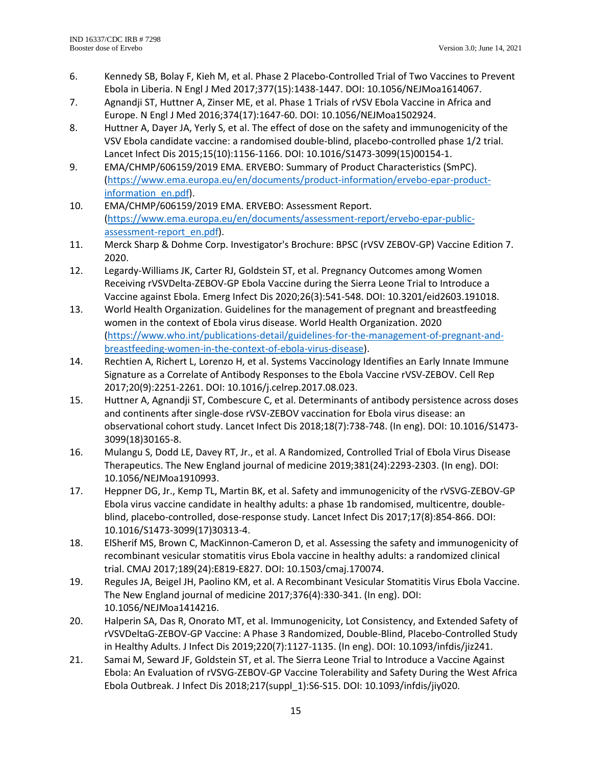6. Kennedy SB, Bolay F, Kieh M, et al. Phase 2 Placebo-Controlled Trial of Two Vaccines to Prevent Ebola in Liberia. N Engl J Med 2017;377(15):1438-1447. DOI: 10.1056/NEJMoa1614067.
7. Agnandji ST, Huttner A, Zinser ME, et al. Phase 1 Trials of rVSV Ebola Vaccine in Africa and Europe. N Engl J Med 2016;374(17):1647-60. DOI: 10.1056/NEJMoa1502924.
8. Huttner A, Dayer JA, Yerly S, et al. The effect of dose on the safety and immunogenicity of the VSV Ebola candidate vaccine: a randomised double-blind, placebo-controlled phase 1/2 trial. Lancet Infect Dis 2015;15(10):1156-1166. DOI: 10.1016/S1473-3099(15)00154-1.
9. EMA/CHMP/606159/2019 EMA. ERVEBO: Summary of Product Characteristics (SmPC). (https://www.ema.europa.eu/en/documents/product-information/ervebo-epar-product-information_en.pdf).
10. EMA/CHMP/606159/2019 EMA. ERVEBO: Assessment Report. (https://www.ema.europa.eu/en/documents/assessment-report/ervebo-epar-public-assessment-report_en.pdf).
11. Merck Sharp & Dohme Corp. Investigator's Brochure: BPSC (rVSV ZEBOV-GP) Vaccine Edition 7. 2020.
12. Legardy-Williams JK, Carter RJ, Goldstein ST, et al. Pregnancy Outcomes among Women Receiving rVSVDelta-ZEBOV-GP Ebola Vaccine during the Sierra Leone Trial to Introduce a Vaccine against Ebola. Emerg Infect Dis 2020;26(3):541-548. DOI: 10.3201/eid2603.191018.
13. World Health Organization. Guidelines for the management of pregnant and breastfeeding women in the context of Ebola virus disease. World Health Organization. 2020 (https://www.who.int/publications-detail/guidelines-for-the-management-of-pregnant-and-breastfeeding-women-in-the-context-of-ebola-virus-disease).
14. Rechtien A, Richert L, Lorenzo H, et al. Systems Vaccinology Identifies an Early Innate Immune Signature as a Correlate of Antibody Responses to the Ebola Vaccine rVSV-ZEBOV. Cell Rep 2017;20(9):2251-2261. DOI: 10.1016/j.celrep.2017.08.023.
15. Huttner A, Agnandji ST, Combescure C, et al. Determinants of antibody persistence across doses and continents after single-dose rVSV-ZEBOV vaccination for Ebola virus disease: an observational cohort study. Lancet Infect Dis 2018;18(7):738-748. (In eng). DOI: 10.1016/S1473-3099(18)30165-8.
16. Mulangu S, Dodd LE, Davey RT, Jr., et al. A Randomized, Controlled Trial of Ebola Virus Disease Therapeutics. The New England journal of medicine 2019;381(24):2293-2303. (In eng). DOI: 10.1056/NEJMoa1910993.
17. Heppner DG, Jr., Kemp TL, Martin BK, et al. Safety and immunogenicity of the rVSVG-ZEBOV-GP Ebola virus vaccine candidate in healthy adults: a phase 1b randomised, multicentre, double-blind, placebo-controlled, dose-response study. Lancet Infect Dis 2017;17(8):854-866. DOI: 10.1016/S1473-3099(17)30313-4.
18. ElSherif MS, Brown C, MacKinnon-Cameron D, et al. Assessing the safety and immunogenicity of recombinant vesicular stomatitis virus Ebola vaccine in healthy adults: a randomized clinical trial. CMAJ 2017;189(24):E819-E827. DOI: 10.1503/cmaj.170074.
19. Regules JA, Beigel JH, Paolino KM, et al. A Recombinant Vesicular Stomatitis Virus Ebola Vaccine. The New England journal of medicine 2017;376(4):330-341. (In eng). DOI: 10.1056/NEJMoa1414216.
20. Halperin SA, Das R, Onorato MT, et al. Immunogenicity, Lot Consistency, and Extended Safety of rVSVDeltaG-ZEBOV-GP Vaccine: A Phase 3 Randomized, Double-Blind, Placebo-Controlled Study in Healthy Adults. J Infect Dis 2019;220(7):1127-1135. (In eng). DOI: 10.1093/infdis/jiz241.
21. Samai M, Seward JF, Goldstein ST, et al. The Sierra Leone Trial to Introduce a Vaccine Against Ebola: An Evaluation of rVSVG-ZEBOV-GP Vaccine Tolerability and Safety During the West Africa Ebola Outbreak. J Infect Dis 2018;217(suppl_1):S6-S15. DOI: 10.1093/infdis/jiy020.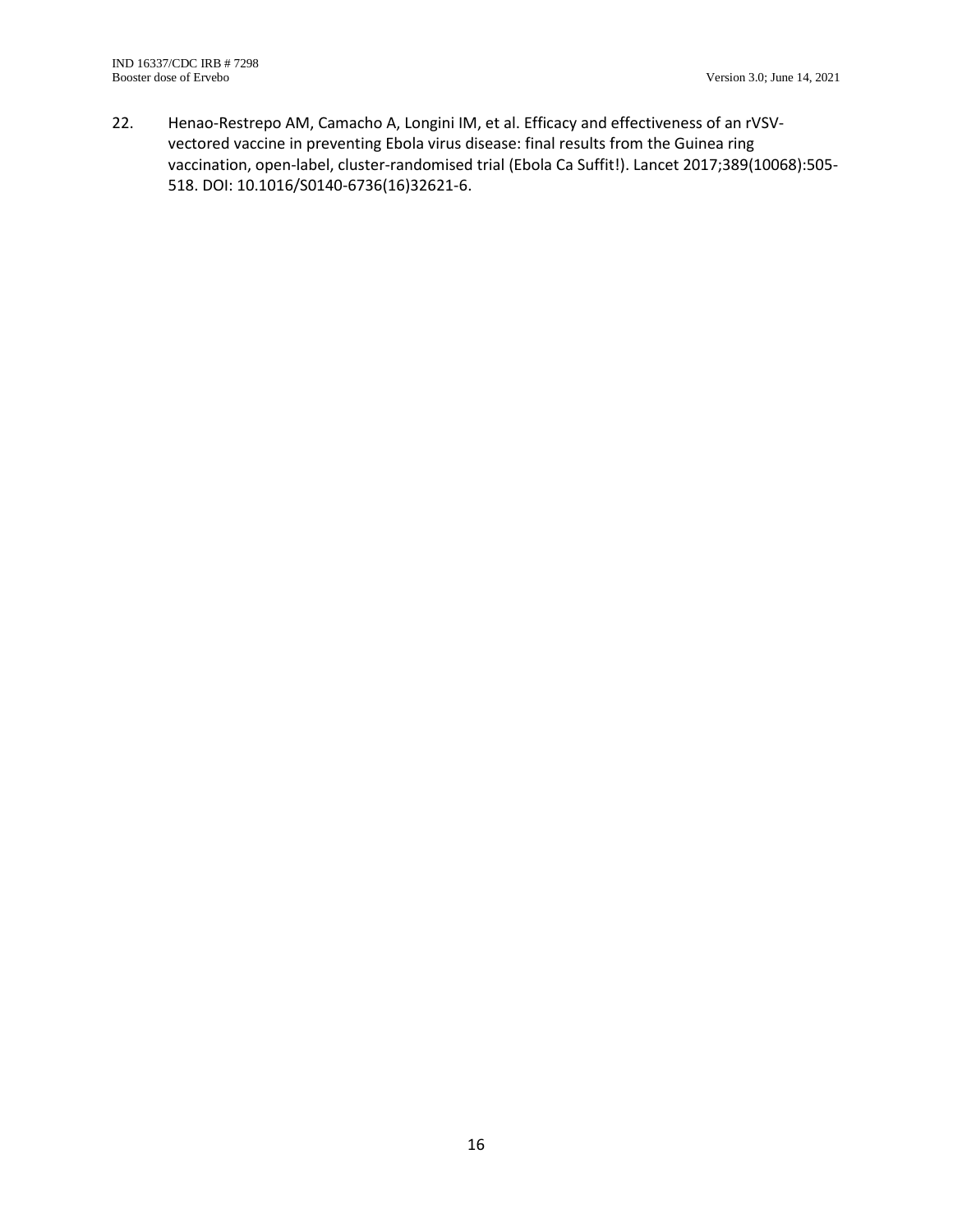22. Henao-Restrepo AM, Camacho A, Longini IM, et al. Efficacy and effectiveness of an rVSV-vectored vaccine in preventing Ebola virus disease: final results from the Guinea ring vaccination, open-label, cluster-randomised trial (Ebola Ca Suffit!). Lancet 2017;389(10068):505-518. DOI: 10.1016/S0140-6736(16)32621-6.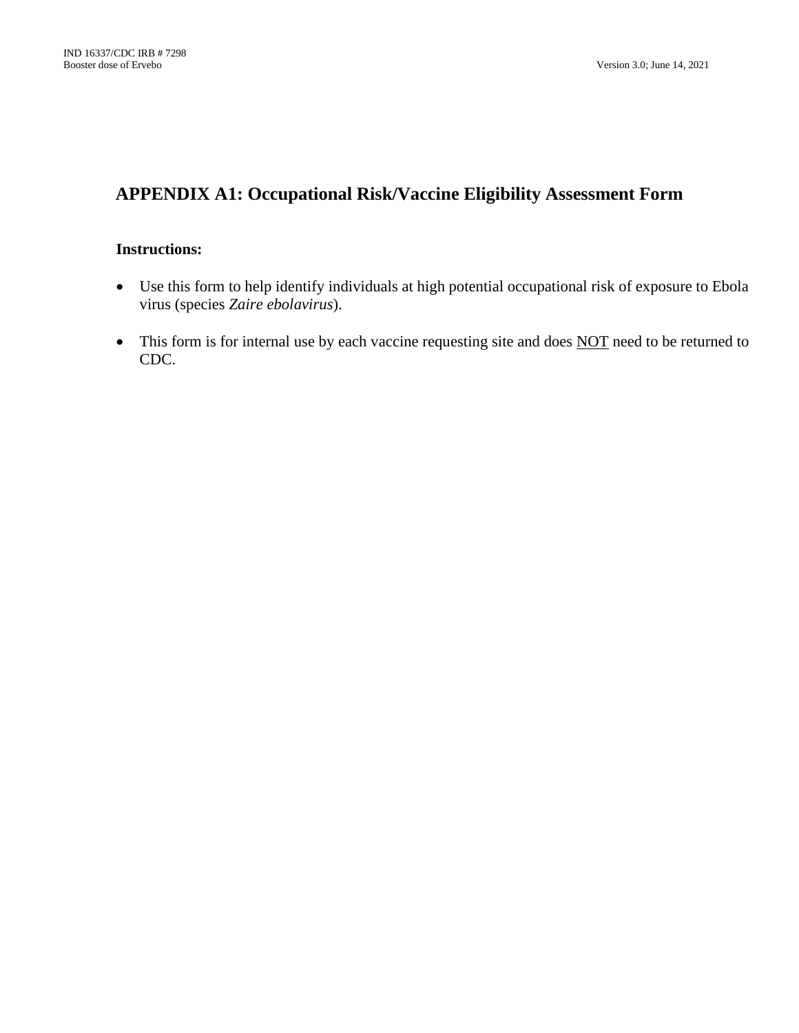## APPENDIX A1: Occupational Risk/Vaccine Eligibility Assessment Form

**Instructions:**

- Use this form to help identify individuals at high potential occupational risk of exposure to Ebola virus (species *Zaire ebolavirus*).
- This form is for internal use by each vaccine requesting site and does NOT need to be returned to CDC.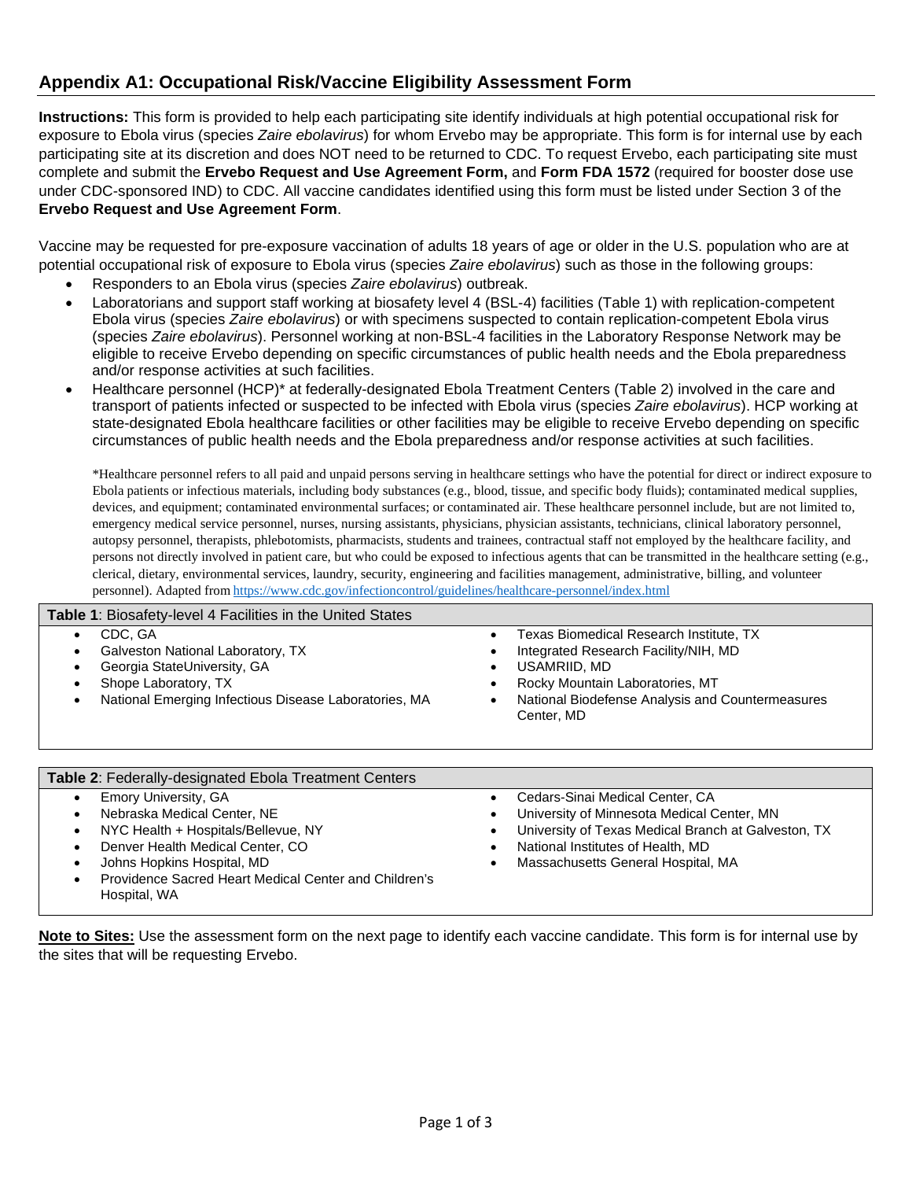## Appendix A1: Occupational Risk/Vaccine Eligibility Assessment Form

**Instructions:** This form is provided to help each participating site identify individuals at high potential occupational risk for exposure to Ebola virus (species *Zaire ebolavirus*) for whom Ervebo may be appropriate. This form is for internal use by each participating site at its discretion and does NOT need to be returned to CDC. To request Ervebo, each participating site must complete and submit the **Ervebo Request and Use Agreement Form,** and **Form FDA 1572** (required for booster dose use under CDC-sponsored IND) to CDC. All vaccine candidates identified using this form must be listed under Section 3 of the **Ervebo Request and Use Agreement Form**.

Vaccine may be requested for pre-exposure vaccination of adults 18 years of age or older in the U.S. population who are at potential occupational risk of exposure to Ebola virus (species *Zaire ebolavirus*) such as those in the following groups:

- Responders to an Ebola virus (species *Zaire ebolavirus*) outbreak.
- Laboratorians and support staff working at biosafety level 4 (BSL-4) facilities (Table 1) with replication-competent Ebola virus (species *Zaire ebolavirus*) or with specimens suspected to contain replication-competent Ebola virus (species *Zaire ebolavirus*). Personnel working at non-BSL-4 facilities in the Laboratory Response Network may be eligible to receive Ervebo depending on specific circumstances of public health needs and the Ebola preparedness and/or response activities at such facilities.
- Healthcare personnel (HCP)* at federally-designated Ebola Treatment Centers (Table 2) involved in the care and transport of patients infected or suspected to be infected with Ebola virus (species *Zaire ebolavirus*). HCP working at state-designated Ebola healthcare facilities or other facilities may be eligible to receive Ervebo depending on specific circumstances of public health needs and the Ebola preparedness and/or response activities at such facilities.

*Healthcare personnel refers to all paid and unpaid persons serving in healthcare settings who have the potential for direct or indirect exposure to Ebola patients or infectious materials, including body substances (e.g., blood, tissue, and specific body fluids); contaminated medical supplies, devices, and equipment; contaminated environmental surfaces; or contaminated air. These healthcare personnel include, but are not limited to, emergency medical service personnel, nurses, nursing assistants, physicians, physician assistants, technicians, clinical laboratory personnel, autopsy personnel, therapists, phlebotomists, pharmacists, students and trainees, contractual staff not employed by the healthcare facility, and persons not directly involved in patient care, but who could be exposed to infectious agents that can be transmitted in the healthcare setting (e.g., clerical, dietary, environmental services, laundry, security, engineering and facilities management, administrative, billing, and volunteer personnel). Adapted from https://www.cdc.gov/infectioncontrol/guidelines/healthcare-personnel/index.html

**Table 1**: Biosafety-level 4 Facilities in the United States

- CDC, GA
- Galveston National Laboratory, TX
- Georgia StateUniversity, GA
- Shope Laboratory, TX
- National Emerging Infectious Disease Laboratories, MA
- Texas Biomedical Research Institute, TX
- Integrated Research Facility/NIH, MD
- USAMRIID, MD
- Rocky Mountain Laboratories, MT
- National Biodefense Analysis and Countermeasures Center, MD

**Table 2**: Federally-designated Ebola Treatment Centers

- Emory University, GA
- Nebraska Medical Center, NE
- NYC Health + Hospitals/Bellevue, NY
- Denver Health Medical Center, CO
- Johns Hopkins Hospital, MD
- Providence Sacred Heart Medical Center and Children's Hospital, WA
- Cedars-Sinai Medical Center, CA
- University of Minnesota Medical Center, MN
- University of Texas Medical Branch at Galveston, TX
- National Institutes of Health, MD
- Massachusetts General Hospital, MA

**Note to Sites:** Use the assessment form on the next page to identify each vaccine candidate. This form is for internal use by the sites that will be requesting Ervebo.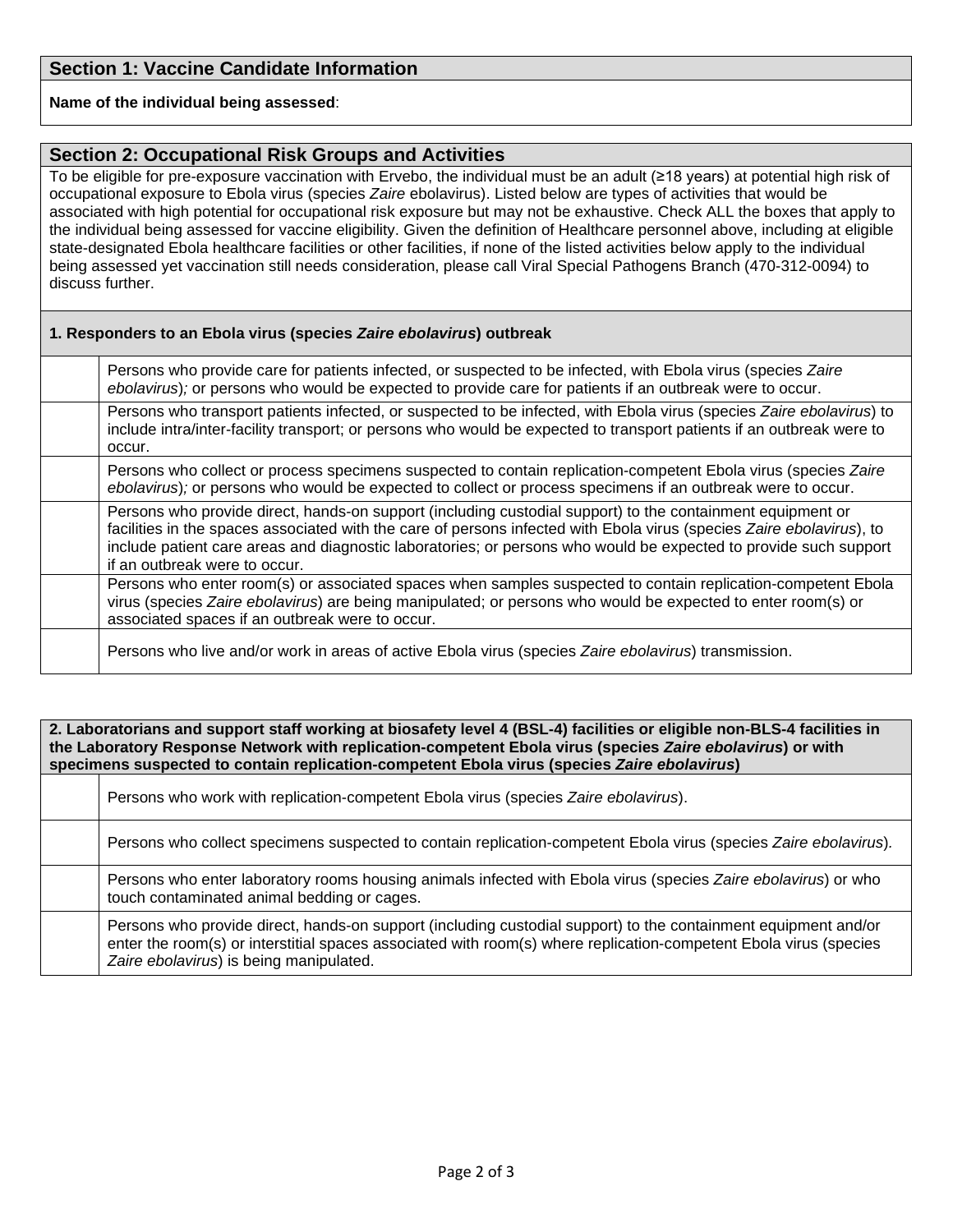## Section 1: Vaccine Candidate Information

**Name of the individual being assessed**:

## Section 2: Occupational Risk Groups and Activities

To be eligible for pre-exposure vaccination with Ervebo, the individual must be an adult (≥18 years) at potential high risk of occupational exposure to Ebola virus (species *Zaire* ebolavirus). Listed below are types of activities that would be associated with high potential for occupational risk exposure but may not be exhaustive. Check ALL the boxes that apply to the individual being assessed for vaccine eligibility. Given the definition of Healthcare personnel above, including at eligible state-designated Ebola healthcare facilities or other facilities, if none of the listed activities below apply to the individual being assessed yet vaccination still needs consideration, please call Viral Special Pathogens Branch (470-312-0094) to discuss further.

| | **1. Responders to an Ebola virus (species *Zaire ebolavirus*) outbreak** |
|---|---|
| | Persons who provide care for patients infected, or suspected to be infected, with Ebola virus (species *Zaire ebolavirus*)*;* or persons who would be expected to provide care for patients if an outbreak were to occur. |
| | Persons who transport patients infected, or suspected to be infected, with Ebola virus (species *Zaire ebolavirus*) to include intra/inter-facility transport; or persons who would be expected to transport patients if an outbreak were to occur. |
| | Persons who collect or process specimens suspected to contain replication-competent Ebola virus (species *Zaire ebolavirus*)*;* or persons who would be expected to collect or process specimens if an outbreak were to occur. |
| | Persons who provide direct, hands-on support (including custodial support) to the containment equipment or facilities in the spaces associated with the care of persons infected with Ebola virus (species *Zaire ebolavirus*), to include patient care areas and diagnostic laboratories; or persons who would be expected to provide such support if an outbreak were to occur. |
| | Persons who enter room(s) or associated spaces when samples suspected to contain replication-competent Ebola virus (species *Zaire ebolavirus*) are being manipulated; or persons who would be expected to enter room(s) or associated spaces if an outbreak were to occur. |
| | Persons who live and/or work in areas of active Ebola virus (species *Zaire ebolavirus*) transmission. |

| | **2. Laboratorians and support staff working at biosafety level 4 (BSL-4) facilities or eligible non-BLS-4 facilities in the Laboratory Response Network with replication-competent Ebola virus (species *Zaire ebolavirus*) or with specimens suspected to contain replication-competent Ebola virus (species *Zaire ebolavirus*)** |
|---|---|
| | Persons who work with replication-competent Ebola virus (species *Zaire ebolavirus*). |
| | Persons who collect specimens suspected to contain replication-competent Ebola virus (species *Zaire ebolavirus*). |
| | Persons who enter laboratory rooms housing animals infected with Ebola virus (species *Zaire ebolavirus*) or who touch contaminated animal bedding or cages. |
| | Persons who provide direct, hands-on support (including custodial support) to the containment equipment and/or enter the room(s) or interstitial spaces associated with room(s) where replication-competent Ebola virus (species *Zaire ebolavirus*) is being manipulated. |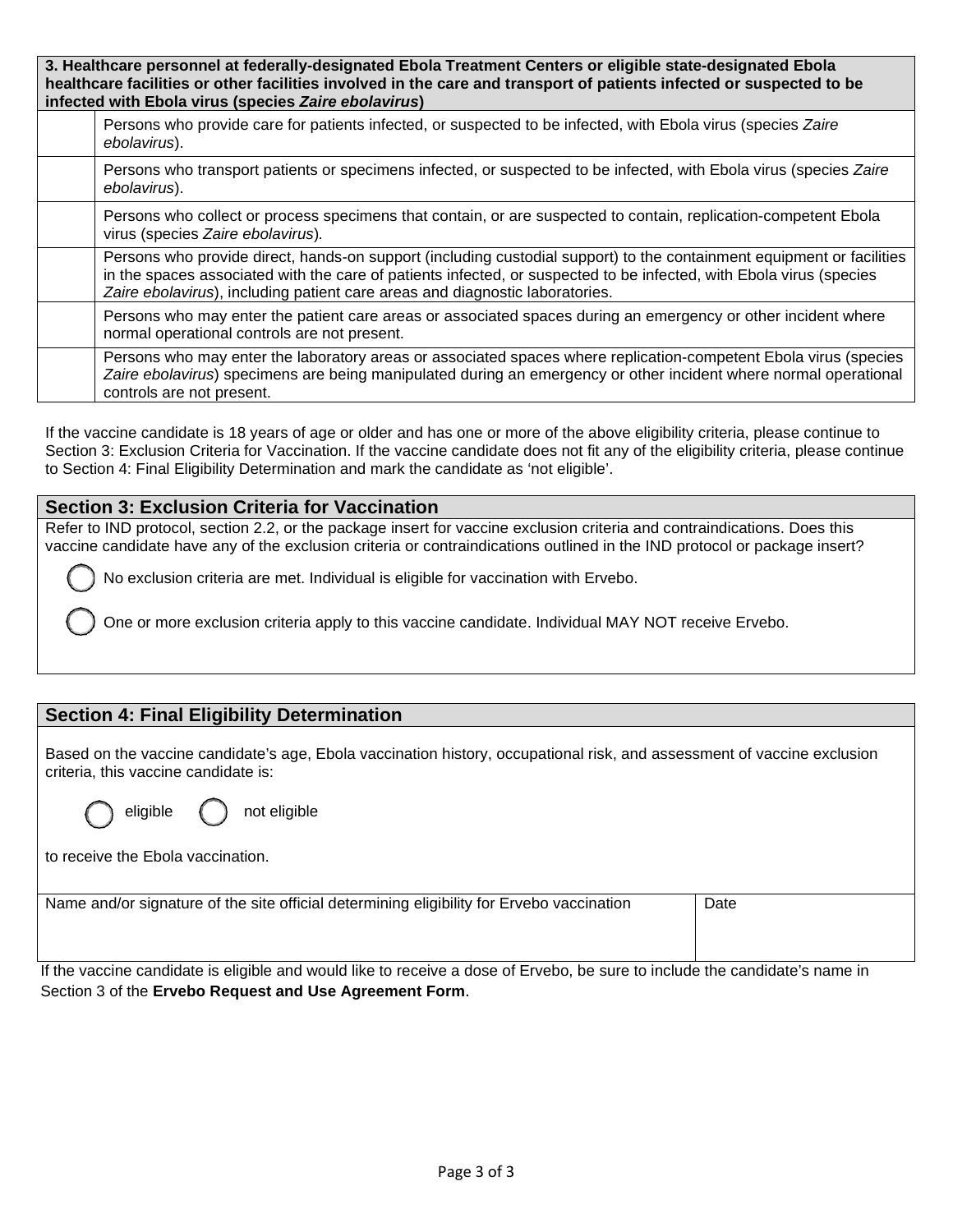| | 3. Healthcare personnel at federally-designated Ebola Treatment Centers or eligible state-designated Ebola healthcare facilities or other facilities involved in the care and transport of patients infected or suspected to be infected with Ebola virus (species *Zaire ebolavirus*) |
|---|---|
| | Persons who provide care for patients infected, or suspected to be infected, with Ebola virus (species *Zaire ebolavirus*). |
| | Persons who transport patients or specimens infected, or suspected to be infected, with Ebola virus (species *Zaire ebolavirus*). |
| | Persons who collect or process specimens that contain, or are suspected to contain, replication-competent Ebola virus (species *Zaire ebolavirus*). |
| | Persons who provide direct, hands-on support (including custodial support) to the containment equipment or facilities in the spaces associated with the care of patients infected, or suspected to be infected, with Ebola virus (species *Zaire ebolavirus*), including patient care areas and diagnostic laboratories. |
| | Persons who may enter the patient care areas or associated spaces during an emergency or other incident where normal operational controls are not present. |
| | Persons who may enter the laboratory areas or associated spaces where replication-competent Ebola virus (species *Zaire ebolavirus*) specimens are being manipulated during an emergency or other incident where normal operational controls are not present. |

If the vaccine candidate is 18 years of age or older and has one or more of the above eligibility criteria, please continue to Section 3: Exclusion Criteria for Vaccination. If the vaccine candidate does not fit any of the eligibility criteria, please continue to Section 4: Final Eligibility Determination and mark the candidate as 'not eligible'.

## Section 3: Exclusion Criteria for Vaccination

Refer to IND protocol, section 2.2, or the package insert for vaccine exclusion criteria and contraindications. Does this vaccine candidate have any of the exclusion criteria or contraindications outlined in the IND protocol or package insert?

◯ No exclusion criteria are met. Individual is eligible for vaccination with Ervebo.

◯ One or more exclusion criteria apply to this vaccine candidate. Individual MAY NOT receive Ervebo.

## Section 4: Final Eligibility Determination

Based on the vaccine candidate's age, Ebola vaccination history, occupational risk, and assessment of vaccine exclusion criteria, this vaccine candidate is:

◯ eligible ◯ not eligible

to receive the Ebola vaccination.

| Name and/or signature of the site official determining eligibility for Ervebo vaccination | Date |
|---|---|
| | |

If the vaccine candidate is eligible and would like to receive a dose of Ervebo, be sure to include the candidate's name in Section 3 of the **Ervebo Request and Use Agreement Form**.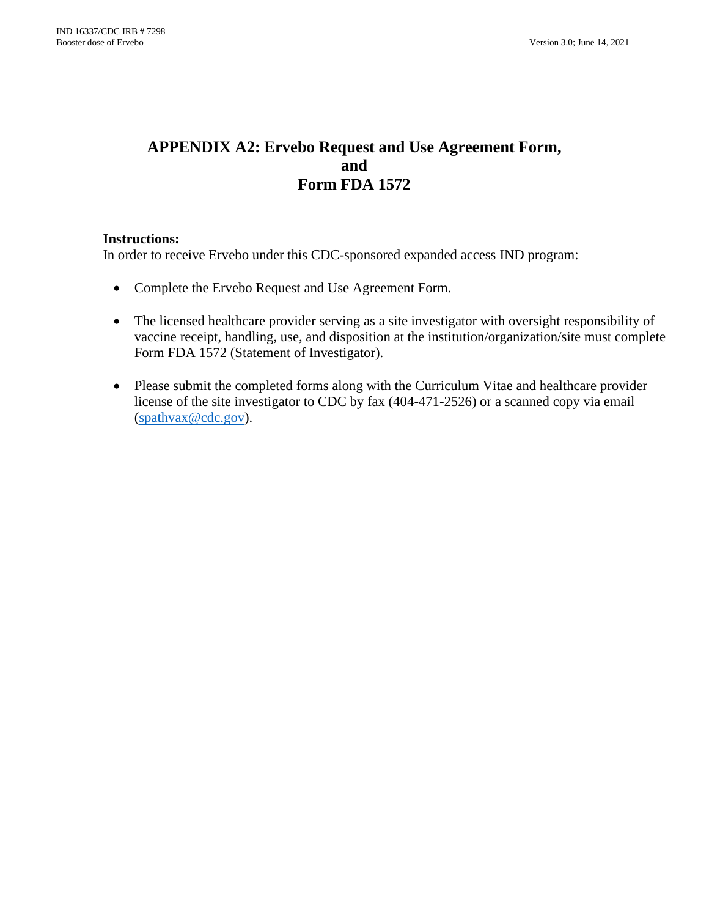# APPENDIX A2: Ervebo Request and Use Agreement Form, and Form FDA 1572

**Instructions:**
In order to receive Ervebo under this CDC-sponsored expanded access IND program:

- Complete the Ervebo Request and Use Agreement Form.
- The licensed healthcare provider serving as a site investigator with oversight responsibility of vaccine receipt, handling, use, and disposition at the institution/organization/site must complete Form FDA 1572 (Statement of Investigator).
- Please submit the completed forms along with the Curriculum Vitae and healthcare provider license of the site investigator to CDC by fax (404-471-2526) or a scanned copy via email (spathvax@cdc.gov).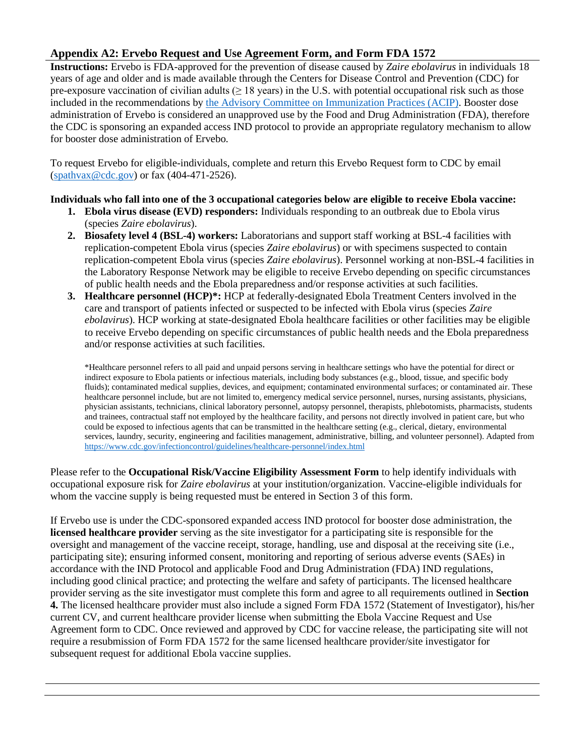## Appendix A2: Ervebo Request and Use Agreement Form, and Form FDA 1572

**Instructions:** Ervebo is FDA-approved for the prevention of disease caused by *Zaire ebolavirus* in individuals 18 years of age and older and is made available through the Centers for Disease Control and Prevention (CDC) for pre-exposure vaccination of civilian adults ($\geq$ 18 years) in the U.S. with potential occupational risk such as those included in the recommendations by [the Advisory Committee on Immunization Practices (ACIP)](). Booster dose administration of Ervebo is considered an unapproved use by the Food and Drug Administration (FDA), therefore the CDC is sponsoring an expanded access IND protocol to provide an appropriate regulatory mechanism to allow for booster dose administration of Ervebo.

To request Ervebo for eligible-individuals, complete and return this Ervebo Request form to CDC by email (spathvax@cdc.gov) or fax (404-471-2526).

**Individuals who fall into one of the 3 occupational categories below are eligible to receive Ebola vaccine:**

1. **Ebola virus disease (EVD) responders:** Individuals responding to an outbreak due to Ebola virus (species *Zaire ebolavirus*).
2. **Biosafety level 4 (BSL-4) workers:** Laboratorians and support staff working at BSL-4 facilities with replication-competent Ebola virus (species *Zaire ebolavirus*) or with specimens suspected to contain replication-competent Ebola virus (species *Zaire ebolavirus*). Personnel working at non-BSL-4 facilities in the Laboratory Response Network may be eligible to receive Ervebo depending on specific circumstances of public health needs and the Ebola preparedness and/or response activities at such facilities.
3. **Healthcare personnel (HCP)*:** HCP at federally-designated Ebola Treatment Centers involved in the care and transport of patients infected or suspected to be infected with Ebola virus (species *Zaire ebolavirus*). HCP working at state-designated Ebola healthcare facilities or other facilities may be eligible to receive Ervebo depending on specific circumstances of public health needs and the Ebola preparedness and/or response activities at such facilities.

*Healthcare personnel refers to all paid and unpaid persons serving in healthcare settings who have the potential for direct or indirect exposure to Ebola patients or infectious materials, including body substances (e.g., blood, tissue, and specific body fluids); contaminated medical supplies, devices, and equipment; contaminated environmental surfaces; or contaminated air. These healthcare personnel include, but are not limited to, emergency medical service personnel, nurses, nursing assistants, physicians, physician assistants, technicians, clinical laboratory personnel, autopsy personnel, therapists, phlebotomists, pharmacists, students and trainees, contractual staff not employed by the healthcare facility, and persons not directly involved in patient care, but who could be exposed to infectious agents that can be transmitted in the healthcare setting (e.g., clerical, dietary, environmental services, laundry, security, engineering and facilities management, administrative, billing, and volunteer personnel). Adapted from https://www.cdc.gov/infectioncontrol/guidelines/healthcare-personnel/index.html

Please refer to the **Occupational Risk/Vaccine Eligibility Assessment Form** to help identify individuals with occupational exposure risk for *Zaire ebolavirus* at your institution/organization. Vaccine-eligible individuals for whom the vaccine supply is being requested must be entered in Section 3 of this form.

If Ervebo use is under the CDC-sponsored expanded access IND protocol for booster dose administration, the **licensed healthcare provider** serving as the site investigator for a participating site is responsible for the oversight and management of the vaccine receipt, storage, handling, use and disposal at the receiving site (i.e., participating site); ensuring informed consent, monitoring and reporting of serious adverse events (SAEs) in accordance with the IND Protocol and applicable Food and Drug Administration (FDA) IND regulations, including good clinical practice; and protecting the welfare and safety of participants. The licensed healthcare provider serving as the site investigator must complete this form and agree to all requirements outlined in **Section 4.** The licensed healthcare provider must also include a signed Form FDA 1572 (Statement of Investigator), his/her current CV, and current healthcare provider license when submitting the Ebola Vaccine Request and Use Agreement form to CDC. Once reviewed and approved by CDC for vaccine release, the participating site will not require a resubmission of Form FDA 1572 for the same licensed healthcare provider/site investigator for subsequent request for additional Ebola vaccine supplies.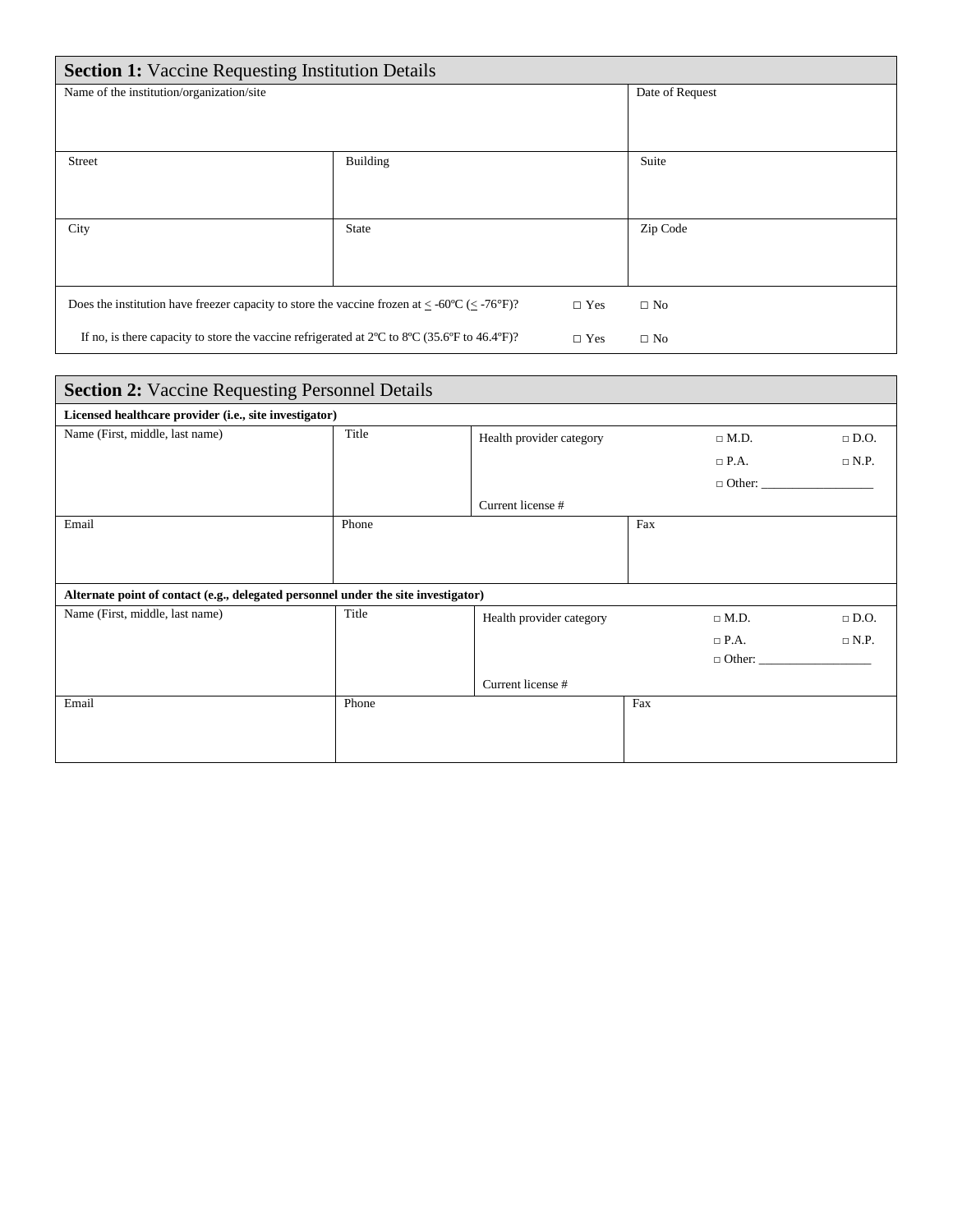## Section 1: Vaccine Requesting Institution Details

| Name of the institution/organization/site | | Date of Request |
|---|---|---|
| | | |
| Street | Building | Suite |
| | | |
| City | State | Zip Code |
| | | |

Does the institution have freezer capacity to store the vaccine frozen at ≤ -60ºC (≤ -76°F)? □ Yes □ No

If no, is there capacity to store the vaccine refrigerated at 2ºC to 8ºC (35.6ºF to 46.4ºF)? □ Yes □ No

## Section 2: Vaccine Requesting Personnel Details

**Licensed healthcare provider (i.e., site investigator)**

| Name (First, middle, last name) | Title | Health provider category: □ M.D. □ D.O. □ P.A. □ N.P. □ Other: __________________ Current license # |
|---|---|---|
| Email | Phone | Fax |
| | | |

**Alternate point of contact (e.g., delegated personnel under the site investigator)**

| Name (First, middle, last name) | Title | Health provider category: □ M.D. □ D.O. □ P.A. □ N.P. □ Other: __________________ Current license # |
|---|---|---|
| Email | Phone | Fax |
| | | |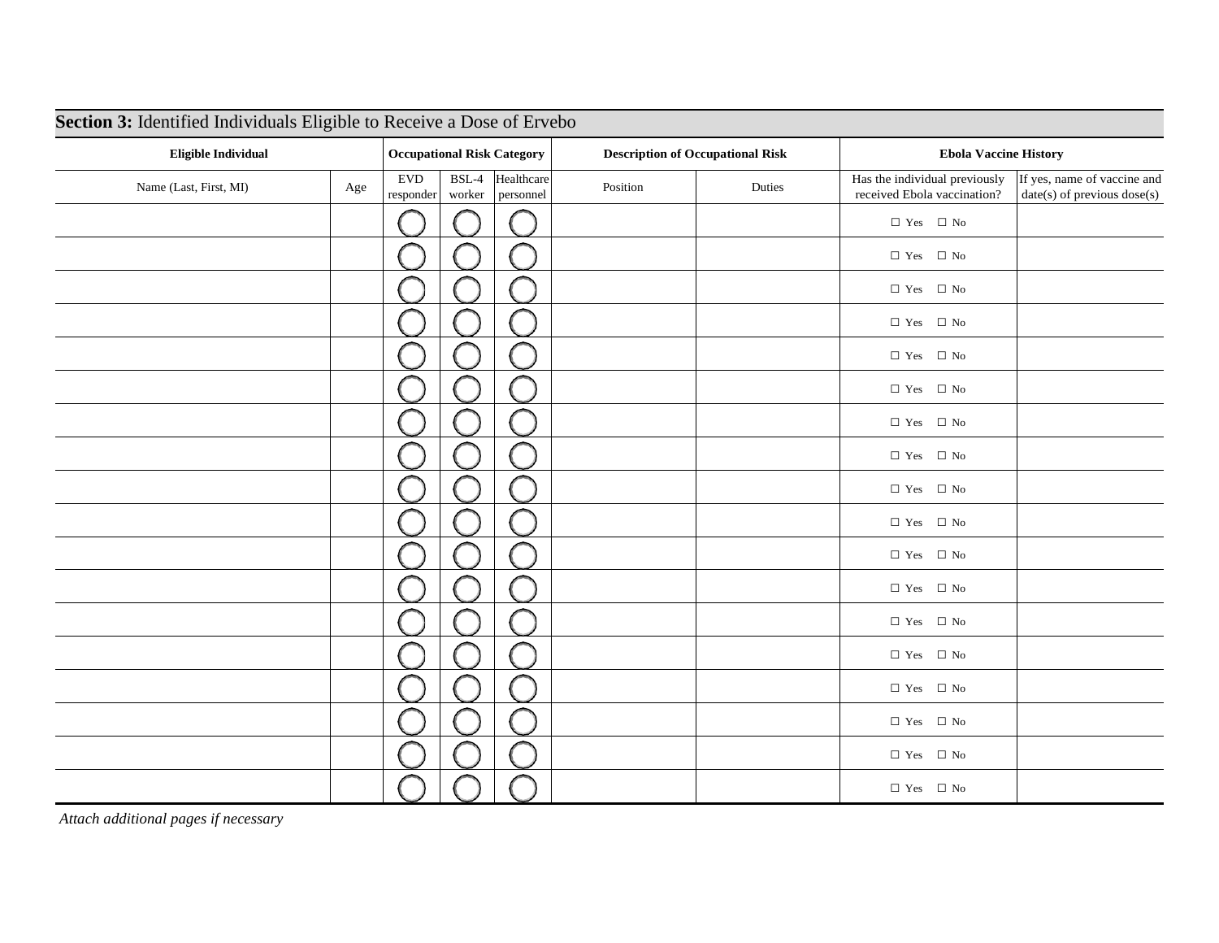## **Section 3:** Identified Individuals Eligible to Receive a Dose of Ervebo

| Eligible Individual | | Occupational Risk Category | | | Description of Occupational Risk | | Ebola Vaccine History | |
|---|---|---|---|---|---|---|---|---|
| Name (Last, First, MI) | Age | EVD responder | BSL-4 worker | Healthcare personnel | Position | Duties | Has the individual previously received Ebola vaccination? | If yes, name of vaccine and date(s) of previous dose(s) |
| | | ◯ | ◯ | ◯ | | | ☐ Yes ☐ No | |
| | | ◯ | ◯ | ◯ | | | ☐ Yes ☐ No | |
| | | ◯ | ◯ | ◯ | | | ☐ Yes ☐ No | |
| | | ◯ | ◯ | ◯ | | | ☐ Yes ☐ No | |
| | | ◯ | ◯ | ◯ | | | ☐ Yes ☐ No | |
| | | ◯ | ◯ | ◯ | | | ☐ Yes ☐ No | |
| | | ◯ | ◯ | ◯ | | | ☐ Yes ☐ No | |
| | | ◯ | ◯ | ◯ | | | ☐ Yes ☐ No | |
| | | ◯ | ◯ | ◯ | | | ☐ Yes ☐ No | |
| | | ◯ | ◯ | ◯ | | | ☐ Yes ☐ No | |
| | | ◯ | ◯ | ◯ | | | ☐ Yes ☐ No | |
| | | ◯ | ◯ | ◯ | | | ☐ Yes ☐ No | |
| | | ◯ | ◯ | ◯ | | | ☐ Yes ☐ No | |
| | | ◯ | ◯ | ◯ | | | ☐ Yes ☐ No | |
| | | ◯ | ◯ | ◯ | | | ☐ Yes ☐ No | |
| | | ◯ | ◯ | ◯ | | | ☐ Yes ☐ No | |
| | | ◯ | ◯ | ◯ | | | ☐ Yes ☐ No | |
| | | ◯ | ◯ | ◯ | | | ☐ Yes ☐ No | |

*Attach additional pages if necessary*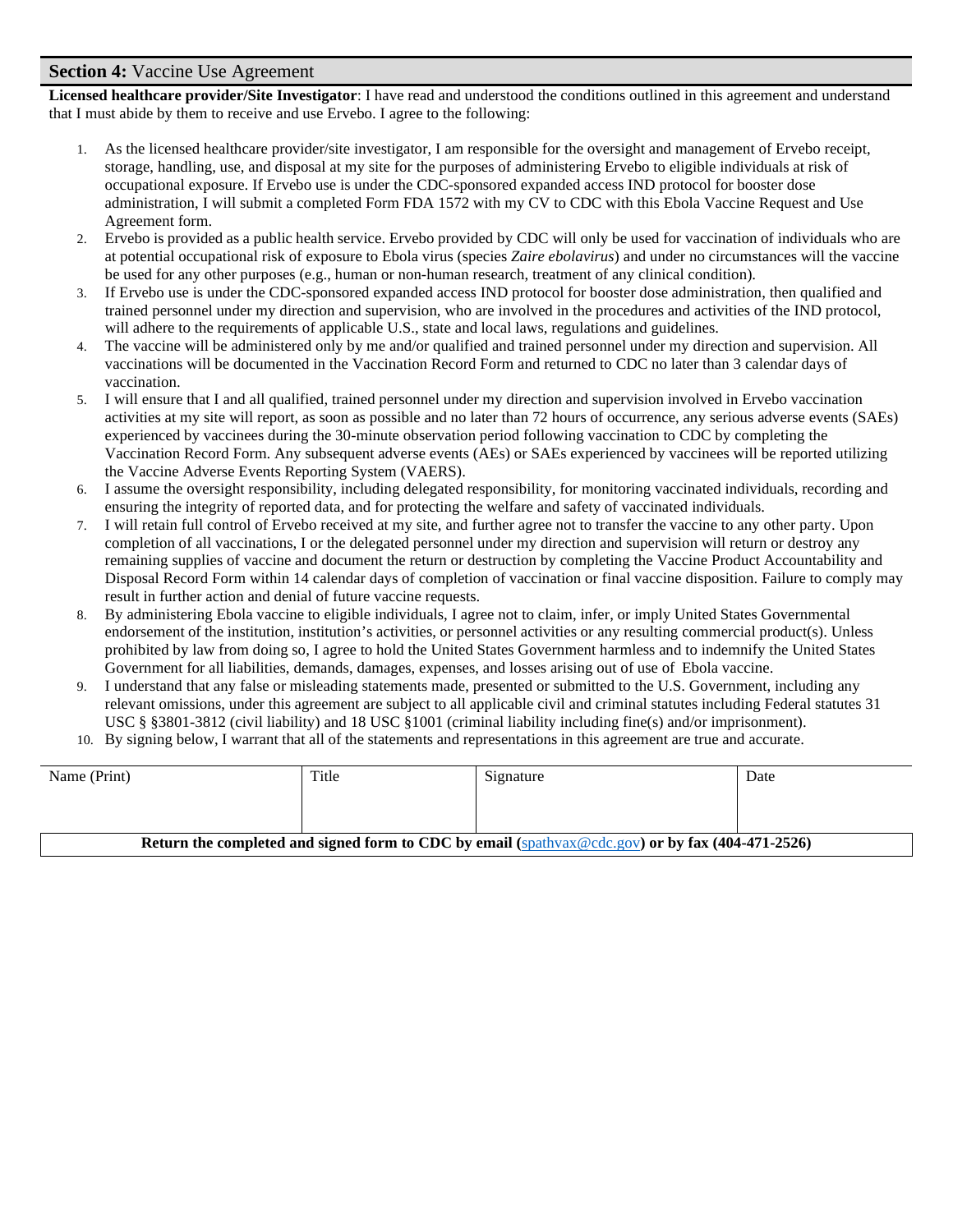## **Section 4:** Vaccine Use Agreement

**Licensed healthcare provider/Site Investigator**: I have read and understood the conditions outlined in this agreement and understand that I must abide by them to receive and use Ervebo. I agree to the following:

1. As the licensed healthcare provider/site investigator, I am responsible for the oversight and management of Ervebo receipt, storage, handling, use, and disposal at my site for the purposes of administering Ervebo to eligible individuals at risk of occupational exposure. If Ervebo use is under the CDC-sponsored expanded access IND protocol for booster dose administration, I will submit a completed Form FDA 1572 with my CV to CDC with this Ebola Vaccine Request and Use Agreement form.
2. Ervebo is provided as a public health service. Ervebo provided by CDC will only be used for vaccination of individuals who are at potential occupational risk of exposure to Ebola virus (species *Zaire ebolavirus*) and under no circumstances will the vaccine be used for any other purposes (e.g., human or non-human research, treatment of any clinical condition).
3. If Ervebo use is under the CDC-sponsored expanded access IND protocol for booster dose administration, then qualified and trained personnel under my direction and supervision, who are involved in the procedures and activities of the IND protocol, will adhere to the requirements of applicable U.S., state and local laws, regulations and guidelines.
4. The vaccine will be administered only by me and/or qualified and trained personnel under my direction and supervision. All vaccinations will be documented in the Vaccination Record Form and returned to CDC no later than 3 calendar days of vaccination.
5. I will ensure that I and all qualified, trained personnel under my direction and supervision involved in Ervebo vaccination activities at my site will report, as soon as possible and no later than 72 hours of occurrence, any serious adverse events (SAEs) experienced by vaccinees during the 30-minute observation period following vaccination to CDC by completing the Vaccination Record Form. Any subsequent adverse events (AEs) or SAEs experienced by vaccinees will be reported utilizing the Vaccine Adverse Events Reporting System (VAERS).
6. I assume the oversight responsibility, including delegated responsibility, for monitoring vaccinated individuals, recording and ensuring the integrity of reported data, and for protecting the welfare and safety of vaccinated individuals.
7. I will retain full control of Ervebo received at my site, and further agree not to transfer the vaccine to any other party. Upon completion of all vaccinations, I or the delegated personnel under my direction and supervision will return or destroy any remaining supplies of vaccine and document the return or destruction by completing the Vaccine Product Accountability and Disposal Record Form within 14 calendar days of completion of vaccination or final vaccine disposition. Failure to comply may result in further action and denial of future vaccine requests.
8. By administering Ebola vaccine to eligible individuals, I agree not to claim, infer, or imply United States Governmental endorsement of the institution, institution's activities, or personnel activities or any resulting commercial product(s). Unless prohibited by law from doing so, I agree to hold the United States Government harmless and to indemnify the United States Government for all liabilities, demands, damages, expenses, and losses arising out of use of Ebola vaccine.
9. I understand that any false or misleading statements made, presented or submitted to the U.S. Government, including any relevant omissions, under this agreement are subject to all applicable civil and criminal statutes including Federal statutes 31 USC § §3801-3812 (civil liability) and 18 USC §1001 (criminal liability including fine(s) and/or imprisonment).
10. By signing below, I warrant that all of the statements and representations in this agreement are true and accurate.

| Name (Print) | Title | Signature | Date |
|---|---|---|---|
| | | | |

**Return the completed and signed form to CDC by email (spathvax@cdc.gov) or by fax (404-471-2526)**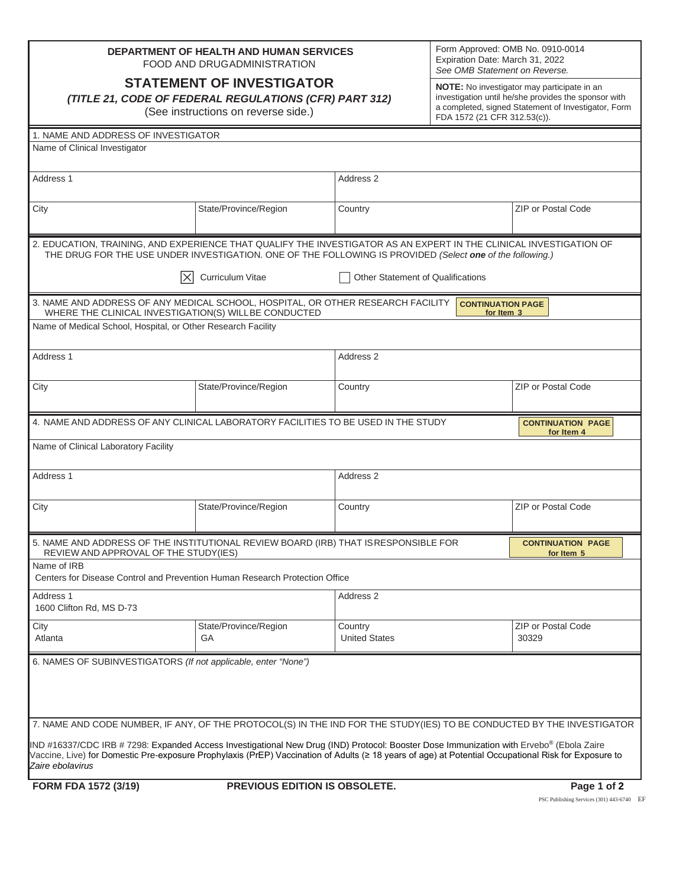**DEPARTMENT OF HEALTH AND HUMAN SERVICES**
FOOD AND DRUG ADMINISTRATION

# STATEMENT OF INVESTIGATOR

***(TITLE 21, CODE OF FEDERAL REGULATIONS (CFR) PART 312)***
(See instructions on reverse side.)

Form Approved: OMB No. 0910-0014
Expiration Date: March 31, 2022
*See OMB Statement on Reverse.*

**NOTE:** No investigator may participate in an investigation until he/she provides the sponsor with a completed, signed Statement of Investigator, Form FDA 1572 (21 CFR 312.53(c)).

**1. NAME AND ADDRESS OF INVESTIGATOR**

| Name of Clinical Investigator | | | |
|---|---|---|---|
| | | | |
| **Address 1** | | **Address 2** | |
| | | | |
| **City** | **State/Province/Region** | **Country** | **ZIP or Postal Code** |
| | | | |

**2. EDUCATION, TRAINING, AND EXPERIENCE THAT QUALIFY THE INVESTIGATOR AS AN EXPERT IN THE CLINICAL INVESTIGATION OF THE DRUG FOR THE USE UNDER INVESTIGATION. ONE OF THE FOLLOWING IS PROVIDED** *(Select **one** of the following.)*

- [X] Curriculum Vitae
- [ ] Other Statement of Qualifications

**3. NAME AND ADDRESS OF ANY MEDICAL SCHOOL, HOSPITAL, OR OTHER RESEARCH FACILITY WHERE THE CLINICAL INVESTIGATION(S) WILL BE CONDUCTED** — CONTINUATION PAGE for Item 3

| Name of Medical School, Hospital, or Other Research Facility | | | |
|---|---|---|---|
| | | | |
| **Address 1** | | **Address 2** | |
| | | | |
| **City** | **State/Province/Region** | **Country** | **ZIP or Postal Code** |
| | | | |

**4. NAME AND ADDRESS OF ANY CLINICAL LABORATORY FACILITIES TO BE USED IN THE STUDY** — CONTINUATION PAGE for Item 4

| Name of Clinical Laboratory Facility | | | |
|---|---|---|---|
| | | | |
| **Address 1** | | **Address 2** | |
| | | | |
| **City** | **State/Province/Region** | **Country** | **ZIP or Postal Code** |
| | | | |

**5. NAME AND ADDRESS OF THE INSTITUTIONAL REVIEW BOARD (IRB) THAT IS RESPONSIBLE FOR REVIEW AND APPROVAL OF THE STUDY(IES)** — CONTINUATION PAGE for Item 5

| Name of IRB | | | |
|---|---|---|---|
| Centers for Disease Control and Prevention Human Research Protection Office | | | |
| **Address 1** | | **Address 2** | |
| 1600 Clifton Rd, MS D-73 | | | |
| **City** | **State/Province/Region** | **Country** | **ZIP or Postal Code** |
| Atlanta | GA | United States | 30329 |

**6. NAMES OF SUBINVESTIGATORS** *(If not applicable, enter "None")*

**7. NAME AND CODE NUMBER, IF ANY, OF THE PROTOCOL(S) IN THE IND FOR THE STUDY(IES) TO BE CONDUCTED BY THE INVESTIGATOR**

IND #16337/CDC IRB # 7298: Expanded Access Investigational New Drug (IND) Protocol: Booster Dose Immunization with Ervebo® (Ebola Zaire Vaccine, Live) for Domestic Pre-exposure Prophylaxis (PrEP) Vaccination of Adults (≥ 18 years of age) at Potential Occupational Risk for Exposure to *Zaire ebolavirus*

**FORM FDA 1572 (3/19)** **PREVIOUS EDITION IS OBSOLETE.**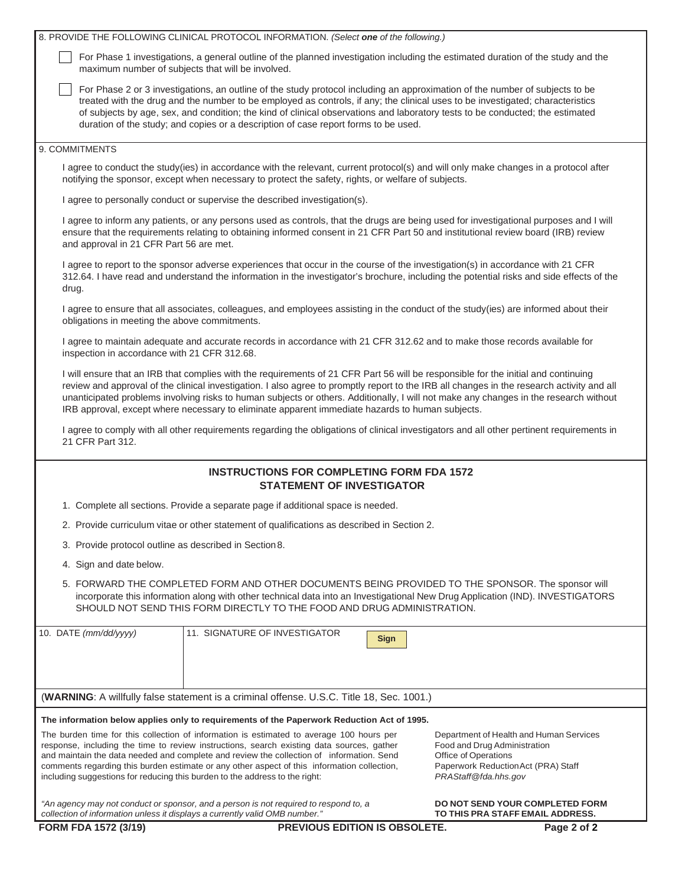8. PROVIDE THE FOLLOWING CLINICAL PROTOCOL INFORMATION. *(Select **one** of the following.)*

- [ ] For Phase 1 investigations, a general outline of the planned investigation including the estimated duration of the study and the maximum number of subjects that will be involved.
- [ ] For Phase 2 or 3 investigations, an outline of the study protocol including an approximation of the number of subjects to be treated with the drug and the number to be employed as controls, if any; the clinical uses to be investigated; characteristics of subjects by age, sex, and condition; the kind of clinical observations and laboratory tests to be conducted; the estimated duration of the study; and copies or a description of case report forms to be used.

9. COMMITMENTS

I agree to conduct the study(ies) in accordance with the relevant, current protocol(s) and will only make changes in a protocol after notifying the sponsor, except when necessary to protect the safety, rights, or welfare of subjects.

I agree to personally conduct or supervise the described investigation(s).

I agree to inform any patients, or any persons used as controls, that the drugs are being used for investigational purposes and I will ensure that the requirements relating to obtaining informed consent in 21 CFR Part 50 and institutional review board (IRB) review and approval in 21 CFR Part 56 are met.

I agree to report to the sponsor adverse experiences that occur in the course of the investigation(s) in accordance with 21 CFR 312.64. I have read and understand the information in the investigator's brochure, including the potential risks and side effects of the drug.

I agree to ensure that all associates, colleagues, and employees assisting in the conduct of the study(ies) are informed about their obligations in meeting the above commitments.

I agree to maintain adequate and accurate records in accordance with 21 CFR 312.62 and to make those records available for inspection in accordance with 21 CFR 312.68.

I will ensure that an IRB that complies with the requirements of 21 CFR Part 56 will be responsible for the initial and continuing review and approval of the clinical investigation. I also agree to promptly report to the IRB all changes in the research activity and all unanticipated problems involving risks to human subjects or others. Additionally, I will not make any changes in the research without IRB approval, except where necessary to eliminate apparent immediate hazards to human subjects.

I agree to comply with all other requirements regarding the obligations of clinical investigators and all other pertinent requirements in 21 CFR Part 312.

## INSTRUCTIONS FOR COMPLETING FORM FDA 1572 STATEMENT OF INVESTIGATOR

1. Complete all sections. Provide a separate page if additional space is needed.
2. Provide curriculum vitae or other statement of qualifications as described in Section 2.
3. Provide protocol outline as described in Section 8.
4. Sign and date below.
5. FORWARD THE COMPLETED FORM AND OTHER DOCUMENTS BEING PROVIDED TO THE SPONSOR. The sponsor will incorporate this information along with other technical data into an Investigational New Drug Application (IND). INVESTIGATORS SHOULD NOT SEND THIS FORM DIRECTLY TO THE FOOD AND DRUG ADMINISTRATION.

| 10. DATE *(mm/dd/yyyy)* | 11. SIGNATURE OF INVESTIGATOR Sign |
| --- | --- |
| | |

(**WARNING**: A willfully false statement is a criminal offense. U.S.C. Title 18, Sec. 1001.)

**The information below applies only to requirements of the Paperwork Reduction Act of 1995.**

The burden time for this collection of information is estimated to average 100 hours per response, including the time to review instructions, search existing data sources, gather and maintain the data needed and complete and review the collection of information. Send comments regarding this burden estimate or any other aspect of this information collection, including suggestions for reducing this burden to the address to the right:

Department of Health and Human Services
Food and Drug Administration
Office of Operations
Paperwork Reduction Act (PRA) Staff
*PRAStaff@fda.hhs.gov*

*"An agency may not conduct or sponsor, and a person is not required to respond to, a collection of information unless it displays a currently valid OMB number."*

**DO NOT SEND YOUR COMPLETED FORM TO THIS PRA STAFF EMAIL ADDRESS.**

**FORM FDA 1572 (3/19)** **PREVIOUS EDITION IS OBSOLETE.**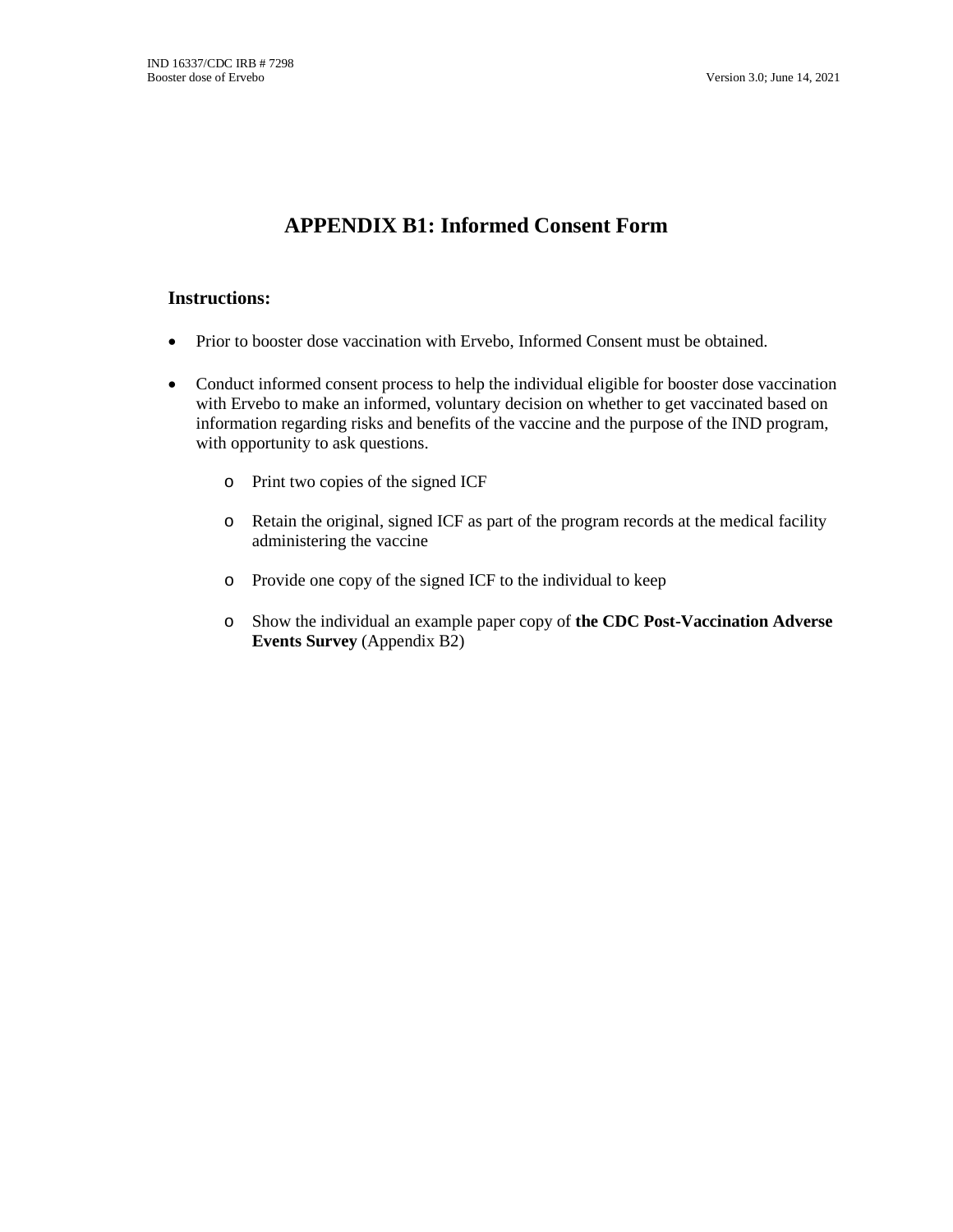# APPENDIX B1: Informed Consent Form

### Instructions:

- Prior to booster dose vaccination with Ervebo, Informed Consent must be obtained.
- Conduct informed consent process to help the individual eligible for booster dose vaccination with Ervebo to make an informed, voluntary decision on whether to get vaccinated based on information regarding risks and benefits of the vaccine and the purpose of the IND program, with opportunity to ask questions.
  - Print two copies of the signed ICF
  - Retain the original, signed ICF as part of the program records at the medical facility administering the vaccine
  - Provide one copy of the signed ICF to the individual to keep
  - Show the individual an example paper copy of **the CDC Post-Vaccination Adverse Events Survey** (Appendix B2)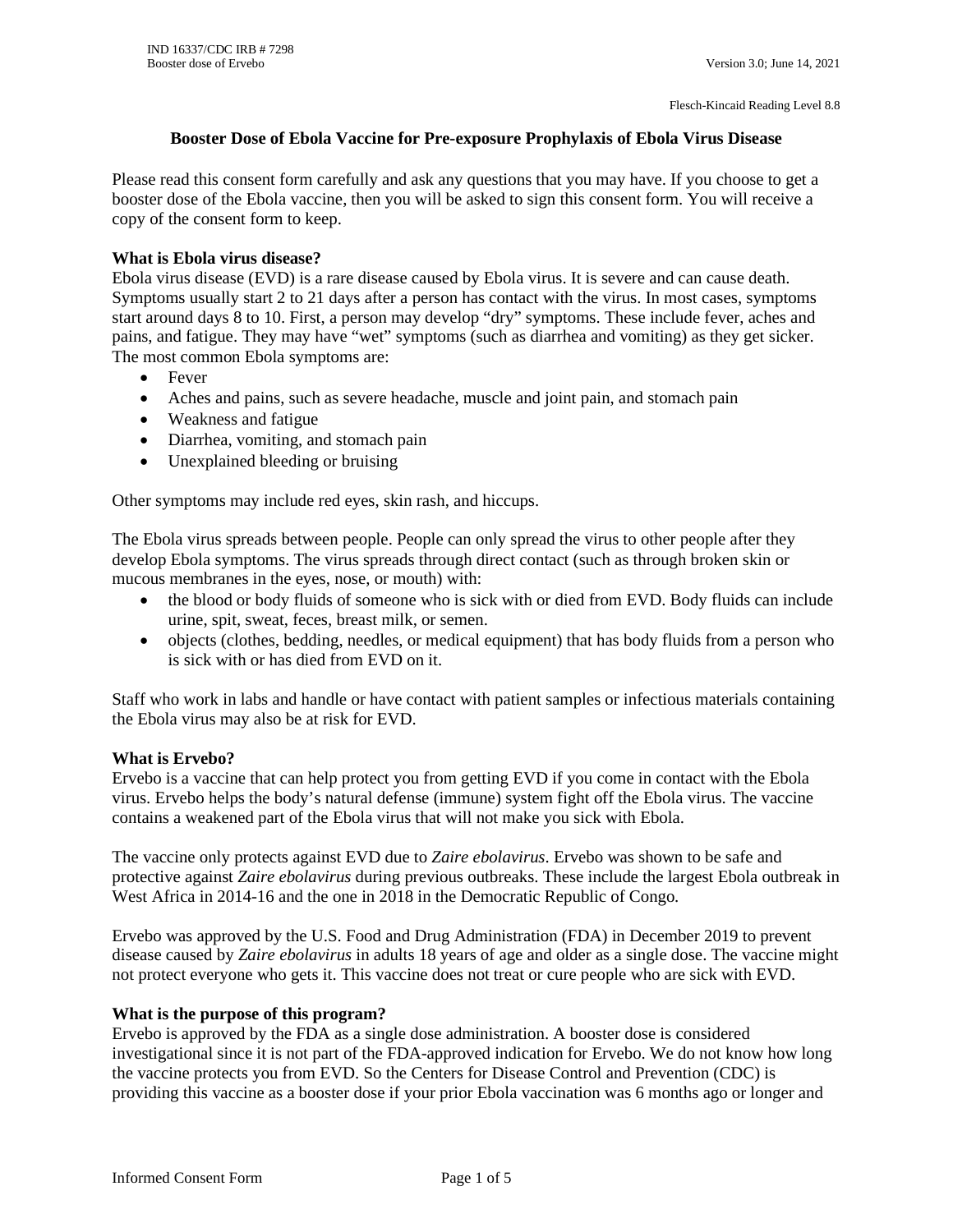Flesch-Kincaid Reading Level 8.8

# Booster Dose of Ebola Vaccine for Pre-exposure Prophylaxis of Ebola Virus Disease

Please read this consent form carefully and ask any questions that you may have. If you choose to get a booster dose of the Ebola vaccine, then you will be asked to sign this consent form. You will receive a copy of the consent form to keep.

**What is Ebola virus disease?**

Ebola virus disease (EVD) is a rare disease caused by Ebola virus. It is severe and can cause death. Symptoms usually start 2 to 21 days after a person has contact with the virus. In most cases, symptoms start around days 8 to 10. First, a person may develop "dry" symptoms. These include fever, aches and pains, and fatigue. They may have "wet" symptoms (such as diarrhea and vomiting) as they get sicker. The most common Ebola symptoms are:

- Fever
- Aches and pains, such as severe headache, muscle and joint pain, and stomach pain
- Weakness and fatigue
- Diarrhea, vomiting, and stomach pain
- Unexplained bleeding or bruising

Other symptoms may include red eyes, skin rash, and hiccups.

The Ebola virus spreads between people. People can only spread the virus to other people after they develop Ebola symptoms. The virus spreads through direct contact (such as through broken skin or mucous membranes in the eyes, nose, or mouth) with:

- the blood or body fluids of someone who is sick with or died from EVD. Body fluids can include urine, spit, sweat, feces, breast milk, or semen.
- objects (clothes, bedding, needles, or medical equipment) that has body fluids from a person who is sick with or has died from EVD on it.

Staff who work in labs and handle or have contact with patient samples or infectious materials containing the Ebola virus may also be at risk for EVD.

**What is Ervebo?**

Ervebo is a vaccine that can help protect you from getting EVD if you come in contact with the Ebola virus. Ervebo helps the body's natural defense (immune) system fight off the Ebola virus. The vaccine contains a weakened part of the Ebola virus that will not make you sick with Ebola.

The vaccine only protects against EVD due to *Zaire ebolavirus*. Ervebo was shown to be safe and protective against *Zaire ebolavirus* during previous outbreaks. These include the largest Ebola outbreak in West Africa in 2014-16 and the one in 2018 in the Democratic Republic of Congo.

Ervebo was approved by the U.S. Food and Drug Administration (FDA) in December 2019 to prevent disease caused by *Zaire ebolavirus* in adults 18 years of age and older as a single dose. The vaccine might not protect everyone who gets it. This vaccine does not treat or cure people who are sick with EVD.

**What is the purpose of this program?**

Ervebo is approved by the FDA as a single dose administration. A booster dose is considered investigational since it is not part of the FDA-approved indication for Ervebo. We do not know how long the vaccine protects you from EVD. So the Centers for Disease Control and Prevention (CDC) is providing this vaccine as a booster dose if your prior Ebola vaccination was 6 months ago or longer and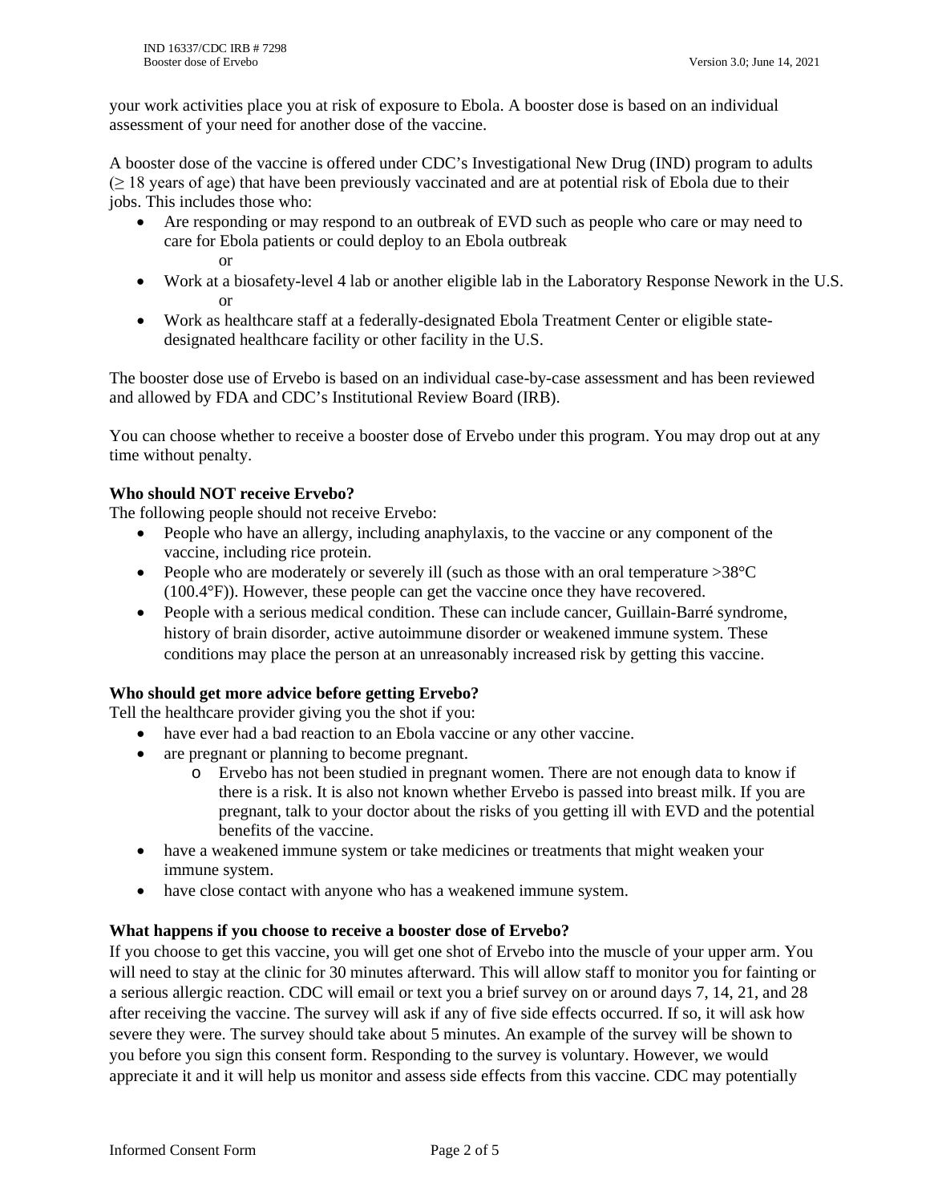your work activities place you at risk of exposure to Ebola. A booster dose is based on an individual assessment of your need for another dose of the vaccine.

A booster dose of the vaccine is offered under CDC's Investigational New Drug (IND) program to adults (≥ 18 years of age) that have been previously vaccinated and are at potential risk of Ebola due to their jobs. This includes those who:

- Are responding or may respond to an outbreak of EVD such as people who care or may need to care for Ebola patients or could deploy to an Ebola outbreak
  
  or
- Work at a biosafety-level 4 lab or another eligible lab in the Laboratory Response Nework in the U.S.
  
  or
- Work as healthcare staff at a federally-designated Ebola Treatment Center or eligible state-designated healthcare facility or other facility in the U.S.

The booster dose use of Ervebo is based on an individual case-by-case assessment and has been reviewed and allowed by FDA and CDC's Institutional Review Board (IRB).

You can choose whether to receive a booster dose of Ervebo under this program. You may drop out at any time without penalty.

**Who should NOT receive Ervebo?**

The following people should not receive Ervebo:

- People who have an allergy, including anaphylaxis, to the vaccine or any component of the vaccine, including rice protein.
- People who are moderately or severely ill (such as those with an oral temperature >38°C (100.4°F)). However, these people can get the vaccine once they have recovered.
- People with a serious medical condition. These can include cancer, Guillain-Barré syndrome, history of brain disorder, active autoimmune disorder or weakened immune system. These conditions may place the person at an unreasonably increased risk by getting this vaccine.

**Who should get more advice before getting Ervebo?**

Tell the healthcare provider giving you the shot if you:

- have ever had a bad reaction to an Ebola vaccine or any other vaccine.
- are pregnant or planning to become pregnant.
  - Ervebo has not been studied in pregnant women. There are not enough data to know if there is a risk. It is also not known whether Ervebo is passed into breast milk. If you are pregnant, talk to your doctor about the risks of you getting ill with EVD and the potential benefits of the vaccine.
- have a weakened immune system or take medicines or treatments that might weaken your immune system.
- have close contact with anyone who has a weakened immune system.

**What happens if you choose to receive a booster dose of Ervebo?**

If you choose to get this vaccine, you will get one shot of Ervebo into the muscle of your upper arm. You will need to stay at the clinic for 30 minutes afterward. This will allow staff to monitor you for fainting or a serious allergic reaction. CDC will email or text you a brief survey on or around days 7, 14, 21, and 28 after receiving the vaccine. The survey will ask if any of five side effects occurred. If so, it will ask how severe they were. The survey should take about 5 minutes. An example of the survey will be shown to you before you sign this consent form. Responding to the survey is voluntary. However, we would appreciate it and it will help us monitor and assess side effects from this vaccine. CDC may potentially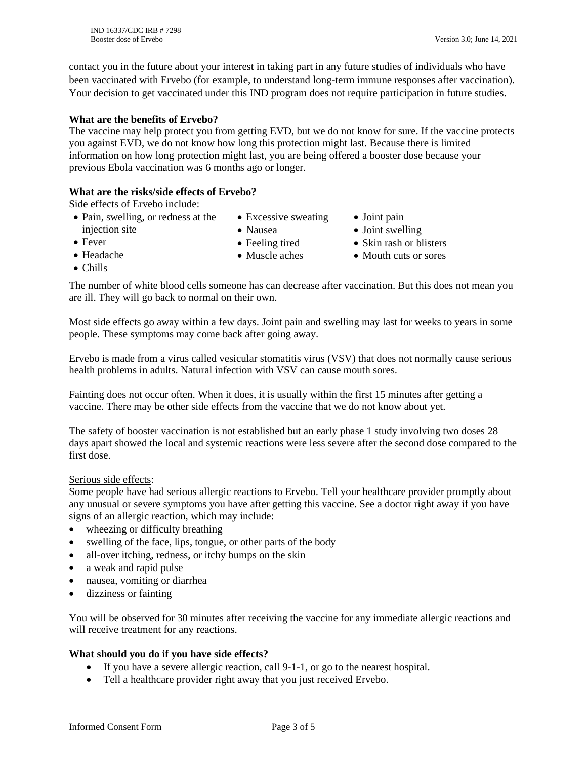contact you in the future about your interest in taking part in any future studies of individuals who have been vaccinated with Ervebo (for example, to understand long-term immune responses after vaccination). Your decision to get vaccinated under this IND program does not require participation in future studies.

**What are the benefits of Ervebo?**

The vaccine may help protect you from getting EVD, but we do not know for sure. If the vaccine protects you against EVD, we do not know how long this protection might last. Because there is limited information on how long protection might last, you are being offered a booster dose because your previous Ebola vaccination was 6 months ago or longer.

**What are the risks/side effects of Ervebo?**

Side effects of Ervebo include:

- Pain, swelling, or redness at the injection site
- Fever
- Headache
- Chills
- Excessive sweating
- Nausea
- Feeling tired
- Muscle aches
- Joint pain
- Joint swelling
- Skin rash or blisters
- Mouth cuts or sores

The number of white blood cells someone has can decrease after vaccination. But this does not mean you are ill. They will go back to normal on their own.

Most side effects go away within a few days. Joint pain and swelling may last for weeks to years in some people. These symptoms may come back after going away.

Ervebo is made from a virus called vesicular stomatitis virus (VSV) that does not normally cause serious health problems in adults. Natural infection with VSV can cause mouth sores.

Fainting does not occur often. When it does, it is usually within the first 15 minutes after getting a vaccine. There may be other side effects from the vaccine that we do not know about yet.

The safety of booster vaccination is not established but an early phase 1 study involving two doses 28 days apart showed the local and systemic reactions were less severe after the second dose compared to the first dose.

Serious side effects:

Some people have had serious allergic reactions to Ervebo. Tell your healthcare provider promptly about any unusual or severe symptoms you have after getting this vaccine. See a doctor right away if you have signs of an allergic reaction, which may include:

- wheezing or difficulty breathing
- swelling of the face, lips, tongue, or other parts of the body
- all-over itching, redness, or itchy bumps on the skin
- a weak and rapid pulse
- nausea, vomiting or diarrhea
- dizziness or fainting

You will be observed for 30 minutes after receiving the vaccine for any immediate allergic reactions and will receive treatment for any reactions.

**What should you do if you have side effects?**

- If you have a severe allergic reaction, call 9-1-1, or go to the nearest hospital.
- Tell a healthcare provider right away that you just received Ervebo.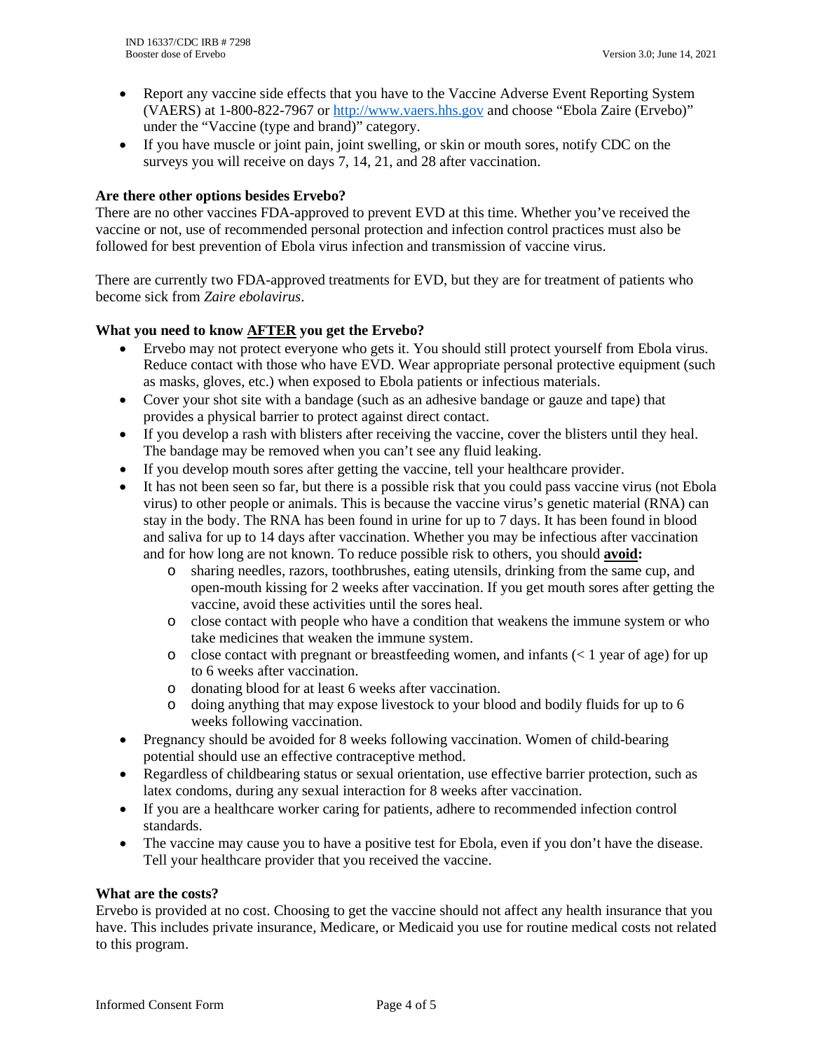- Report any vaccine side effects that you have to the Vaccine Adverse Event Reporting System (VAERS) at 1-800-822-7967 or http://www.vaers.hhs.gov and choose "Ebola Zaire (Ervebo)" under the "Vaccine (type and brand)" category.
- If you have muscle or joint pain, joint swelling, or skin or mouth sores, notify CDC on the surveys you will receive on days 7, 14, 21, and 28 after vaccination.

**Are there other options besides Ervebo?**

There are no other vaccines FDA-approved to prevent EVD at this time. Whether you've received the vaccine or not, use of recommended personal protection and infection control practices must also be followed for best prevention of Ebola virus infection and transmission of vaccine virus.

There are currently two FDA-approved treatments for EVD, but they are for treatment of patients who become sick from *Zaire ebolavirus*.

**What you need to know AFTER you get the Ervebo?**

- Ervebo may not protect everyone who gets it. You should still protect yourself from Ebola virus. Reduce contact with those who have EVD. Wear appropriate personal protective equipment (such as masks, gloves, etc.) when exposed to Ebola patients or infectious materials.
- Cover your shot site with a bandage (such as an adhesive bandage or gauze and tape) that provides a physical barrier to protect against direct contact.
- If you develop a rash with blisters after receiving the vaccine, cover the blisters until they heal. The bandage may be removed when you can't see any fluid leaking.
- If you develop mouth sores after getting the vaccine, tell your healthcare provider.
- It has not been seen so far, but there is a possible risk that you could pass vaccine virus (not Ebola virus) to other people or animals. This is because the vaccine virus's genetic material (RNA) can stay in the body. The RNA has been found in urine for up to 7 days. It has been found in blood and saliva for up to 14 days after vaccination. Whether you may be infectious after vaccination and for how long are not known. To reduce possible risk to others, you should **avoid:**
  - sharing needles, razors, toothbrushes, eating utensils, drinking from the same cup, and open-mouth kissing for 2 weeks after vaccination. If you get mouth sores after getting the vaccine, avoid these activities until the sores heal.
  - close contact with people who have a condition that weakens the immune system or who take medicines that weaken the immune system.
  - close contact with pregnant or breastfeeding women, and infants (< 1 year of age) for up to 6 weeks after vaccination.
  - donating blood for at least 6 weeks after vaccination.
  - doing anything that may expose livestock to your blood and bodily fluids for up to 6 weeks following vaccination.
- Pregnancy should be avoided for 8 weeks following vaccination. Women of child-bearing potential should use an effective contraceptive method.
- Regardless of childbearing status or sexual orientation, use effective barrier protection, such as latex condoms, during any sexual interaction for 8 weeks after vaccination.
- If you are a healthcare worker caring for patients, adhere to recommended infection control standards.
- The vaccine may cause you to have a positive test for Ebola, even if you don't have the disease. Tell your healthcare provider that you received the vaccine.

**What are the costs?**

Ervebo is provided at no cost. Choosing to get the vaccine should not affect any health insurance that you have. This includes private insurance, Medicare, or Medicaid you use for routine medical costs not related to this program.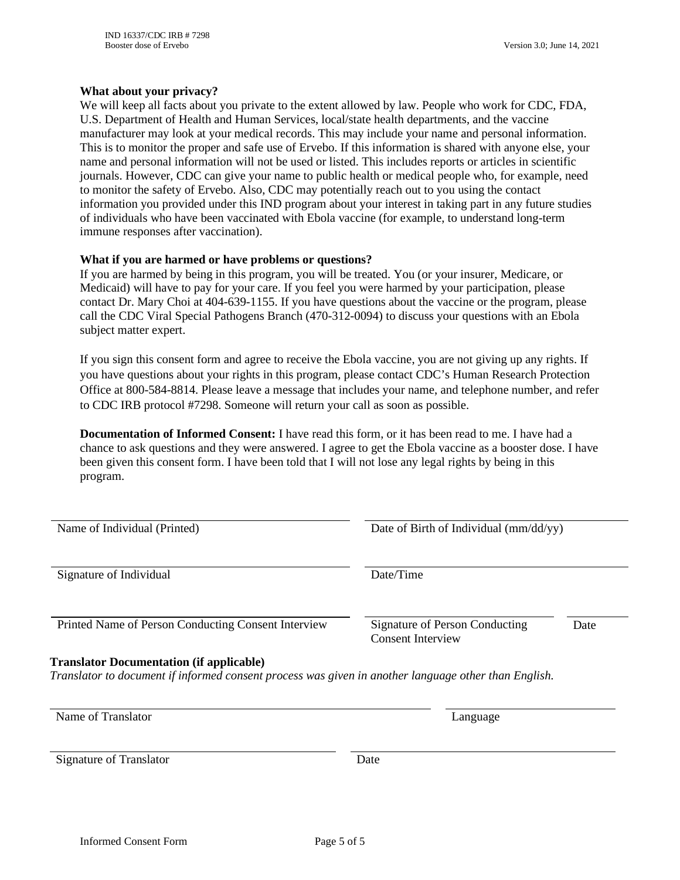**What about your privacy?**

We will keep all facts about you private to the extent allowed by law. People who work for CDC, FDA, U.S. Department of Health and Human Services, local/state health departments, and the vaccine manufacturer may look at your medical records. This may include your name and personal information. This is to monitor the proper and safe use of Ervebo. If this information is shared with anyone else, your name and personal information will not be used or listed. This includes reports or articles in scientific journals. However, CDC can give your name to public health or medical people who, for example, need to monitor the safety of Ervebo. Also, CDC may potentially reach out to you using the contact information you provided under this IND program about your interest in taking part in any future studies of individuals who have been vaccinated with Ebola vaccine (for example, to understand long-term immune responses after vaccination).

**What if you are harmed or have problems or questions?**

If you are harmed by being in this program, you will be treated. You (or your insurer, Medicare, or Medicaid) will have to pay for your care. If you feel you were harmed by your participation, please contact Dr. Mary Choi at 404-639-1155. If you have questions about the vaccine or the program, please call the CDC Viral Special Pathogens Branch (470-312-0094) to discuss your questions with an Ebola subject matter expert.

If you sign this consent form and agree to receive the Ebola vaccine, you are not giving up any rights. If you have questions about your rights in this program, please contact CDC's Human Research Protection Office at 800-584-8814. Please leave a message that includes your name, and telephone number, and refer to CDC IRB protocol #7298. Someone will return your call as soon as possible.

**Documentation of Informed Consent:** I have read this form, or it has been read to me. I have had a chance to ask questions and they were answered. I agree to get the Ebola vaccine as a booster dose. I have been given this consent form. I have been told that I will not lose any legal rights by being in this program.

| | |
|---|---|
| Name of Individual (Printed) | Date of Birth of Individual (mm/dd/yy) |
| Signature of Individual | Date/Time |
| Printed Name of Person Conducting Consent Interview | Signature of Person Conducting Consent Interview / Date |

**Translator Documentation (if applicable)**

*Translator to document if informed consent process was given in another language other than English.*

| | |
|---|---|
| Name of Translator | Language |
| Signature of Translator | Date |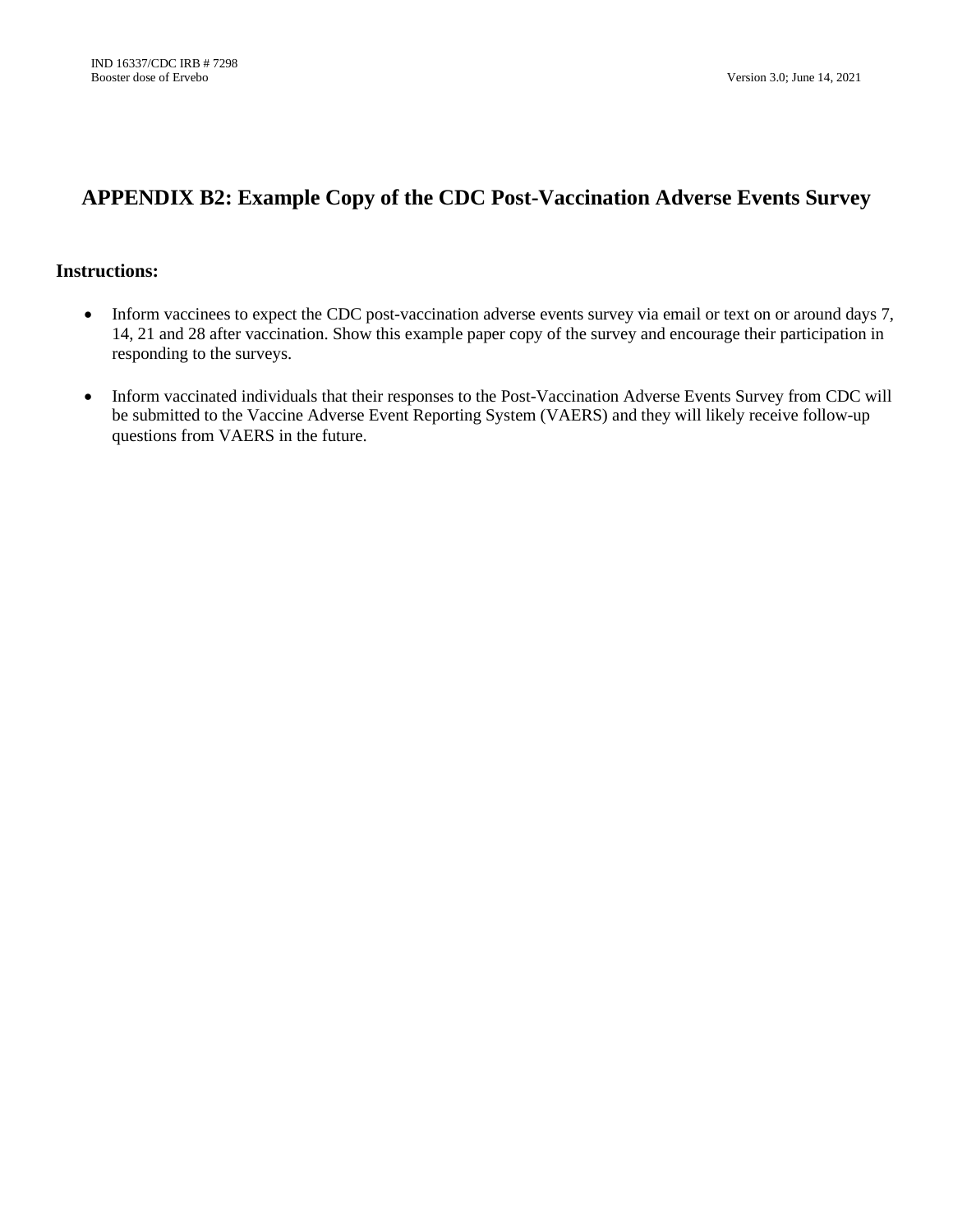# APPENDIX B2: Example Copy of the CDC Post-Vaccination Adverse Events Survey

## Instructions:

- Inform vaccinees to expect the CDC post-vaccination adverse events survey via email or text on or around days 7, 14, 21 and 28 after vaccination. Show this example paper copy of the survey and encourage their participation in responding to the surveys.
- Inform vaccinated individuals that their responses to the Post-Vaccination Adverse Events Survey from CDC will be submitted to the Vaccine Adverse Event Reporting System (VAERS) and they will likely receive follow-up questions from VAERS in the future.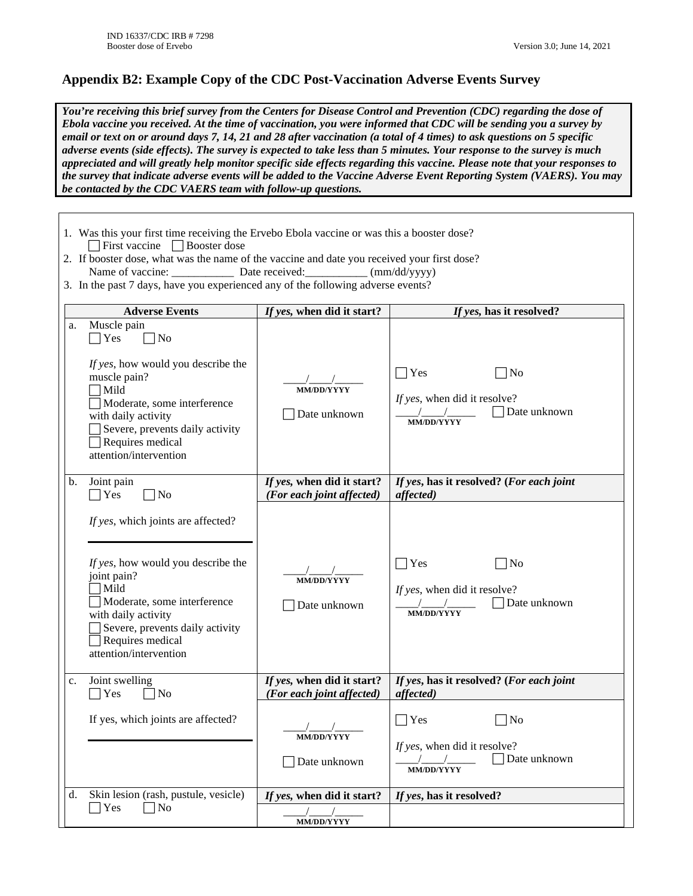## Appendix B2: Example Copy of the CDC Post-Vaccination Adverse Events Survey

***You're receiving this brief survey from the Centers for Disease Control and Prevention (CDC) regarding the dose of Ebola vaccine you received. At the time of vaccination, you were informed that CDC will be sending you a survey by email or text on or around days 7, 14, 21 and 28 after vaccination (a total of 4 times) to ask questions on 5 specific adverse events (side effects). The survey is expected to take less than 5 minutes. Your response to the survey is much appreciated and will greatly help monitor specific side effects regarding this vaccine. Please note that your responses to the survey that indicate adverse events will be added to the Vaccine Adverse Event Reporting System (VAERS). You may be contacted by the CDC VAERS team with follow-up questions.***

1. Was this your first time receiving the Ervebo Ebola vaccine or was this a booster dose?
   ☐ First vaccine ☐ Booster dose
2. If booster dose, what was the name of the vaccine and date you received your first dose?
   Name of vaccine: ___________ Date received:___________ (mm/dd/yyyy)
3. In the past 7 days, have you experienced any of the following adverse events?

| | Adverse Events | *If yes*, when did it start? | *If yes*, has it resolved? |
|---|---|---|---|
| a. | Muscle pain<br>☐ Yes ☐ No<br><br>*If yes*, how would you describe the muscle pain?<br>☐ Mild<br>☐ Moderate, some interference with daily activity<br>☐ Severe, prevents daily activity<br>☐ Requires medical attention/intervention | ____/____/_____<br>MM/DD/YYYY<br><br>☐ Date unknown | ☐ Yes ☐ No<br><br>*If yes*, when did it resolve?<br>____/____/_____ ☐ Date unknown<br>MM/DD/YYYY |
| b. | Joint pain<br>☐ Yes ☐ No<br><br>*If yes*, which joints are affected?<br>______________<br><br>*If yes*, how would you describe the joint pain?<br>☐ Mild<br>☐ Moderate, some interference with daily activity<br>☐ Severe, prevents daily activity<br>☐ Requires medical attention/intervention | ***If yes*, when did it start? (For each joint affected)**<br><br>____/____/_____<br>MM/DD/YYYY<br><br>☐ Date unknown | ***If yes*, has it resolved? (For each joint affected)**<br><br>☐ Yes ☐ No<br><br>*If yes*, when did it resolve?<br>____/____/_____ ☐ Date unknown<br>MM/DD/YYYY |
| c. | Joint swelling<br>☐ Yes ☐ No<br><br>If yes, which joints are affected?<br>______________ | ***If yes*, when did it start? (For each joint affected)**<br><br>____/____/_____<br>MM/DD/YYYY<br><br>☐ Date unknown | ***If yes*, has it resolved? (For each joint affected)**<br><br>☐ Yes ☐ No<br><br>*If yes*, when did it resolve?<br>____/____/_____ ☐ Date unknown<br>MM/DD/YYYY |
| d. | Skin lesion (rash, pustule, vesicle)<br>☐ Yes ☐ No | ***If yes*, when did it start?**<br><br>____/____/_____<br>MM/DD/YYYY | ***If yes*, has it resolved?** |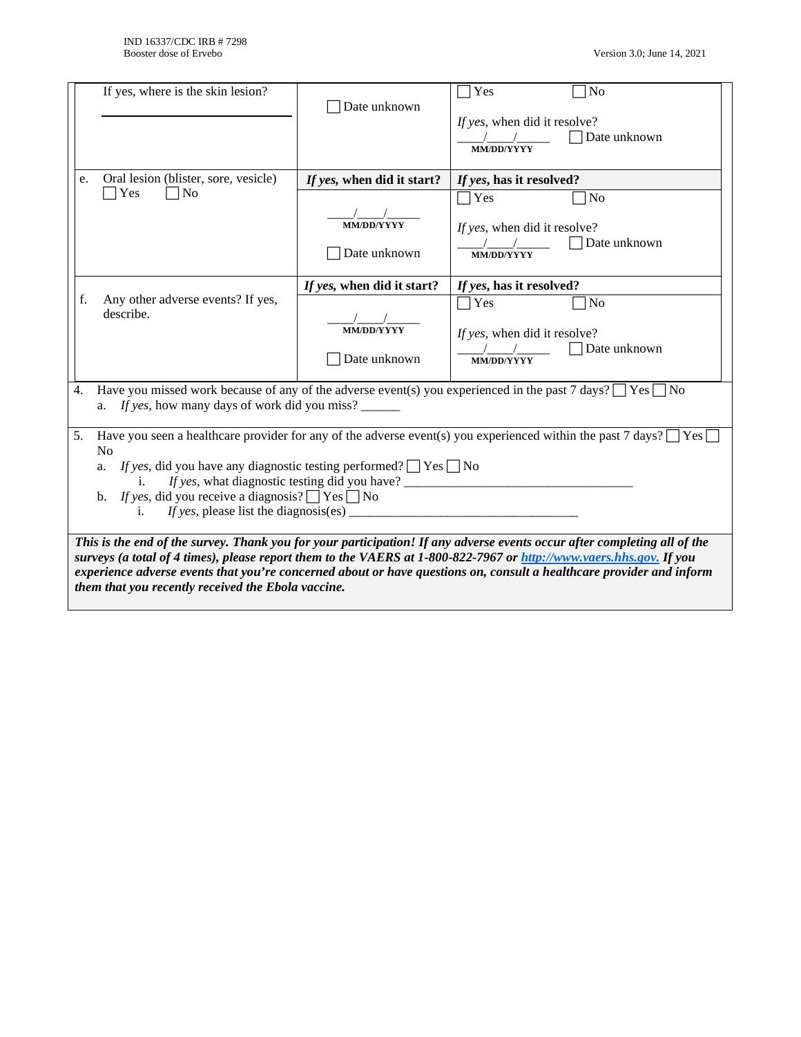| | | |
|---|---|---|
| If yes, where is the skin lesion?<br>\_\_\_\_\_\_\_\_\_\_\_\_\_\_\_\_\_\_\_\_\_\_\_\_ | ☐ Date unknown | ☐ Yes ☐ No<br>*If yes*, when did it resolve?<br>\_\_\_\_/\_\_\_\_/\_\_\_\_\_ ☐ Date unknown<br>MM/DD/YYYY |
| e. Oral lesion (blister, sore, vesicle)<br>☐ Yes ☐ No | ***If yes*, when did it start?**<br>\_\_\_\_/\_\_\_\_/\_\_\_\_\_<br>MM/DD/YYYY<br>☐ Date unknown | ***If yes*, has it resolved?**<br>☐ Yes ☐ No<br>*If yes*, when did it resolve?<br>\_\_\_\_/\_\_\_\_/\_\_\_\_\_ ☐ Date unknown<br>MM/DD/YYYY |
| f. Any other adverse events? If yes, describe. | ***If yes*, when did it start?**<br>\_\_\_\_/\_\_\_\_/\_\_\_\_\_<br>MM/DD/YYYY<br>☐ Date unknown | ***If yes*, has it resolved?**<br>☐ Yes ☐ No<br>*If yes*, when did it resolve?<br>\_\_\_\_/\_\_\_\_/\_\_\_\_\_ ☐ Date unknown<br>MM/DD/YYYY |

4. Have you missed work because of any of the adverse event(s) you experienced in the past 7 days? ☐ Yes ☐ No
   a. *If yes*, how many days of work did you miss? \_\_\_\_\_\_

5. Have you seen a healthcare provider for any of the adverse event(s) you experienced within the past 7 days? ☐ Yes ☐ No
   a. *If yes*, did you have any diagnostic testing performed? ☐ Yes ☐ No
      i. *If yes*, what diagnostic testing did you have? \_\_\_\_\_\_\_\_\_\_\_\_\_\_\_\_\_\_\_\_\_\_\_\_\_\_\_\_\_\_\_\_\_\_\_\_
   b. *If yes*, did you receive a diagnosis? ☐ Yes ☐ No
      i. *If yes*, please list the diagnosis(es) \_\_\_\_\_\_\_\_\_\_\_\_\_\_\_\_\_\_\_\_\_\_\_\_\_\_\_\_\_\_\_\_\_\_\_\_

***This is the end of the survey. Thank you for your participation! If any adverse events occur after completing all of the surveys (a total of 4 times), please report them to the VAERS at 1-800-822-7967 or [http://www.vaers.hhs.gov.](http://www.vaers.hhs.gov) If you experience adverse events that you're concerned about or have questions on, consult a healthcare provider and inform them that you recently received the Ebola vaccine.***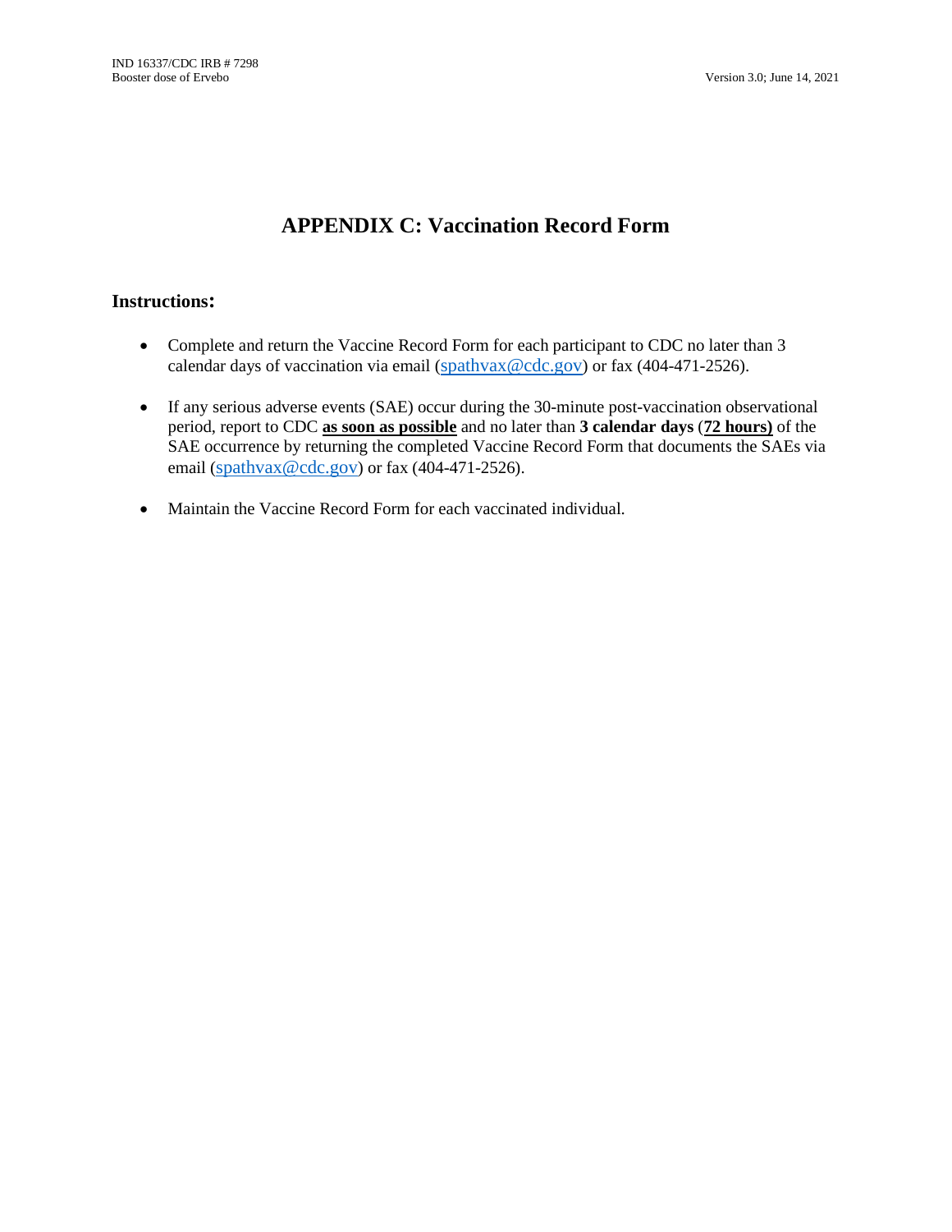# APPENDIX C: Vaccination Record Form

## Instructions:

- Complete and return the Vaccine Record Form for each participant to CDC no later than 3 calendar days of vaccination via email (spathvax@cdc.gov) or fax (404-471-2526).
- If any serious adverse events (SAE) occur during the 30-minute post-vaccination observational period, report to CDC **as soon as possible** and no later than **3 calendar days** (**72 hours)** of the SAE occurrence by returning the completed Vaccine Record Form that documents the SAEs via email (spathvax@cdc.gov) or fax (404-471-2526).
- Maintain the Vaccine Record Form for each vaccinated individual.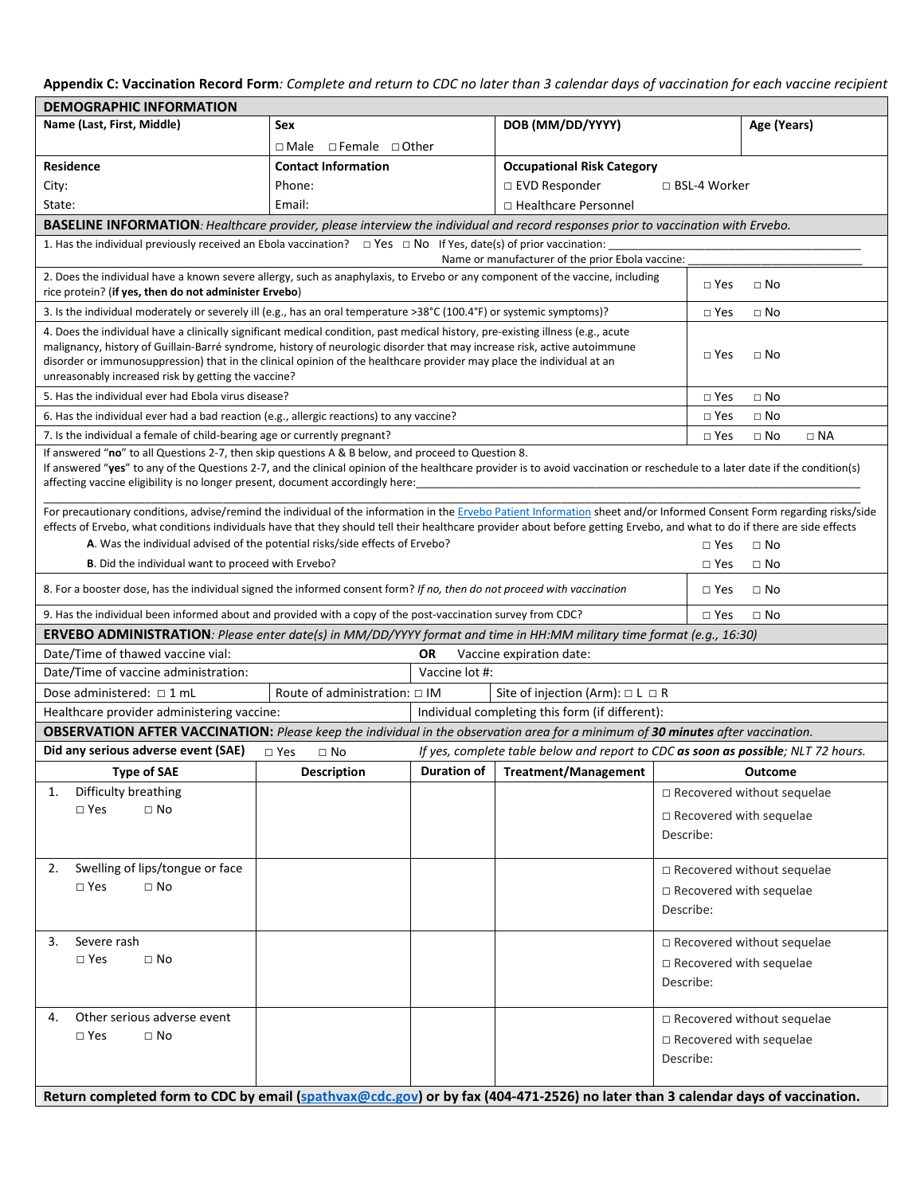**Appendix C: Vaccination Record Form**: *Complete and return to CDC no later than 3 calendar days of vaccination for each vaccine recipient*

| **DEMOGRAPHIC INFORMATION** | | | |
|---|---|---|---|
| **Name (Last, First, Middle)** | **Sex**<br>□ Male □ Female □ Other | **DOB (MM/DD/YYYY)** | **Age (Years)** |
| **Residence**<br>City:<br>State: | **Contact Information**<br>Phone:<br>Email: | **Occupational Risk Category**<br>□ EVD Responder □ BSL-4 Worker<br>□ Healthcare Personnel | |

**BASELINE INFORMATION**: *Healthcare provider, please interview the individual and record responses prior to vaccination with Ervebo.*

1. Has the individual previously received an Ebola vaccination? □ Yes □ No If Yes, date(s) of prior vaccination: ______________________
Name or manufacturer of the prior Ebola vaccine: ______________________

| Question | Response |
|---|---|
| 2. Does the individual have a known severe allergy, such as anaphylaxis, to Ervebo or any component of the vaccine, including rice protein? (**if yes, then do not administer Ervebo**) | □ Yes □ No |
| 3. Is the individual moderately or severely ill (e.g., has an oral temperature >38°C (100.4°F) or systemic symptoms)? | □ Yes □ No |
| 4. Does the individual have a clinically significant medical condition, past medical history, pre-existing illness (e.g., acute malignancy, history of Guillain-Barré syndrome, history of neurologic disorder that may increase risk, active autoimmune disorder or immunosuppression) that in the clinical opinion of the healthcare provider may place the individual at an unreasonably increased risk by getting the vaccine? | □ Yes □ No |
| 5. Has the individual ever had Ebola virus disease? | □ Yes □ No |
| 6. Has the individual ever had a bad reaction (e.g., allergic reactions) to any vaccine? | □ Yes □ No |
| 7. Is the individual a female of child-bearing age or currently pregnant? | □ Yes □ No □ NA |

If answered "**no**" to all Questions 2-7, then skip questions A & B below, and proceed to Question 8.
If answered "**yes**" to any of the Questions 2-7, and the clinical opinion of the healthcare provider is to avoid vaccination or reschedule to a later date if the condition(s) affecting vaccine eligibility is no longer present, document accordingly here:______________________

For precautionary conditions, advise/remind the individual of the information in the Ervebo Patient Information sheet and/or Informed Consent Form regarding risks/side effects of Ervebo, what conditions individuals have that they should tell their healthcare provider about before getting Ervebo, and what to do if there are side effects

| Question | Response |
|---|---|
| **A**. Was the individual advised of the potential risks/side effects of Ervebo? | □ Yes □ No |
| **B**. Did the individual want to proceed with Ervebo? | □ Yes □ No |
| 8. For a booster dose, has the individual signed the informed consent form? *If no, then do not proceed with vaccination* | □ Yes □ No |
| 9. Has the individual been informed about and provided with a copy of the post-vaccination survey from CDC? | □ Yes □ No |

**ERVEBO ADMINISTRATION**: *Please enter date(s) in MM/DD/YYYY format and time in HH:MM military time format (e.g., 16:30)*

| | | |
|---|---|---|
| Date/Time of thawed vaccine vial: | **OR** Vaccine expiration date: | |
| Date/Time of vaccine administration: | Vaccine lot #: | |
| Dose administered: □ 1 mL | Route of administration: □ IM | Site of injection (Arm): □ L □ R |
| Healthcare provider administering vaccine: | Individual completing this form (if different): | |

**OBSERVATION AFTER VACCINATION:** *Please keep the individual in the observation area for a minimum of* ***30 minutes*** *after vaccination.*

**Did any serious adverse event (SAE)** □ Yes □ No *If yes, complete table below and report to CDC* ***as soon as possible****; NLT 72 hours.*

| Type of SAE | Description | Duration of | Treatment/Management | Outcome |
|---|---|---|---|---|
| 1. Difficulty breathing<br>□ Yes □ No | | | | □ Recovered without sequelae<br>□ Recovered with sequelae<br>Describe: |
| 2. Swelling of lips/tongue or face<br>□ Yes □ No | | | | □ Recovered without sequelae<br>□ Recovered with sequelae<br>Describe: |
| 3. Severe rash<br>□ Yes □ No | | | | □ Recovered without sequelae<br>□ Recovered with sequelae<br>Describe: |
| 4. Other serious adverse event<br>□ Yes □ No | | | | □ Recovered without sequelae<br>□ Recovered with sequelae<br>Describe: |

**Return completed form to CDC by email (spathvax@cdc.gov) or by fax (404-471-2526) no later than 3 calendar days of vaccination.**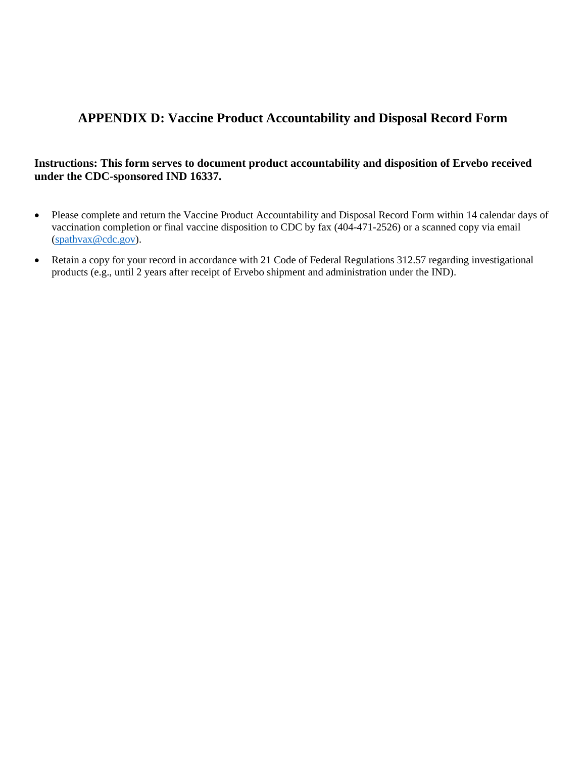## APPENDIX D: Vaccine Product Accountability and Disposal Record Form

**Instructions: This form serves to document product accountability and disposition of Ervebo received under the CDC-sponsored IND 16337.**

- Please complete and return the Vaccine Product Accountability and Disposal Record Form within 14 calendar days of vaccination completion or final vaccine disposition to CDC by fax (404-471-2526) or a scanned copy via email (spathvax@cdc.gov).
- Retain a copy for your record in accordance with 21 Code of Federal Regulations 312.57 regarding investigational products (e.g., until 2 years after receipt of Ervebo shipment and administration under the IND).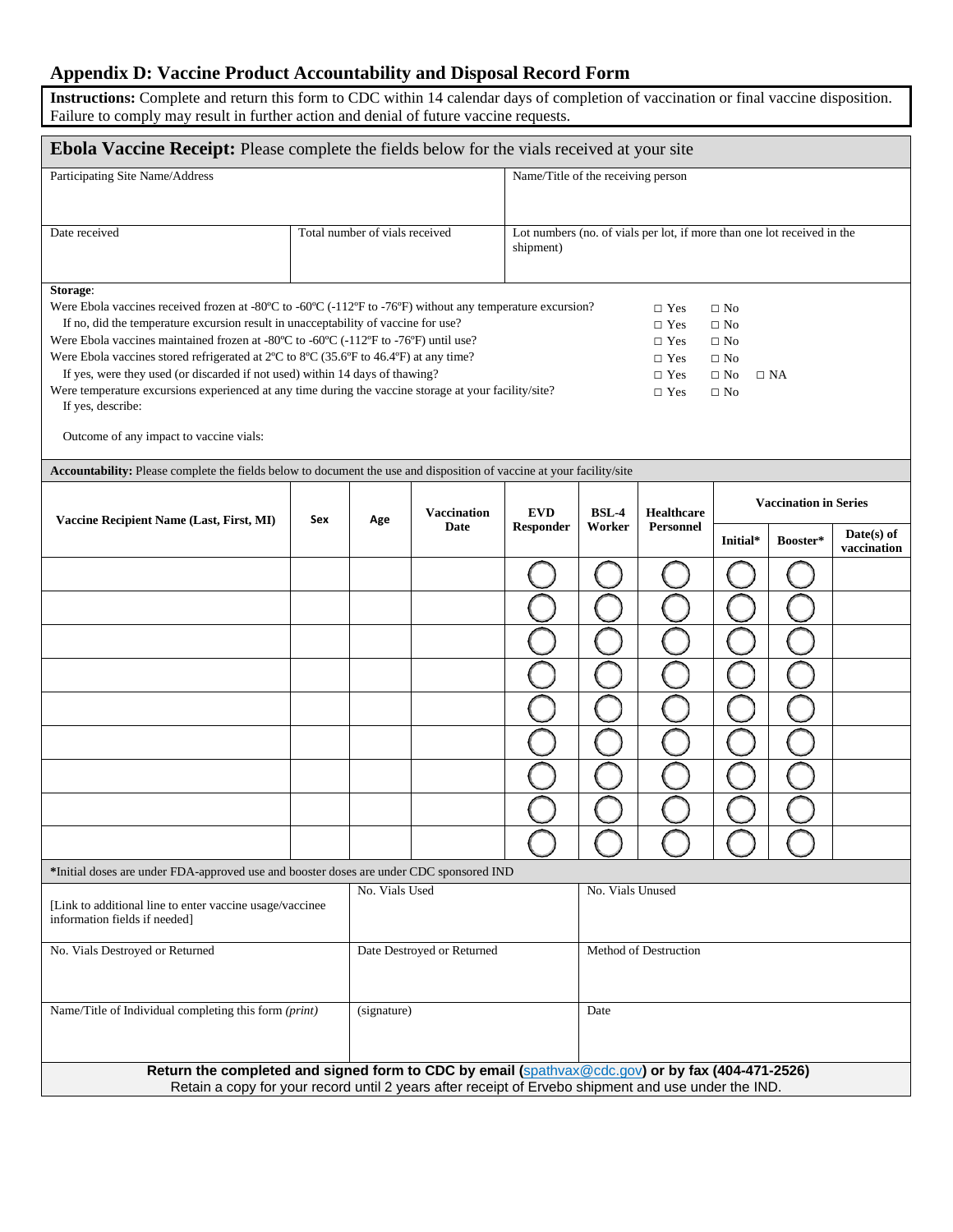## Appendix D: Vaccine Product Accountability and Disposal Record Form

**Instructions:** Complete and return this form to CDC within 14 calendar days of completion of vaccination or final vaccine disposition. Failure to comply may result in further action and denial of future vaccine requests.

### Ebola Vaccine Receipt: Please complete the fields below for the vials received at your site

| | | |
|---|---|---|
| Participating Site Name/Address | | Name/Title of the receiving person |
| Date received | Total number of vials received | Lot numbers (no. of vials per lot, if more than one lot received in the shipment) |

**Storage**:

Were Ebola vaccines received frozen at -80ºC to -60ºC (-112ºF to -76ºF) without any temperature excursion? □ Yes □ No

If no, did the temperature excursion result in unacceptability of vaccine for use? □ Yes □ No

Were Ebola vaccines maintained frozen at -80ºC to -60ºC (-112ºF to -76ºF) until use? □ Yes □ No

Were Ebola vaccines stored refrigerated at 2ºC to 8ºC (35.6ºF to 46.4ºF) at any time? □ Yes □ No

If yes, were they used (or discarded if not used) within 14 days of thawing? □ Yes □ No □ NA

Were temperature excursions experienced at any time during the vaccine storage at your facility/site? □ Yes □ No

If yes, describe:

Outcome of any impact to vaccine vials:

**Accountability:** Please complete the fields below to document the use and disposition of vaccine at your facility/site

| Vaccine Recipient Name (Last, First, MI) | Sex | Age | Vaccination Date | EVD Responder | BSL-4 Worker | Healthcare Personnel | Vaccination in Series | | |
|---|---|---|---|---|---|---|---|---|---|
| | | | | | | | Initial* | Booster* | Date(s) of vaccination |
| | | | | ◯ | ◯ | ◯ | ◯ | ◯ | |
| | | | | ◯ | ◯ | ◯ | ◯ | ◯ | |
| | | | | ◯ | ◯ | ◯ | ◯ | ◯ | |
| | | | | ◯ | ◯ | ◯ | ◯ | ◯ | |
| | | | | ◯ | ◯ | ◯ | ◯ | ◯ | |
| | | | | ◯ | ◯ | ◯ | ◯ | ◯ | |
| | | | | ◯ | ◯ | ◯ | ◯ | ◯ | |
| | | | | ◯ | ◯ | ◯ | ◯ | ◯ | |
| | | | | ◯ | ◯ | ◯ | ◯ | ◯ | |

***Initial doses are under FDA-approved use and booster doses are under CDC sponsored IND**

| | | |
|---|---|---|
| [Link to additional line to enter vaccine usage/vaccinee information fields if needed] | No. Vials Used | No. Vials Unused |
| No. Vials Destroyed or Returned | Date Destroyed or Returned | Method of Destruction |
| Name/Title of Individual completing this form *(print)* | (signature) | Date |

**Return the completed and signed form to CDC by email (spathvax@cdc.gov) or by fax (404-471-2526)**

Retain a copy for your record until 2 years after receipt of Ervebo shipment and use under the IND.